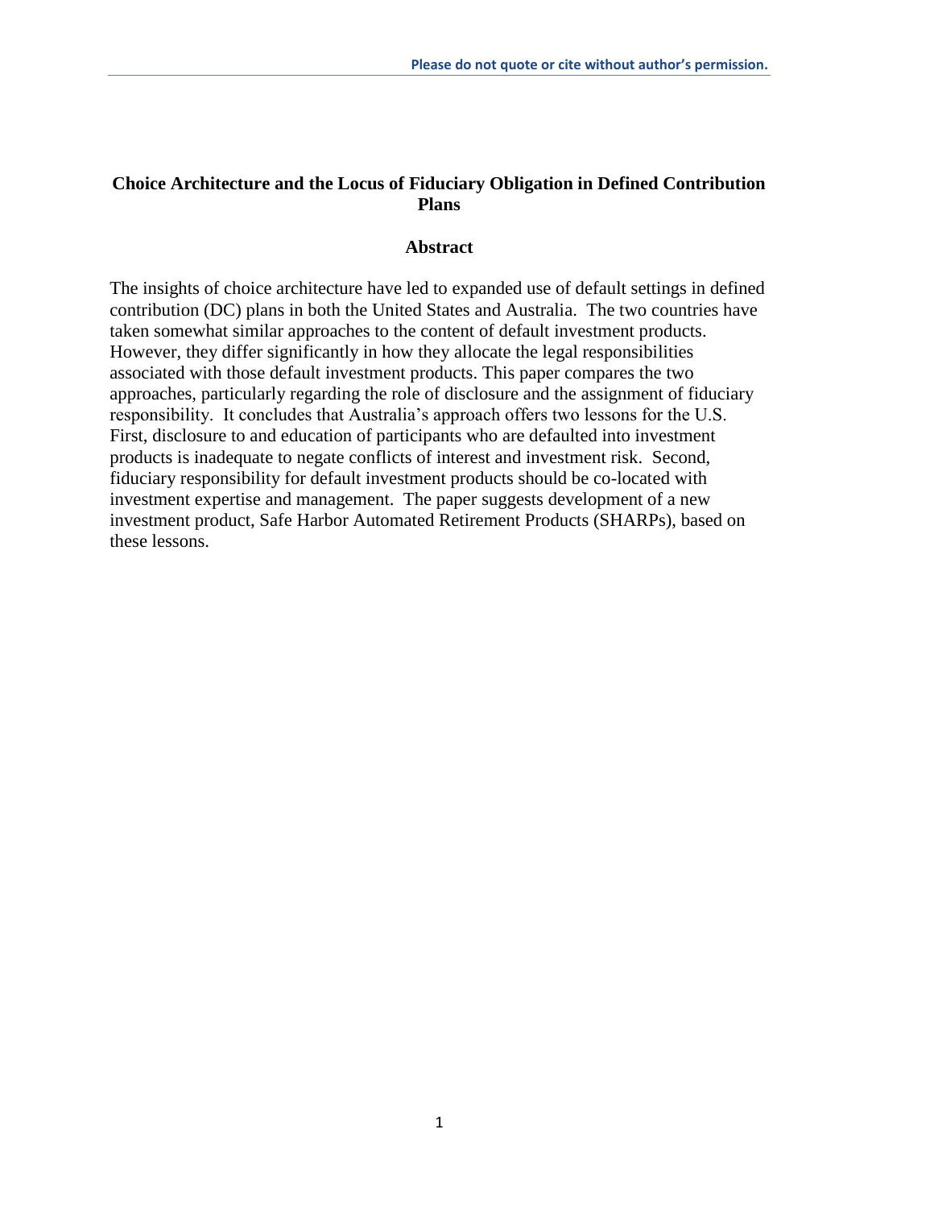# Choice Architecture and the Locus of Fiduciary Obligation in Defined Contribution Plans

## Abstract

The insights of choice architecture have led to expanded use of default settings in defined contribution (DC) plans in both the United States and Australia. The two countries have taken somewhat similar approaches to the content of default investment products. However, they differ significantly in how they allocate the legal responsibilities associated with those default investment products. This paper compares the two approaches, particularly regarding the role of disclosure and the assignment of fiduciary responsibility. It concludes that Australia's approach offers two lessons for the U.S. First, disclosure to and education of participants who are defaulted into investment products is inadequate to negate conflicts of interest and investment risk. Second, fiduciary responsibility for default investment products should be co-located with investment expertise and management. The paper suggests development of a new investment product, Safe Harbor Automated Retirement Products (SHARPs), based on these lessons.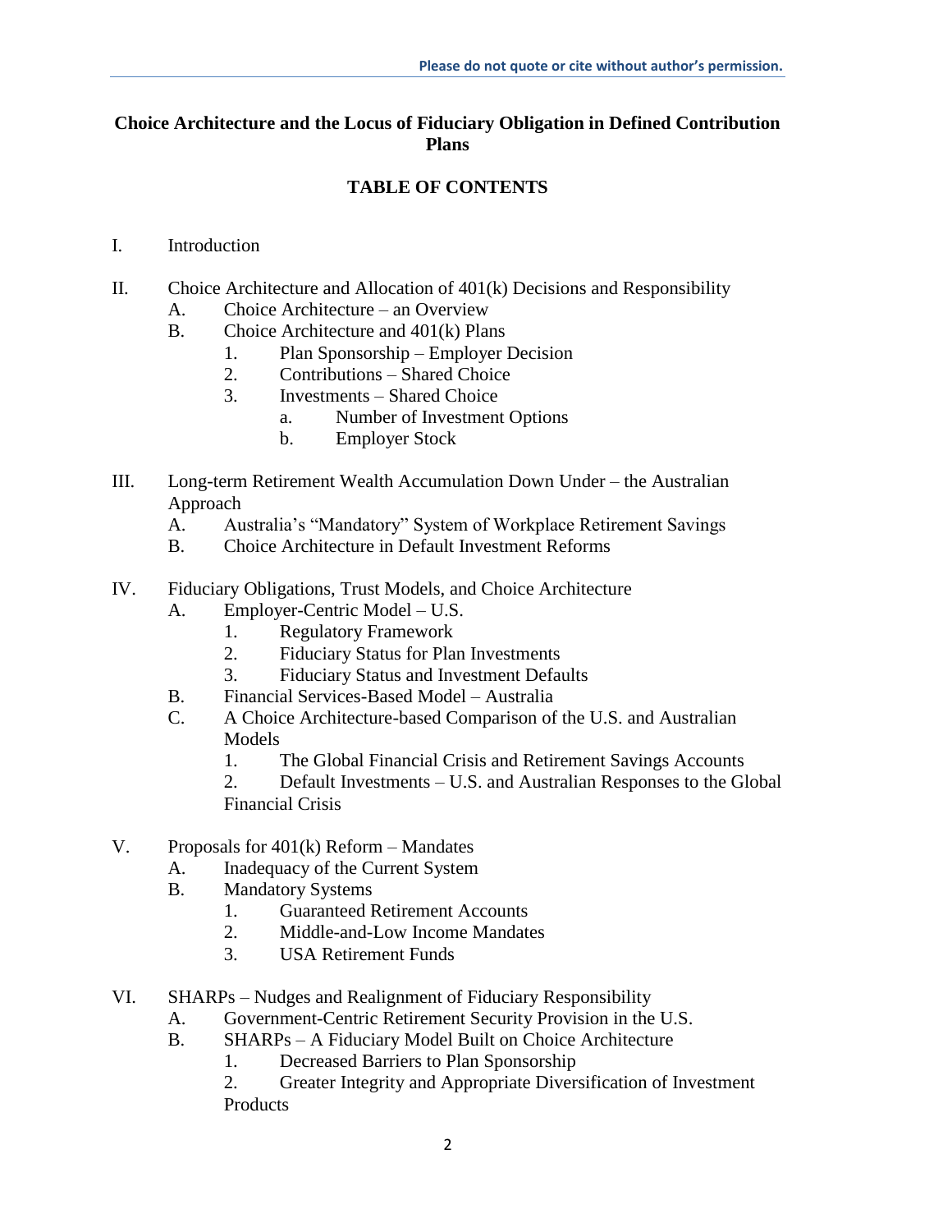# Choice Architecture and the Locus of Fiduciary Obligation in Defined Contribution Plans

## TABLE OF CONTENTS

I. Introduction

II. Choice Architecture and Allocation of 401(k) Decisions and Responsibility
   - A. Choice Architecture – an Overview
   - B. Choice Architecture and 401(k) Plans
     1. Plan Sponsorship – Employer Decision
     2. Contributions – Shared Choice
     3. Investments – Shared Choice
        - a. Number of Investment Options
        - b. Employer Stock

III. Long-term Retirement Wealth Accumulation Down Under – the Australian Approach
   - A. Australia's "Mandatory" System of Workplace Retirement Savings
   - B. Choice Architecture in Default Investment Reforms

IV. Fiduciary Obligations, Trust Models, and Choice Architecture
   - A. Employer-Centric Model – U.S.
     1. Regulatory Framework
     2. Fiduciary Status for Plan Investments
     3. Fiduciary Status and Investment Defaults
   - B. Financial Services-Based Model – Australia
   - C. A Choice Architecture-based Comparison of the U.S. and Australian Models
     1. The Global Financial Crisis and Retirement Savings Accounts
     2. Default Investments – U.S. and Australian Responses to the Global Financial Crisis

V. Proposals for 401(k) Reform – Mandates
   - A. Inadequacy of the Current System
   - B. Mandatory Systems
     1. Guaranteed Retirement Accounts
     2. Middle-and-Low Income Mandates
     3. USA Retirement Funds

VI. SHARPs – Nudges and Realignment of Fiduciary Responsibility
   - A. Government-Centric Retirement Security Provision in the U.S.
   - B. SHARPs – A Fiduciary Model Built on Choice Architecture
     1. Decreased Barriers to Plan Sponsorship
     2. Greater Integrity and Appropriate Diversification of Investment Products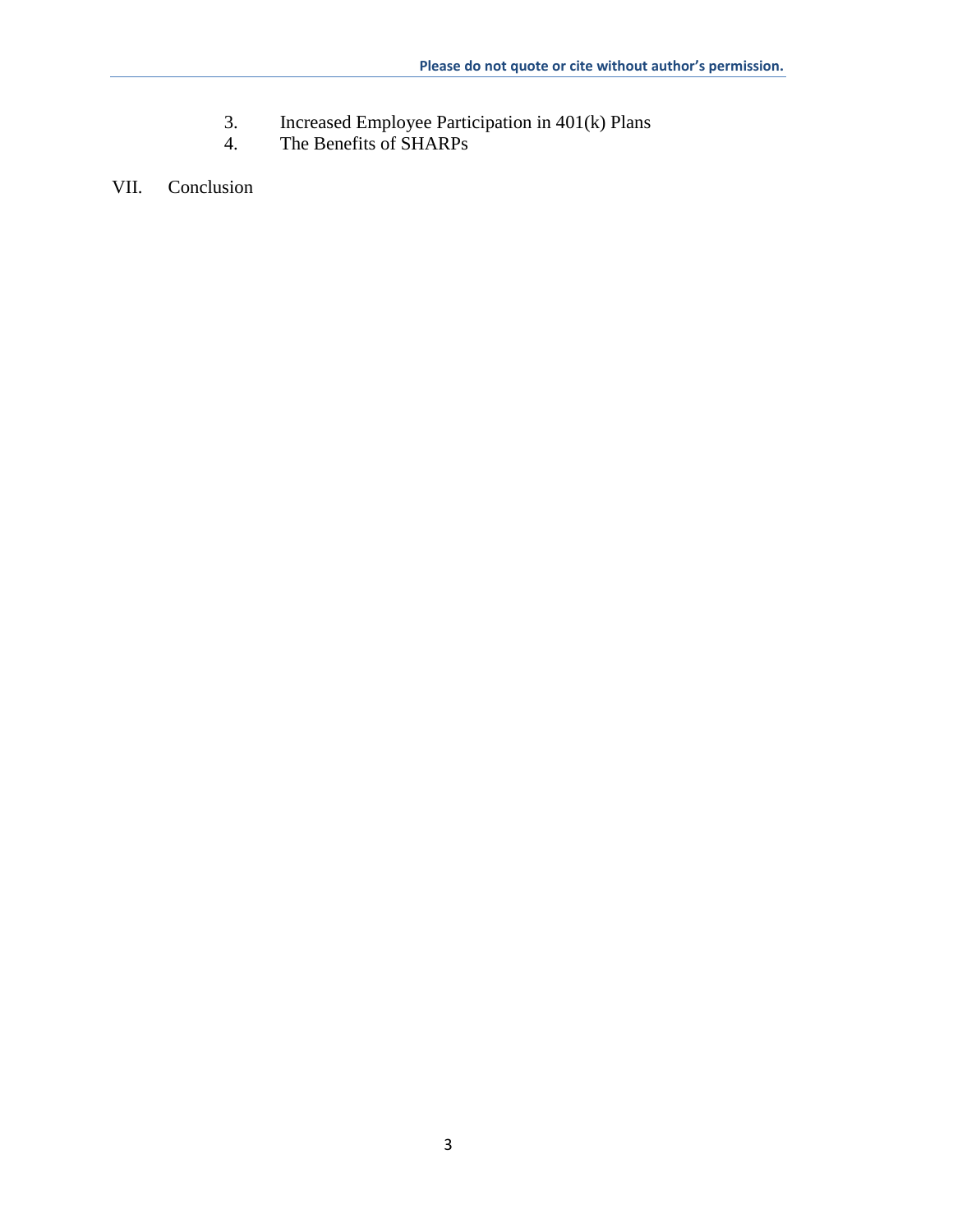3. Increased Employee Participation in 401(k) Plans
4. The Benefits of SHARPs

VII. Conclusion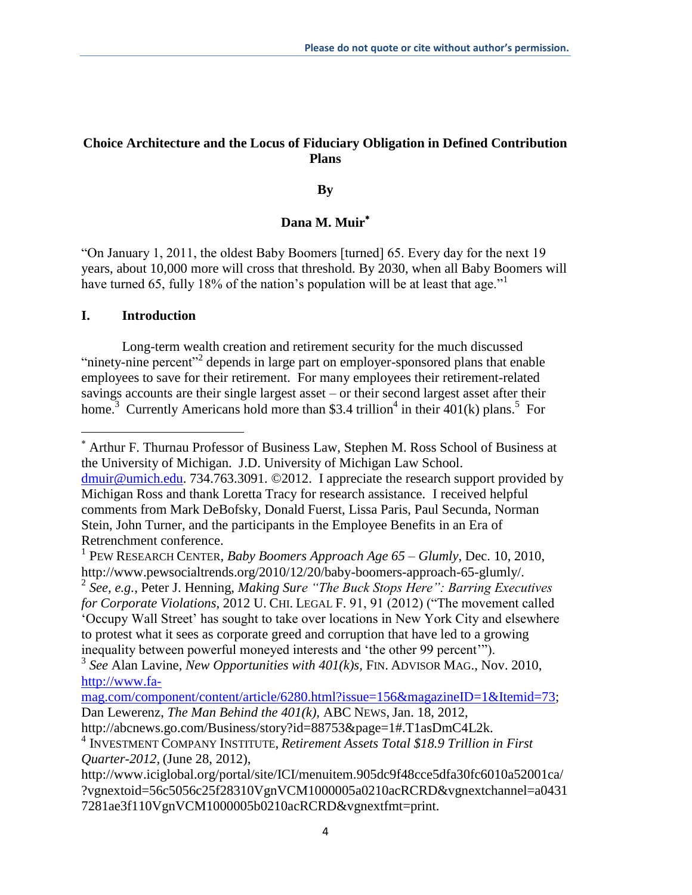**Choice Architecture and the Locus of Fiduciary Obligation in Defined Contribution Plans**

**By**

**Dana M. Muir**[*]

"On January 1, 2011, the oldest Baby Boomers [turned] 65. Every day for the next 19 years, about 10,000 more will cross that threshold. By 2030, when all Baby Boomers will have turned 65, fully 18% of the nation's population will be at least that age."[1]

## I. Introduction

Long-term wealth creation and retirement security for the much discussed "ninety-nine percent"[2] depends in large part on employer-sponsored plans that enable employees to save for their retirement. For many employees their retirement-related savings accounts are their single largest asset – or their second largest asset after their home.[3] Currently Americans hold more than $3.4 trillion[4] in their 401(k) plans.[5] For

---

[*] Arthur F. Thurnau Professor of Business Law, Stephen M. Ross School of Business at the University of Michigan. J.D. University of Michigan Law School. dmuir@umich.edu. 734.763.3091. ©2012. I appreciate the research support provided by Michigan Ross and thank Loretta Tracy for research assistance. I received helpful comments from Mark DeBofsky, Donald Fuerst, Lissa Paris, Paul Secunda, Norman Stein, John Turner, and the participants in the Employee Benefits in an Era of Retrenchment conference.

[1] PEW RESEARCH CENTER, *Baby Boomers Approach Age 65 – Glumly*, Dec. 10, 2010, http://www.pewsocialtrends.org/2010/12/20/baby-boomers-approach-65-glumly/.

[2] *See, e.g.*, Peter J. Henning, *Making Sure "The Buck Stops Here": Barring Executives for Corporate Violations*, 2012 U. CHI. LEGAL F. 91, 91 (2012) ("The movement called 'Occupy Wall Street' has sought to take over locations in New York City and elsewhere to protest what it sees as corporate greed and corruption that have led to a growing inequality between powerful moneyed interests and 'the other 99 percent'").

[3] *See* Alan Lavine, *New Opportunities with 401(k)s*, FIN. ADVISOR MAG., Nov. 2010, http://www.fa-mag.com/component/content/article/6280.html?issue=156&magazineID=1&Itemid=73; Dan Lewerenz, *The Man Behind the 401(k)*, ABC NEWS, Jan. 18, 2012, http://abcnews.go.com/Business/story?id=88753&page=1#.T1asDmC4L2k.

[4] INVESTMENT COMPANY INSTITUTE, *Retirement Assets Total $18.9 Trillion in First Quarter-2012*, (June 28, 2012), http://www.iciglobal.org/portal/site/ICI/menuitem.905dc9f48cce5dfa30fc6010a52001ca/?vgnextoid=56c5056c25f28310VgnVCM1000005a0210acRCRD&vgnextchannel=a04317281ae3f110VgnVCM1000005b0210acRCRD&vgnextfmt=print.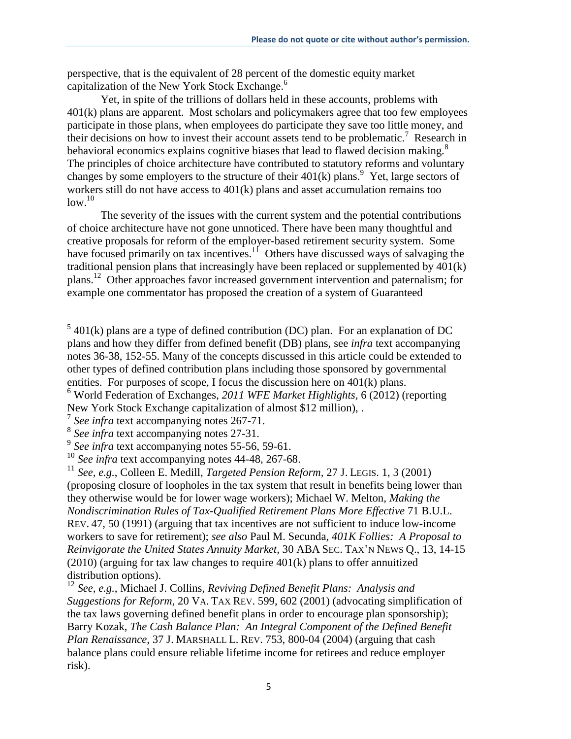perspective, that is the equivalent of 28 percent of the domestic equity market capitalization of the New York Stock Exchange.[6]

Yet, in spite of the trillions of dollars held in these accounts, problems with 401(k) plans are apparent. Most scholars and policymakers agree that too few employees participate in those plans, when employees do participate they save too little money, and their decisions on how to invest their account assets tend to be problematic.[7] Research in behavioral economics explains cognitive biases that lead to flawed decision making.[8] The principles of choice architecture have contributed to statutory reforms and voluntary changes by some employers to the structure of their 401(k) plans.[9] Yet, large sectors of workers still do not have access to 401(k) plans and asset accumulation remains too low.[10]

The severity of the issues with the current system and the potential contributions of choice architecture have not gone unnoticed. There have been many thoughtful and creative proposals for reform of the employer-based retirement security system. Some have focused primarily on tax incentives.[11] Others have discussed ways of salvaging the traditional pension plans that increasingly have been replaced or supplemented by 401(k) plans.[12] Other approaches favor increased government intervention and paternalism; for example one commentator has proposed the creation of a system of Guaranteed

---

[5] 401(k) plans are a type of defined contribution (DC) plan. For an explanation of DC plans and how they differ from defined benefit (DB) plans, see *infra* text accompanying notes 36-38, 152-55. Many of the concepts discussed in this article could be extended to other types of defined contribution plans including those sponsored by governmental entities. For purposes of scope, I focus the discussion here on 401(k) plans.

[6] World Federation of Exchanges, *2011 WFE Market Highlights*, 6 (2012) (reporting New York Stock Exchange capitalization of almost $12 million), .

[7] *See infra* text accompanying notes 267-71.

[8] *See infra* text accompanying notes 27-31.

[9] *See infra* text accompanying notes 55-56, 59-61.

[10] *See infra* text accompanying notes 44-48, 267-68.

[11] *See, e.g.*, Colleen E. Medill, *Targeted Pension Reform*, 27 J. LEGIS. 1, 3 (2001) (proposing closure of loopholes in the tax system that result in benefits being lower than they otherwise would be for lower wage workers); Michael W. Melton, *Making the Nondiscrimination Rules of Tax-Qualified Retirement Plans More Effective* 71 B.U.L. REV. 47, 50 (1991) (arguing that tax incentives are not sufficient to induce low-income workers to save for retirement); *see also* Paul M. Secunda, *401K Follies: A Proposal to Reinvigorate the United States Annuity Market*, 30 ABA SEC. TAX'N NEWS Q., 13, 14-15 (2010) (arguing for tax law changes to require 401(k) plans to offer annuitized distribution options).

[12] *See, e.g.*, Michael J. Collins, *Reviving Defined Benefit Plans: Analysis and Suggestions for Reform*, 20 VA. TAX REV. 599, 602 (2001) (advocating simplification of the tax laws governing defined benefit plans in order to encourage plan sponsorship); Barry Kozak, *The Cash Balance Plan: An Integral Component of the Defined Benefit Plan Renaissance*, 37 J. MARSHALL L. REV. 753, 800-04 (2004) (arguing that cash balance plans could ensure reliable lifetime income for retirees and reduce employer risk).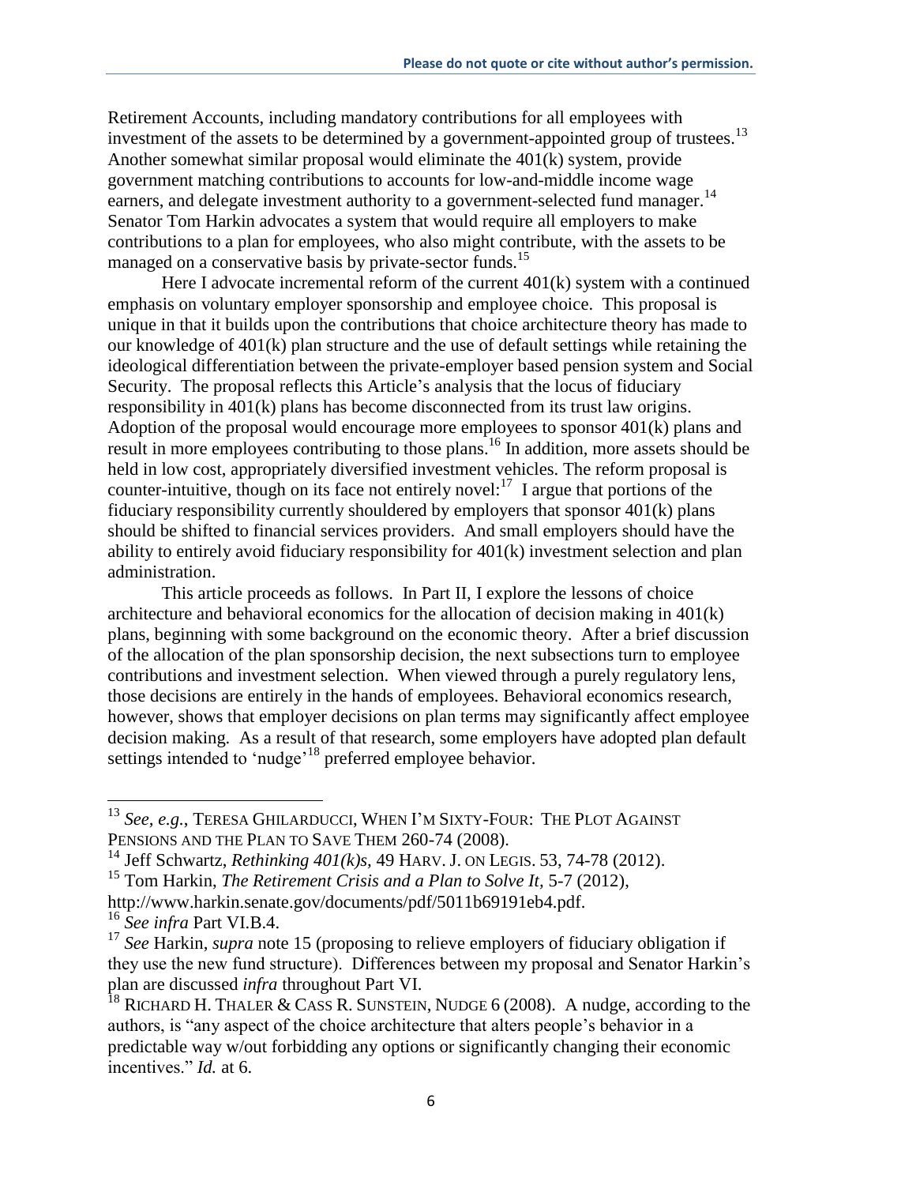Retirement Accounts, including mandatory contributions for all employees with investment of the assets to be determined by a government-appointed group of trustees.[13] Another somewhat similar proposal would eliminate the 401(k) system, provide government matching contributions to accounts for low-and-middle income wage earners, and delegate investment authority to a government-selected fund manager.[14] Senator Tom Harkin advocates a system that would require all employers to make contributions to a plan for employees, who also might contribute, with the assets to be managed on a conservative basis by private-sector funds.[15]

Here I advocate incremental reform of the current 401(k) system with a continued emphasis on voluntary employer sponsorship and employee choice. This proposal is unique in that it builds upon the contributions that choice architecture theory has made to our knowledge of 401(k) plan structure and the use of default settings while retaining the ideological differentiation between the private-employer based pension system and Social Security. The proposal reflects this Article's analysis that the locus of fiduciary responsibility in 401(k) plans has become disconnected from its trust law origins. Adoption of the proposal would encourage more employees to sponsor 401(k) plans and result in more employees contributing to those plans.[16] In addition, more assets should be held in low cost, appropriately diversified investment vehicles. The reform proposal is counter-intuitive, though on its face not entirely novel:[17] I argue that portions of the fiduciary responsibility currently shouldered by employers that sponsor 401(k) plans should be shifted to financial services providers. And small employers should have the ability to entirely avoid fiduciary responsibility for 401(k) investment selection and plan administration.

This article proceeds as follows. In Part II, I explore the lessons of choice architecture and behavioral economics for the allocation of decision making in 401(k) plans, beginning with some background on the economic theory. After a brief discussion of the allocation of the plan sponsorship decision, the next subsections turn to employee contributions and investment selection. When viewed through a purely regulatory lens, those decisions are entirely in the hands of employees. Behavioral economics research, however, shows that employer decisions on plan terms may significantly affect employee decision making. As a result of that research, some employers have adopted plan default settings intended to 'nudge'[18] preferred employee behavior.

---

[13] *See, e.g.*, TERESA GHILARDUCCI, WHEN I'M SIXTY-FOUR: THE PLOT AGAINST PENSIONS AND THE PLAN TO SAVE THEM 260-74 (2008).

[14] Jeff Schwartz, *Rethinking 401(k)s*, 49 HARV. J. ON LEGIS. 53, 74-78 (2012).

[15] Tom Harkin, *The Retirement Crisis and a Plan to Solve It*, 5-7 (2012), http://www.harkin.senate.gov/documents/pdf/5011b69191eb4.pdf.

[16] *See infra* Part VI.B.4.

[17] *See* Harkin, *supra* note 15 (proposing to relieve employers of fiduciary obligation if they use the new fund structure). Differences between my proposal and Senator Harkin's plan are discussed *infra* throughout Part VI.

[18] RICHARD H. THALER & CASS R. SUNSTEIN, NUDGE 6 (2008). A nudge, according to the authors, is "any aspect of the choice architecture that alters people's behavior in a predictable way w/out forbidding any options or significantly changing their economic incentives." *Id.* at 6.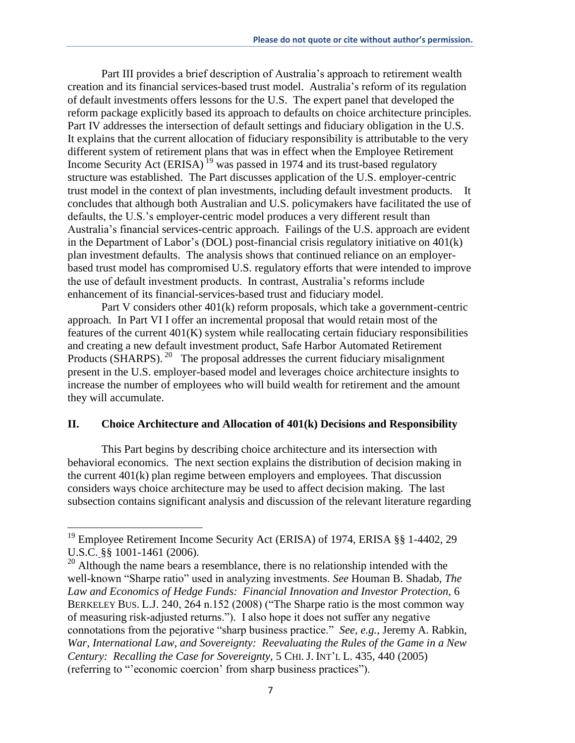Part III provides a brief description of Australia's approach to retirement wealth creation and its financial services-based trust model. Australia's reform of its regulation of default investments offers lessons for the U.S. The expert panel that developed the reform package explicitly based its approach to defaults on choice architecture principles. Part IV addresses the intersection of default settings and fiduciary obligation in the U.S. It explains that the current allocation of fiduciary responsibility is attributable to the very different system of retirement plans that was in effect when the Employee Retirement Income Security Act (ERISA)[19] was passed in 1974 and its trust-based regulatory structure was established. The Part discusses application of the U.S. employer-centric trust model in the context of plan investments, including default investment products. It concludes that although both Australian and U.S. policymakers have facilitated the use of defaults, the U.S.'s employer-centric model produces a very different result than Australia's financial services-centric approach. Failings of the U.S. approach are evident in the Department of Labor's (DOL) post-financial crisis regulatory initiative on 401(k) plan investment defaults. The analysis shows that continued reliance on an employer-based trust model has compromised U.S. regulatory efforts that were intended to improve the use of default investment products. In contrast, Australia's reforms include enhancement of its financial-services-based trust and fiduciary model.

Part V considers other 401(k) reform proposals, which take a government-centric approach. In Part VI I offer an incremental proposal that would retain most of the features of the current 401(K) system while reallocating certain fiduciary responsibilities and creating a new default investment product, Safe Harbor Automated Retirement Products (SHARPS).[20] The proposal addresses the current fiduciary misalignment present in the U.S. employer-based model and leverages choice architecture insights to increase the number of employees who will build wealth for retirement and the amount they will accumulate.

## II. Choice Architecture and Allocation of 401(k) Decisions and Responsibility

This Part begins by describing choice architecture and its intersection with behavioral economics. The next section explains the distribution of decision making in the current 401(k) plan regime between employers and employees. That discussion considers ways choice architecture may be used to affect decision making. The last subsection contains significant analysis and discussion of the relevant literature regarding

---

[19] Employee Retirement Income Security Act (ERISA) of 1974, ERISA §§ 1-4402, 29 U.S.C. §§ 1001-1461 (2006).

[20] Although the name bears a resemblance, there is no relationship intended with the well-known "Sharpe ratio" used in analyzing investments. *See* Houman B. Shadab, *The Law and Economics of Hedge Funds: Financial Innovation and Investor Protection*, 6 BERKELEY BUS. L.J. 240, 264 n.152 (2008) ("The Sharpe ratio is the most common way of measuring risk-adjusted returns."). I also hope it does not suffer any negative connotations from the pejorative "sharp business practice." *See, e.g.*, Jeremy A. Rabkin, *War, International Law, and Sovereignty: Reevaluating the Rules of the Game in a New Century: Recalling the Case for Sovereignty*, 5 CHI. J. INT'L L. 435, 440 (2005) (referring to "'economic coercion' from sharp business practices").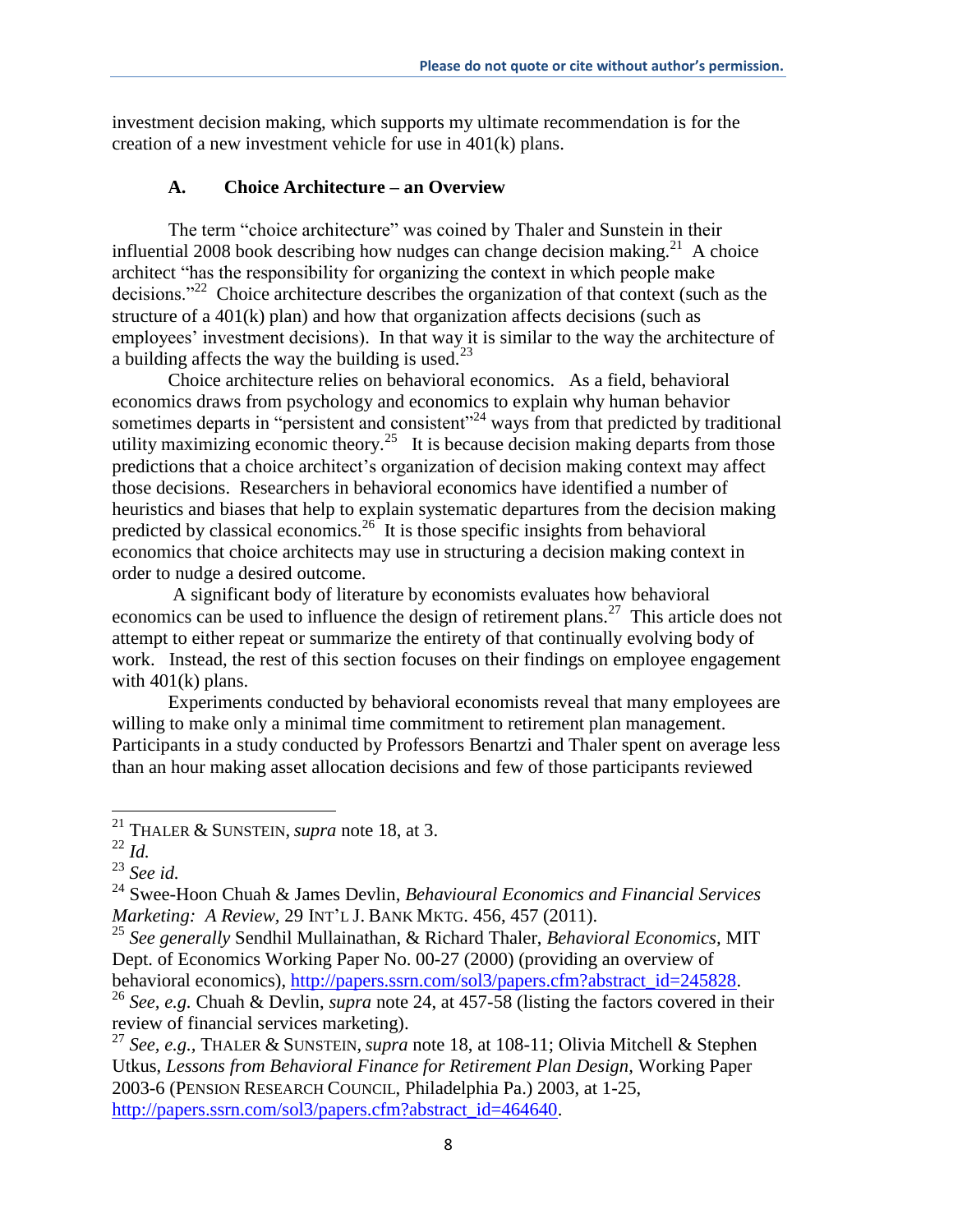investment decision making, which supports my ultimate recommendation is for the creation of a new investment vehicle for use in 401(k) plans.

### A. Choice Architecture – an Overview

The term "choice architecture" was coined by Thaler and Sunstein in their influential 2008 book describing how nudges can change decision making.[21] A choice architect "has the responsibility for organizing the context in which people make decisions."[22] Choice architecture describes the organization of that context (such as the structure of a 401(k) plan) and how that organization affects decisions (such as employees' investment decisions). In that way it is similar to the way the architecture of a building affects the way the building is used.[23]

Choice architecture relies on behavioral economics. As a field, behavioral economics draws from psychology and economics to explain why human behavior sometimes departs in "persistent and consistent"[24] ways from that predicted by traditional utility maximizing economic theory.[25] It is because decision making departs from those predictions that a choice architect's organization of decision making context may affect those decisions. Researchers in behavioral economics have identified a number of heuristics and biases that help to explain systematic departures from the decision making predicted by classical economics.[26] It is those specific insights from behavioral economics that choice architects may use in structuring a decision making context in order to nudge a desired outcome.

A significant body of literature by economists evaluates how behavioral economics can be used to influence the design of retirement plans.[27] This article does not attempt to either repeat or summarize the entirety of that continually evolving body of work. Instead, the rest of this section focuses on their findings on employee engagement with 401(k) plans.

Experiments conducted by behavioral economists reveal that many employees are willing to make only a minimal time commitment to retirement plan management. Participants in a study conducted by Professors Benartzi and Thaler spent on average less than an hour making asset allocation decisions and few of those participants reviewed

---

[21] THALER & SUNSTEIN, *supra* note 18, at 3.

[22] *Id.*

[23] *See id.*

[24] Swee-Hoon Chuah & James Devlin, *Behavioural Economics and Financial Services Marketing: A Review*, 29 INT'L J. BANK MKTG. 456, 457 (2011).

[25] *See generally* Sendhil Mullainathan, & Richard Thaler, *Behavioral Economics*, MIT Dept. of Economics Working Paper No. 00-27 (2000) (providing an overview of behavioral economics), http://papers.ssrn.com/sol3/papers.cfm?abstract_id=245828.

[26] *See, e.g.* Chuah & Devlin, *supra* note 24, at 457-58 (listing the factors covered in their review of financial services marketing).

[27] *See, e.g.*, THALER & SUNSTEIN, *supra* note 18, at 108-11; Olivia Mitchell & Stephen Utkus, *Lessons from Behavioral Finance for Retirement Plan Design*, Working Paper 2003-6 (PENSION RESEARCH COUNCIL, Philadelphia Pa.) 2003, at 1-25, http://papers.ssrn.com/sol3/papers.cfm?abstract_id=464640.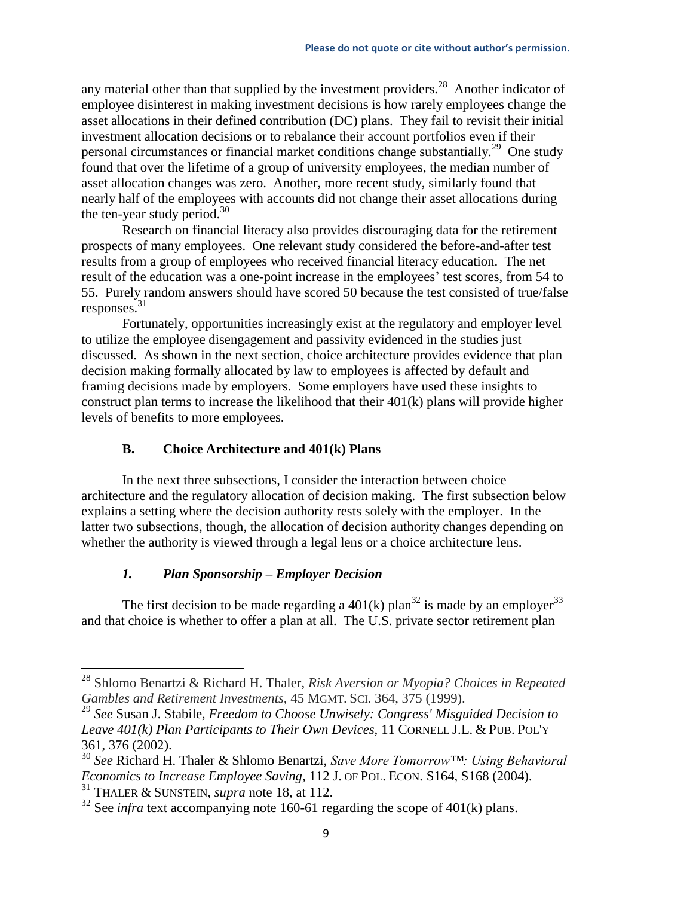any material other than that supplied by the investment providers.[28] Another indicator of employee disinterest in making investment decisions is how rarely employees change the asset allocations in their defined contribution (DC) plans. They fail to revisit their initial investment allocation decisions or to rebalance their account portfolios even if their personal circumstances or financial market conditions change substantially.[29] One study found that over the lifetime of a group of university employees, the median number of asset allocation changes was zero. Another, more recent study, similarly found that nearly half of the employees with accounts did not change their asset allocations during the ten-year study period.[30]

Research on financial literacy also provides discouraging data for the retirement prospects of many employees. One relevant study considered the before-and-after test results from a group of employees who received financial literacy education. The net result of the education was a one-point increase in the employees' test scores, from 54 to 55. Purely random answers should have scored 50 because the test consisted of true/false responses.[31]

Fortunately, opportunities increasingly exist at the regulatory and employer level to utilize the employee disengagement and passivity evidenced in the studies just discussed. As shown in the next section, choice architecture provides evidence that plan decision making formally allocated by law to employees is affected by default and framing decisions made by employers. Some employers have used these insights to construct plan terms to increase the likelihood that their 401(k) plans will provide higher levels of benefits to more employees.

### B. Choice Architecture and 401(k) Plans

In the next three subsections, I consider the interaction between choice architecture and the regulatory allocation of decision making. The first subsection below explains a setting where the decision authority rests solely with the employer. In the latter two subsections, though, the allocation of decision authority changes depending on whether the authority is viewed through a legal lens or a choice architecture lens.

#### *1. Plan Sponsorship – Employer Decision*

The first decision to be made regarding a 401(k) plan[32] is made by an employer[33] and that choice is whether to offer a plan at all. The U.S. private sector retirement plan

---

[28] Shlomo Benartzi & Richard H. Thaler, *Risk Aversion or Myopia? Choices in Repeated Gambles and Retirement Investments*, 45 MGMT. SCI. 364, 375 (1999).

[29] *See* Susan J. Stabile, *Freedom to Choose Unwisely: Congress' Misguided Decision to Leave 401(k) Plan Participants to Their Own Devices*, 11 CORNELL J.L. & PUB. POL'Y 361, 376 (2002).

[30] *See* Richard H. Thaler & Shlomo Benartzi, *Save More Tomorrow™: Using Behavioral Economics to Increase Employee Saving*, 112 J. OF POL. ECON. S164, S168 (2004).

[31] THALER & SUNSTEIN, *supra* note 18, at 112.

[32] See *infra* text accompanying note 160-61 regarding the scope of 401(k) plans.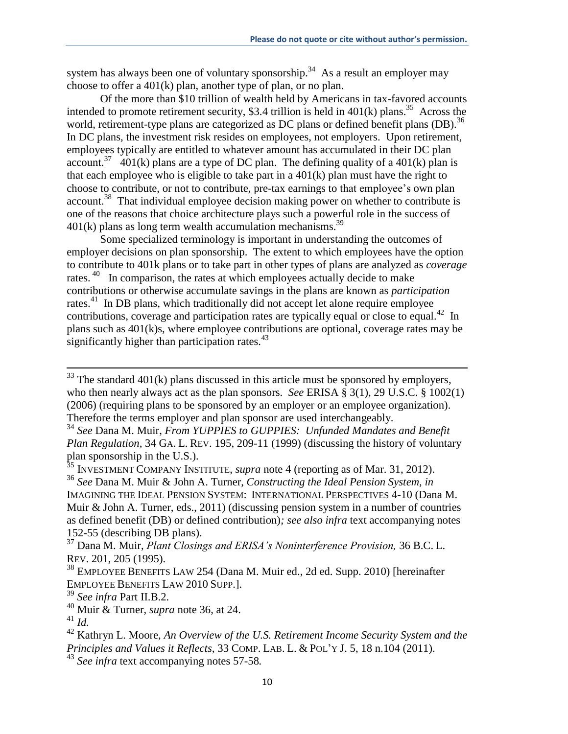system has always been one of voluntary sponsorship.[34] As a result an employer may choose to offer a 401(k) plan, another type of plan, or no plan.

Of the more than $10 trillion of wealth held by Americans in tax-favored accounts intended to promote retirement security, $3.4 trillion is held in 401(k) plans.[35] Across the world, retirement-type plans are categorized as DC plans or defined benefit plans (DB).[36] In DC plans, the investment risk resides on employees, not employers. Upon retirement, employees typically are entitled to whatever amount has accumulated in their DC plan account.[37] 401(k) plans are a type of DC plan. The defining quality of a 401(k) plan is that each employee who is eligible to take part in a 401(k) plan must have the right to choose to contribute, or not to contribute, pre-tax earnings to that employee's own plan account.[38] That individual employee decision making power on whether to contribute is one of the reasons that choice architecture plays such a powerful role in the success of 401(k) plans as long term wealth accumulation mechanisms.[39]

Some specialized terminology is important in understanding the outcomes of employer decisions on plan sponsorship. The extent to which employees have the option to contribute to 401k plans or to take part in other types of plans are analyzed as *coverage* rates.[40] In comparison, the rates at which employees actually decide to make contributions or otherwise accumulate savings in the plans are known as *participation* rates.[41] In DB plans, which traditionally did not accept let alone require employee contributions, coverage and participation rates are typically equal or close to equal.[42] In plans such as 401(k)s, where employee contributions are optional, coverage rates may be significantly higher than participation rates.[43]

---

[33] The standard 401(k) plans discussed in this article must be sponsored by employers, who then nearly always act as the plan sponsors. *See* ERISA § 3(1), 29 U.S.C. § 1002(1) (2006) (requiring plans to be sponsored by an employer or an employee organization). Therefore the terms employer and plan sponsor are used interchangeably.

[34] *See* Dana M. Muir, *From YUPPIES to GUPPIES: Unfunded Mandates and Benefit Plan Regulation,* 34 GA. L. REV. 195, 209-11 (1999) (discussing the history of voluntary plan sponsorship in the U.S.).

[35] INVESTMENT COMPANY INSTITUTE, *supra* note 4 (reporting as of Mar. 31, 2012).

[36] *See* Dana M. Muir & John A. Turner, *Constructing the Ideal Pension System, in* IMAGINING THE IDEAL PENSION SYSTEM: INTERNATIONAL PERSPECTIVES 4-10 (Dana M. Muir & John A. Turner, eds., 2011) (discussing pension system in a number of countries as defined benefit (DB) or defined contribution)*; see also infra* text accompanying notes 152-55 (describing DB plans).

[37] Dana M. Muir, *Plant Closings and ERISA's Noninterference Provision,* 36 B.C. L. REV. 201, 205 (1995).

[38] EMPLOYEE BENEFITS LAW 254 (Dana M. Muir ed., 2d ed. Supp. 2010) [hereinafter EMPLOYEE BENEFITS LAW 2010 SUPP.].

[39] *See infra* Part II.B.2.

[40] Muir & Turner, *supra* note 36, at 24.

[41] *Id.*

[42] Kathryn L. Moore, *An Overview of the U.S. Retirement Income Security System and the Principles and Values it Reflects,* 33 COMP. LAB. L. & POL'Y J. 5, 18 n.104 (2011).

[43] *See infra* text accompanying notes 57-58*.*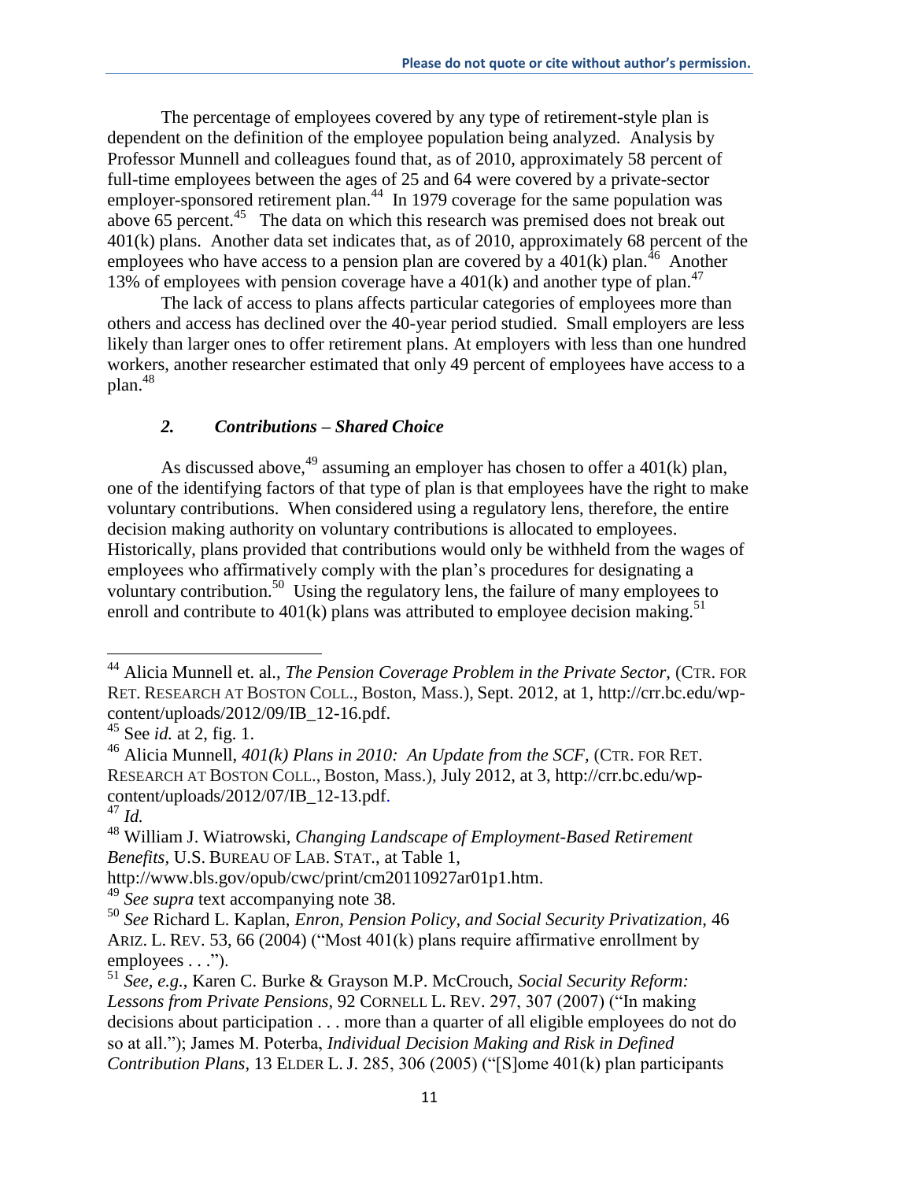The percentage of employees covered by any type of retirement-style plan is dependent on the definition of the employee population being analyzed. Analysis by Professor Munnell and colleagues found that, as of 2010, approximately 58 percent of full-time employees between the ages of 25 and 64 were covered by a private-sector employer-sponsored retirement plan.[44] In 1979 coverage for the same population was above 65 percent.[45] The data on which this research was premised does not break out 401(k) plans. Another data set indicates that, as of 2010, approximately 68 percent of the employees who have access to a pension plan are covered by a 401(k) plan.[46] Another 13% of employees with pension coverage have a 401(k) and another type of plan.[47]

The lack of access to plans affects particular categories of employees more than others and access has declined over the 40-year period studied. Small employers are less likely than larger ones to offer retirement plans. At employers with less than one hundred workers, another researcher estimated that only 49 percent of employees have access to a plan.[48]

### *2. Contributions – Shared Choice*

As discussed above,[49] assuming an employer has chosen to offer a 401(k) plan, one of the identifying factors of that type of plan is that employees have the right to make voluntary contributions. When considered using a regulatory lens, therefore, the entire decision making authority on voluntary contributions is allocated to employees. Historically, plans provided that contributions would only be withheld from the wages of employees who affirmatively comply with the plan's procedures for designating a voluntary contribution.[50] Using the regulatory lens, the failure of many employees to enroll and contribute to 401(k) plans was attributed to employee decision making.[51]

---

[44] Alicia Munnell et. al., *The Pension Coverage Problem in the Private Sector,* (CTR. FOR RET. RESEARCH AT BOSTON COLL., Boston, Mass.), Sept. 2012, at 1, http://crr.bc.edu/wp-content/uploads/2012/09/IB_12-16.pdf.

[45] See *id.* at 2, fig. 1.

[46] Alicia Munnell, *401(k) Plans in 2010: An Update from the SCF,* (CTR. FOR RET. RESEARCH AT BOSTON COLL., Boston, Mass.), July 2012, at 3, http://crr.bc.edu/wp-content/uploads/2012/07/IB_12-13.pdf.

[47] *Id.*

[48] William J. Wiatrowski, *Changing Landscape of Employment-Based Retirement Benefits,* U.S. BUREAU OF LAB. STAT., at Table 1, http://www.bls.gov/opub/cwc/print/cm20110927ar01p1.htm.

[49] *See supra* text accompanying note 38.

[50] *See* Richard L. Kaplan, *Enron, Pension Policy, and Social Security Privatization,* 46 ARIZ. L. REV. 53, 66 (2004) ("Most 401(k) plans require affirmative enrollment by employees . . .").

[51] *See, e.g.*, Karen C. Burke & Grayson M.P. McCrouch, *Social Security Reform: Lessons from Private Pensions,* 92 CORNELL L. REV. 297, 307 (2007) ("In making decisions about participation . . . more than a quarter of all eligible employees do not do so at all."); James M. Poterba, *Individual Decision Making and Risk in Defined Contribution Plans,* 13 ELDER L. J. 285, 306 (2005) ("[S]ome 401(k) plan participants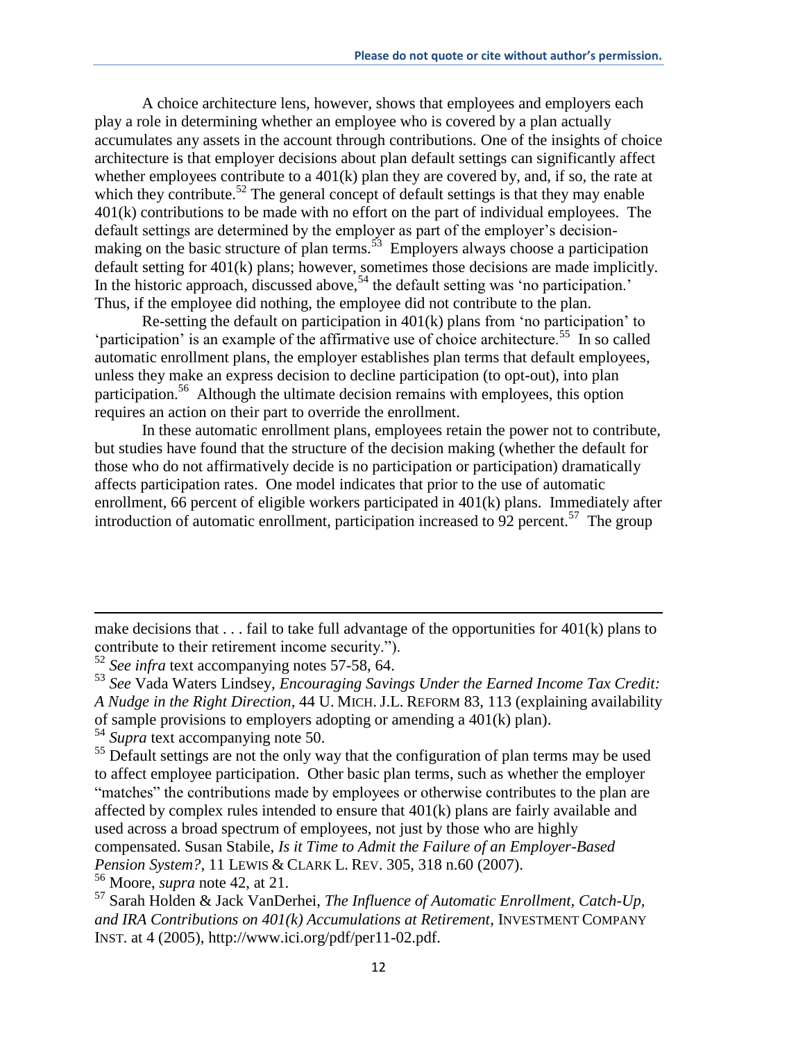A choice architecture lens, however, shows that employees and employers each play a role in determining whether an employee who is covered by a plan actually accumulates any assets in the account through contributions. One of the insights of choice architecture is that employer decisions about plan default settings can significantly affect whether employees contribute to a 401(k) plan they are covered by, and, if so, the rate at which they contribute.[52] The general concept of default settings is that they may enable 401(k) contributions to be made with no effort on the part of individual employees. The default settings are determined by the employer as part of the employer's decision-making on the basic structure of plan terms.[53] Employers always choose a participation default setting for 401(k) plans; however, sometimes those decisions are made implicitly. In the historic approach, discussed above,[54] the default setting was 'no participation.' Thus, if the employee did nothing, the employee did not contribute to the plan.

Re-setting the default on participation in 401(k) plans from 'no participation' to 'participation' is an example of the affirmative use of choice architecture.[55] In so called automatic enrollment plans, the employer establishes plan terms that default employees, unless they make an express decision to decline participation (to opt-out), into plan participation.[56] Although the ultimate decision remains with employees, this option requires an action on their part to override the enrollment.

In these automatic enrollment plans, employees retain the power not to contribute, but studies have found that the structure of the decision making (whether the default for those who do not affirmatively decide is no participation or participation) dramatically affects participation rates. One model indicates that prior to the use of automatic enrollment, 66 percent of eligible workers participated in 401(k) plans. Immediately after introduction of automatic enrollment, participation increased to 92 percent.[57] The group

---

make decisions that . . . fail to take full advantage of the opportunities for 401(k) plans to contribute to their retirement income security.").

[52] *See infra* text accompanying notes 57-58, 64.

[53] *See* Vada Waters Lindsey, *Encouraging Savings Under the Earned Income Tax Credit: A Nudge in the Right Direction*, 44 U. MICH. J.L. REFORM 83, 113 (explaining availability of sample provisions to employers adopting or amending a 401(k) plan).

[54] *Supra* text accompanying note 50.

[55] Default settings are not the only way that the configuration of plan terms may be used to affect employee participation. Other basic plan terms, such as whether the employer "matches" the contributions made by employees or otherwise contributes to the plan are affected by complex rules intended to ensure that 401(k) plans are fairly available and used across a broad spectrum of employees, not just by those who are highly compensated. Susan Stabile, *Is it Time to Admit the Failure of an Employer-Based Pension System?*, 11 LEWIS & CLARK L. REV. 305, 318 n.60 (2007).

[56] Moore, *supra* note 42, at 21.

[57] Sarah Holden & Jack VanDerhei, *The Influence of Automatic Enrollment, Catch-Up, and IRA Contributions on 401(k) Accumulations at Retirement*, INVESTMENT COMPANY INST. at 4 (2005), http://www.ici.org/pdf/per11-02.pdf.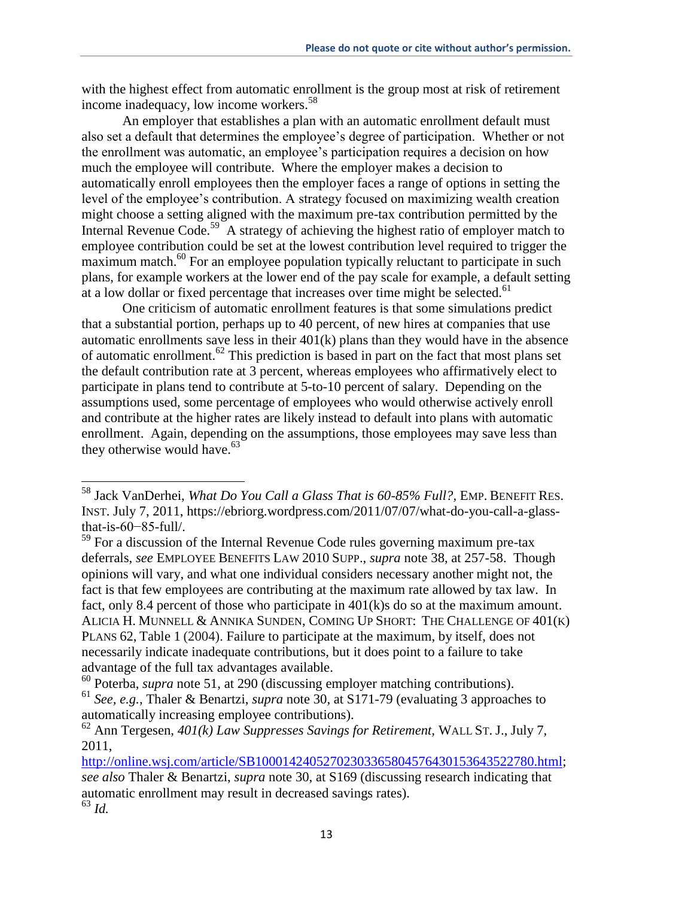with the highest effect from automatic enrollment is the group most at risk of retirement income inadequacy, low income workers.[58]

An employer that establishes a plan with an automatic enrollment default must also set a default that determines the employee's degree of participation. Whether or not the enrollment was automatic, an employee's participation requires a decision on how much the employee will contribute. Where the employer makes a decision to automatically enroll employees then the employer faces a range of options in setting the level of the employee's contribution. A strategy focused on maximizing wealth creation might choose a setting aligned with the maximum pre-tax contribution permitted by the Internal Revenue Code.[59] A strategy of achieving the highest ratio of employer match to employee contribution could be set at the lowest contribution level required to trigger the maximum match.[60] For an employee population typically reluctant to participate in such plans, for example workers at the lower end of the pay scale for example, a default setting at a low dollar or fixed percentage that increases over time might be selected.[61]

One criticism of automatic enrollment features is that some simulations predict that a substantial portion, perhaps up to 40 percent, of new hires at companies that use automatic enrollments save less in their 401(k) plans than they would have in the absence of automatic enrollment.[62] This prediction is based in part on the fact that most plans set the default contribution rate at 3 percent, whereas employees who affirmatively elect to participate in plans tend to contribute at 5-to-10 percent of salary. Depending on the assumptions used, some percentage of employees who would otherwise actively enroll and contribute at the higher rates are likely instead to default into plans with automatic enrollment. Again, depending on the assumptions, those employees may save less than they otherwise would have.[63]

---

[58] Jack VanDerhei, *What Do You Call a Glass That is 60-85% Full?*, EMP. BENEFIT RES. INST. July 7, 2011, https://ebriorg.wordpress.com/2011/07/07/what-do-you-call-a-glass-that-is-60−85-full/.

[59] For a discussion of the Internal Revenue Code rules governing maximum pre-tax deferrals, *see* EMPLOYEE BENEFITS LAW 2010 SUPP., *supra* note 38, at 257-58. Though opinions will vary, and what one individual considers necessary another might not, the fact is that few employees are contributing at the maximum rate allowed by tax law. In fact, only 8.4 percent of those who participate in 401(k)s do so at the maximum amount. ALICIA H. MUNNELL & ANNIKA SUNDEN, COMING UP SHORT: THE CHALLENGE OF 401(K) PLANS 62, Table 1 (2004). Failure to participate at the maximum, by itself, does not necessarily indicate inadequate contributions, but it does point to a failure to take advantage of the full tax advantages available.

[60] Poterba, *supra* note 51, at 290 (discussing employer matching contributions).

[61] *See, e.g.*, Thaler & Benartzi, *supra* note 30, at S171-79 (evaluating 3 approaches to automatically increasing employee contributions).

[62] Ann Tergesen, *401(k) Law Suppresses Savings for Retirement*, WALL ST. J., July 7, 2011, http://online.wsj.com/article/SB10001424052702303365804576430153643522780.html; *see also* Thaler & Benartzi, *supra* note 30, at S169 (discussing research indicating that automatic enrollment may result in decreased savings rates).

[63] *Id.*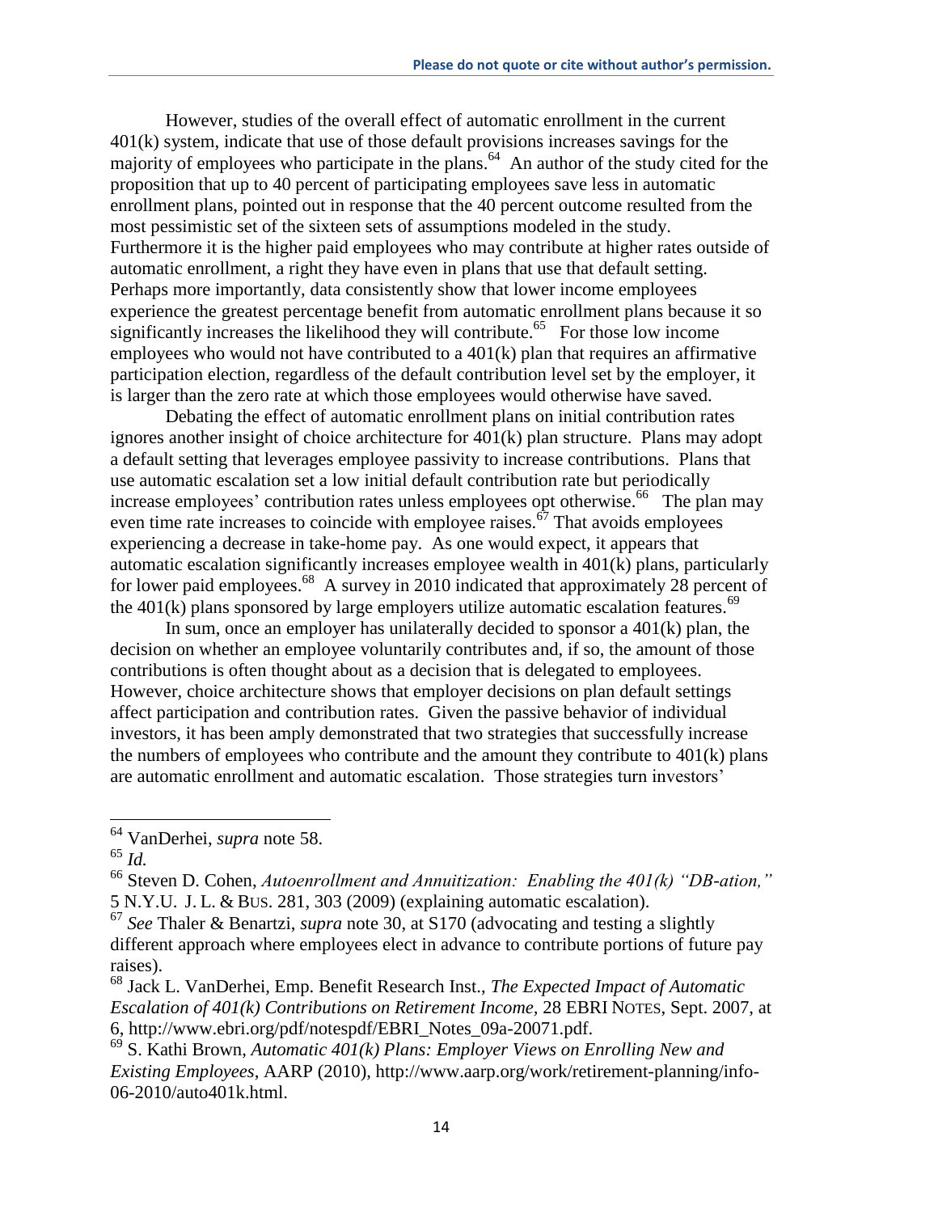However, studies of the overall effect of automatic enrollment in the current 401(k) system, indicate that use of those default provisions increases savings for the majority of employees who participate in the plans.[64] An author of the study cited for the proposition that up to 40 percent of participating employees save less in automatic enrollment plans, pointed out in response that the 40 percent outcome resulted from the most pessimistic set of the sixteen sets of assumptions modeled in the study. Furthermore it is the higher paid employees who may contribute at higher rates outside of automatic enrollment, a right they have even in plans that use that default setting. Perhaps more importantly, data consistently show that lower income employees experience the greatest percentage benefit from automatic enrollment plans because it so significantly increases the likelihood they will contribute.[65] For those low income employees who would not have contributed to a 401(k) plan that requires an affirmative participation election, regardless of the default contribution level set by the employer, it is larger than the zero rate at which those employees would otherwise have saved.

Debating the effect of automatic enrollment plans on initial contribution rates ignores another insight of choice architecture for 401(k) plan structure. Plans may adopt a default setting that leverages employee passivity to increase contributions. Plans that use automatic escalation set a low initial default contribution rate but periodically increase employees' contribution rates unless employees opt otherwise.[66] The plan may even time rate increases to coincide with employee raises.[67] That avoids employees experiencing a decrease in take-home pay. As one would expect, it appears that automatic escalation significantly increases employee wealth in 401(k) plans, particularly for lower paid employees.[68] A survey in 2010 indicated that approximately 28 percent of the 401(k) plans sponsored by large employers utilize automatic escalation features.[69]

In sum, once an employer has unilaterally decided to sponsor a 401(k) plan, the decision on whether an employee voluntarily contributes and, if so, the amount of those contributions is often thought about as a decision that is delegated to employees. However, choice architecture shows that employer decisions on plan default settings affect participation and contribution rates. Given the passive behavior of individual investors, it has been amply demonstrated that two strategies that successfully increase the numbers of employees who contribute and the amount they contribute to 401(k) plans are automatic enrollment and automatic escalation. Those strategies turn investors'

---

[64] VanDerhei, *supra* note 58.

[65] *Id.*

[66] Steven D. Cohen, *Autoenrollment and Annuitization: Enabling the 401(k) "DB-ation,"* 5 N.Y.U. J. L. & BUS. 281, 303 (2009) (explaining automatic escalation).

[67] *See* Thaler & Benartzi, *supra* note 30, at S170 (advocating and testing a slightly different approach where employees elect in advance to contribute portions of future pay raises).

[68] Jack L. VanDerhei, Emp. Benefit Research Inst., *The Expected Impact of Automatic Escalation of 401(k) Contributions on Retirement Income*, 28 EBRI NOTES, Sept. 2007, at 6, http://www.ebri.org/pdf/notespdf/EBRI_Notes_09a-20071.pdf.

[69] S. Kathi Brown, *Automatic 401(k) Plans: Employer Views on Enrolling New and Existing Employees*, AARP (2010), http://www.aarp.org/work/retirement-planning/info-06-2010/auto401k.html.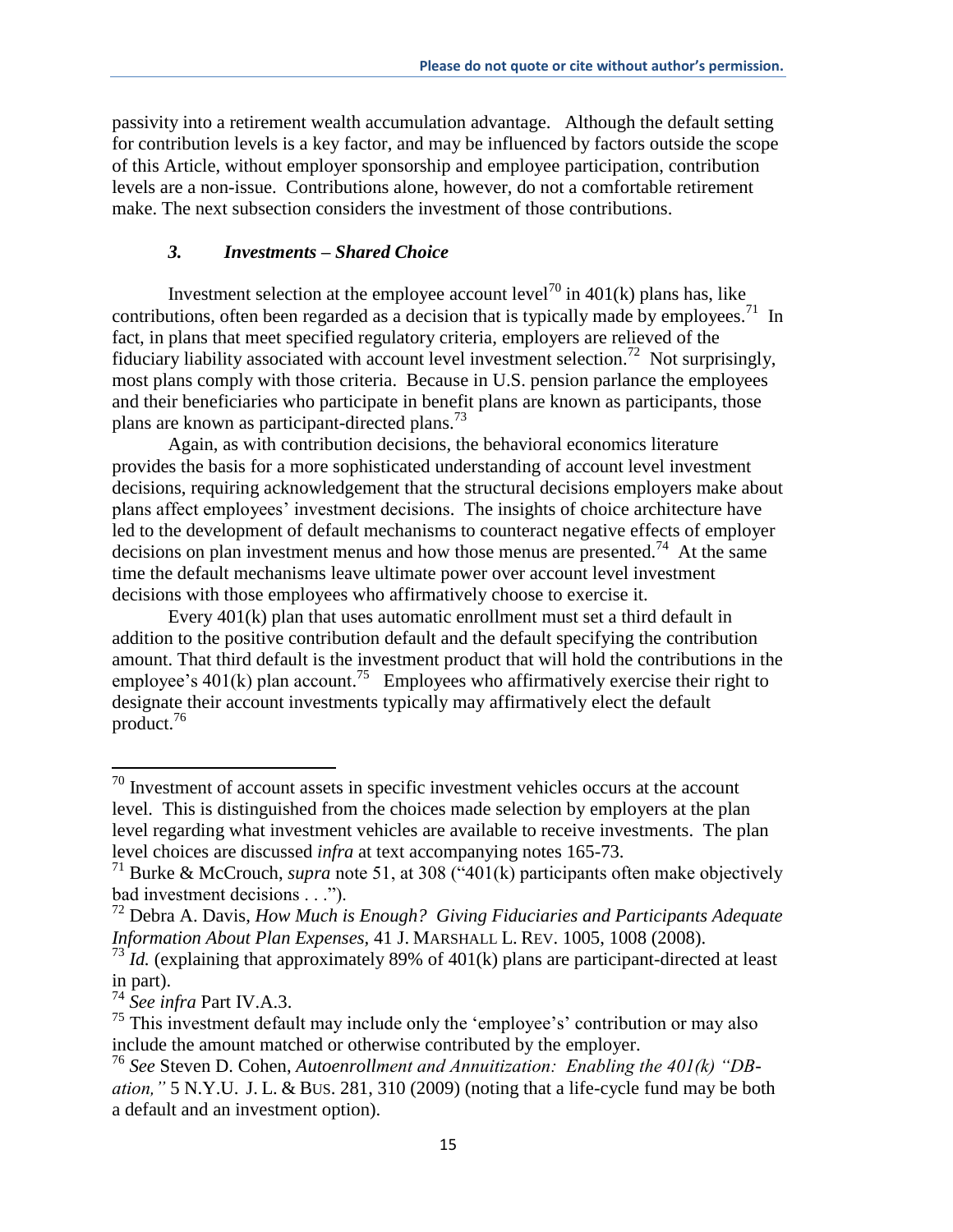passivity into a retirement wealth accumulation advantage. Although the default setting for contribution levels is a key factor, and may be influenced by factors outside the scope of this Article, without employer sponsorship and employee participation, contribution levels are a non-issue. Contributions alone, however, do not a comfortable retirement make. The next subsection considers the investment of those contributions.

### *3. Investments – Shared Choice*

Investment selection at the employee account level[70] in 401(k) plans has, like contributions, often been regarded as a decision that is typically made by employees.[71] In fact, in plans that meet specified regulatory criteria, employers are relieved of the fiduciary liability associated with account level investment selection.[72] Not surprisingly, most plans comply with those criteria. Because in U.S. pension parlance the employees and their beneficiaries who participate in benefit plans are known as participants, those plans are known as participant-directed plans.[73]

Again, as with contribution decisions, the behavioral economics literature provides the basis for a more sophisticated understanding of account level investment decisions, requiring acknowledgement that the structural decisions employers make about plans affect employees' investment decisions. The insights of choice architecture have led to the development of default mechanisms to counteract negative effects of employer decisions on plan investment menus and how those menus are presented.[74] At the same time the default mechanisms leave ultimate power over account level investment decisions with those employees who affirmatively choose to exercise it.

Every 401(k) plan that uses automatic enrollment must set a third default in addition to the positive contribution default and the default specifying the contribution amount. That third default is the investment product that will hold the contributions in the employee's 401(k) plan account.[75] Employees who affirmatively exercise their right to designate their account investments typically may affirmatively elect the default product.[76]

---

[70] Investment of account assets in specific investment vehicles occurs at the account level. This is distinguished from the choices made selection by employers at the plan level regarding what investment vehicles are available to receive investments. The plan level choices are discussed *infra* at text accompanying notes 165-73.

[71] Burke & McCrouch, *supra* note 51, at 308 ("401(k) participants often make objectively bad investment decisions . . .").

[72] Debra A. Davis, *How Much is Enough? Giving Fiduciaries and Participants Adequate Information About Plan Expenses*, 41 J. MARSHALL L. REV. 1005, 1008 (2008).

[73] *Id.* (explaining that approximately 89% of 401(k) plans are participant-directed at least in part).

[74] *See infra* Part IV.A.3.

[75] This investment default may include only the 'employee's' contribution or may also include the amount matched or otherwise contributed by the employer.

[76] *See* Steven D. Cohen, *Autoenrollment and Annuitization: Enabling the 401(k) "DB-ation,"* 5 N.Y.U. J. L. & BUS. 281, 310 (2009) (noting that a life-cycle fund may be both a default and an investment option).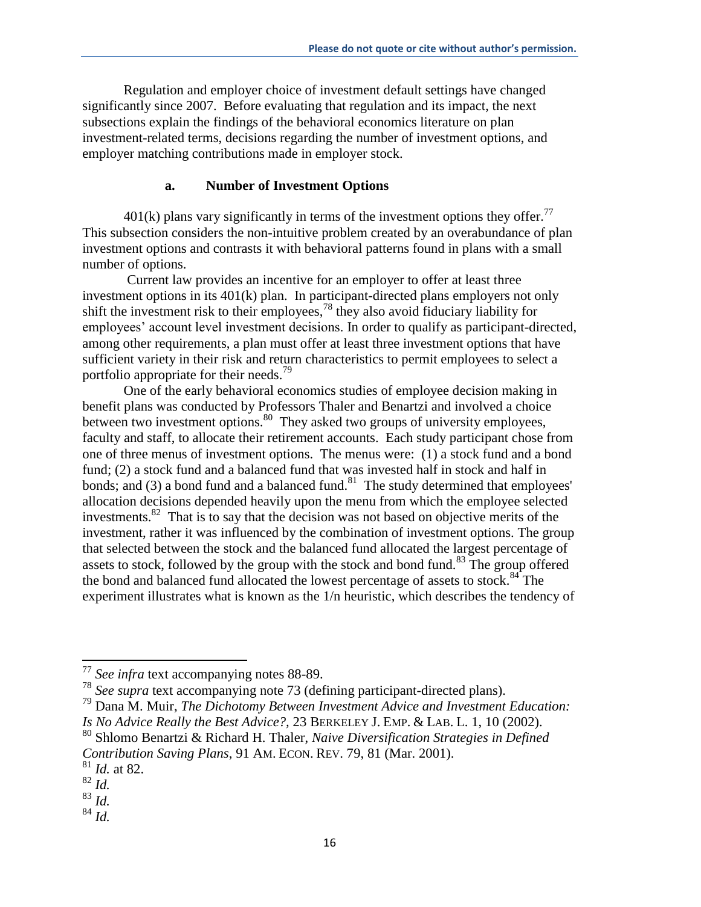Regulation and employer choice of investment default settings have changed significantly since 2007. Before evaluating that regulation and its impact, the next subsections explain the findings of the behavioral economics literature on plan investment-related terms, decisions regarding the number of investment options, and employer matching contributions made in employer stock.

### a. Number of Investment Options

401(k) plans vary significantly in terms of the investment options they offer.[77] This subsection considers the non-intuitive problem created by an overabundance of plan investment options and contrasts it with behavioral patterns found in plans with a small number of options.

Current law provides an incentive for an employer to offer at least three investment options in its 401(k) plan. In participant-directed plans employers not only shift the investment risk to their employees,[78] they also avoid fiduciary liability for employees' account level investment decisions. In order to qualify as participant-directed, among other requirements, a plan must offer at least three investment options that have sufficient variety in their risk and return characteristics to permit employees to select a portfolio appropriate for their needs.[79]

One of the early behavioral economics studies of employee decision making in benefit plans was conducted by Professors Thaler and Benartzi and involved a choice between two investment options.[80] They asked two groups of university employees, faculty and staff, to allocate their retirement accounts. Each study participant chose from one of three menus of investment options. The menus were: (1) a stock fund and a bond fund; (2) a stock fund and a balanced fund that was invested half in stock and half in bonds; and (3) a bond fund and a balanced fund.[81] The study determined that employees' allocation decisions depended heavily upon the menu from which the employee selected investments.[82] That is to say that the decision was not based on objective merits of the investment, rather it was influenced by the combination of investment options. The group that selected between the stock and the balanced fund allocated the largest percentage of assets to stock, followed by the group with the stock and bond fund.[83] The group offered the bond and balanced fund allocated the lowest percentage of assets to stock.[84] The experiment illustrates what is known as the 1/n heuristic, which describes the tendency of

---

[77] *See infra* text accompanying notes 88-89.

[78] *See supra* text accompanying note 73 (defining participant-directed plans).

[79] Dana M. Muir, *The Dichotomy Between Investment Advice and Investment Education: Is No Advice Really the Best Advice?*, 23 BERKELEY J. EMP. & LAB. L. 1, 10 (2002).

[80] Shlomo Benartzi & Richard H. Thaler, *Naive Diversification Strategies in Defined Contribution Saving Plans*, 91 AM. ECON. REV. 79, 81 (Mar. 2001).

[81] *Id.* at 82.

[82] *Id.*

[83] *Id.*

[84] *Id.*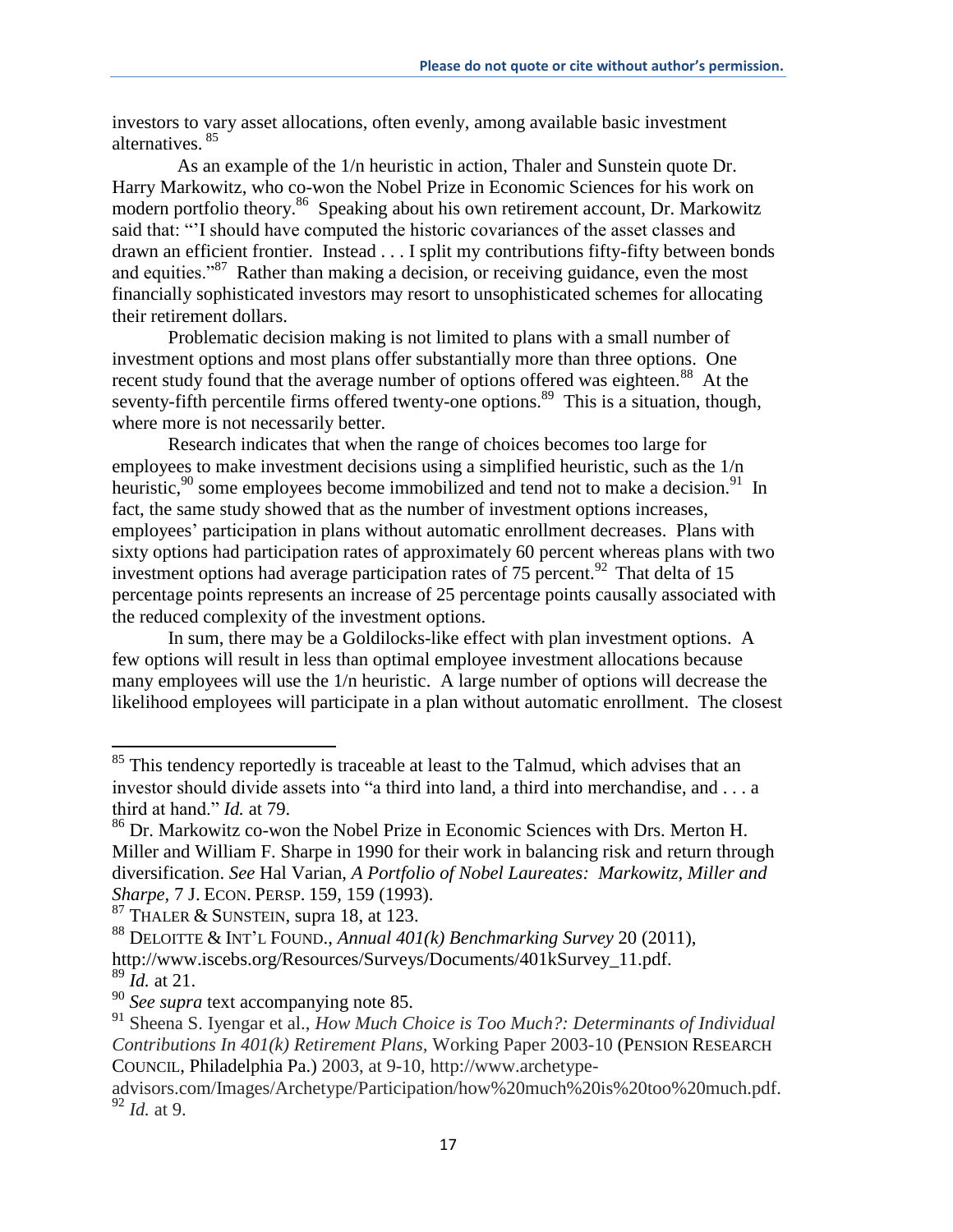investors to vary asset allocations, often evenly, among available basic investment alternatives. [85]

As an example of the 1/n heuristic in action, Thaler and Sunstein quote Dr. Harry Markowitz, who co-won the Nobel Prize in Economic Sciences for his work on modern portfolio theory.[86] Speaking about his own retirement account, Dr. Markowitz said that: "'I should have computed the historic covariances of the asset classes and drawn an efficient frontier. Instead . . . I split my contributions fifty-fifty between bonds and equities.'"[87] Rather than making a decision, or receiving guidance, even the most financially sophisticated investors may resort to unsophisticated schemes for allocating their retirement dollars.

Problematic decision making is not limited to plans with a small number of investment options and most plans offer substantially more than three options. One recent study found that the average number of options offered was eighteen.[88] At the seventy-fifth percentile firms offered twenty-one options.[89] This is a situation, though, where more is not necessarily better.

Research indicates that when the range of choices becomes too large for employees to make investment decisions using a simplified heuristic, such as the 1/n heuristic,[90] some employees become immobilized and tend not to make a decision.[91] In fact, the same study showed that as the number of investment options increases, employees' participation in plans without automatic enrollment decreases. Plans with sixty options had participation rates of approximately 60 percent whereas plans with two investment options had average participation rates of 75 percent.[92] That delta of 15 percentage points represents an increase of 25 percentage points causally associated with the reduced complexity of the investment options.

In sum, there may be a Goldilocks-like effect with plan investment options. A few options will result in less than optimal employee investment allocations because many employees will use the 1/n heuristic. A large number of options will decrease the likelihood employees will participate in a plan without automatic enrollment. The closest

---

[85] This tendency reportedly is traceable at least to the Talmud, which advises that an investor should divide assets into "a third into land, a third into merchandise, and . . . a third at hand." *Id.* at 79.

[86] Dr. Markowitz co-won the Nobel Prize in Economic Sciences with Drs. Merton H. Miller and William F. Sharpe in 1990 for their work in balancing risk and return through diversification. *See* Hal Varian, *A Portfolio of Nobel Laureates: Markowitz, Miller and Sharpe*, 7 J. ECON. PERSP. 159, 159 (1993).

[87] THALER & SUNSTEIN, supra 18, at 123.

[88] DELOITTE & INT'L FOUND., *Annual 401(k) Benchmarking Survey* 20 (2011), http://www.iscebs.org/Resources/Surveys/Documents/401kSurvey_11.pdf.

[89] *Id.* at 21.

[90] *See supra* text accompanying note 85.

[91] Sheena S. Iyengar et al., *How Much Choice is Too Much?: Determinants of Individual Contributions In 401(k) Retirement Plans*, Working Paper 2003-10 (PENSION RESEARCH COUNCIL, Philadelphia Pa.) 2003, at 9-10, http://www.archetype-advisors.com/Images/Archetype/Participation/how%20much%20is%20too%20much.pdf.

[92] *Id.* at 9.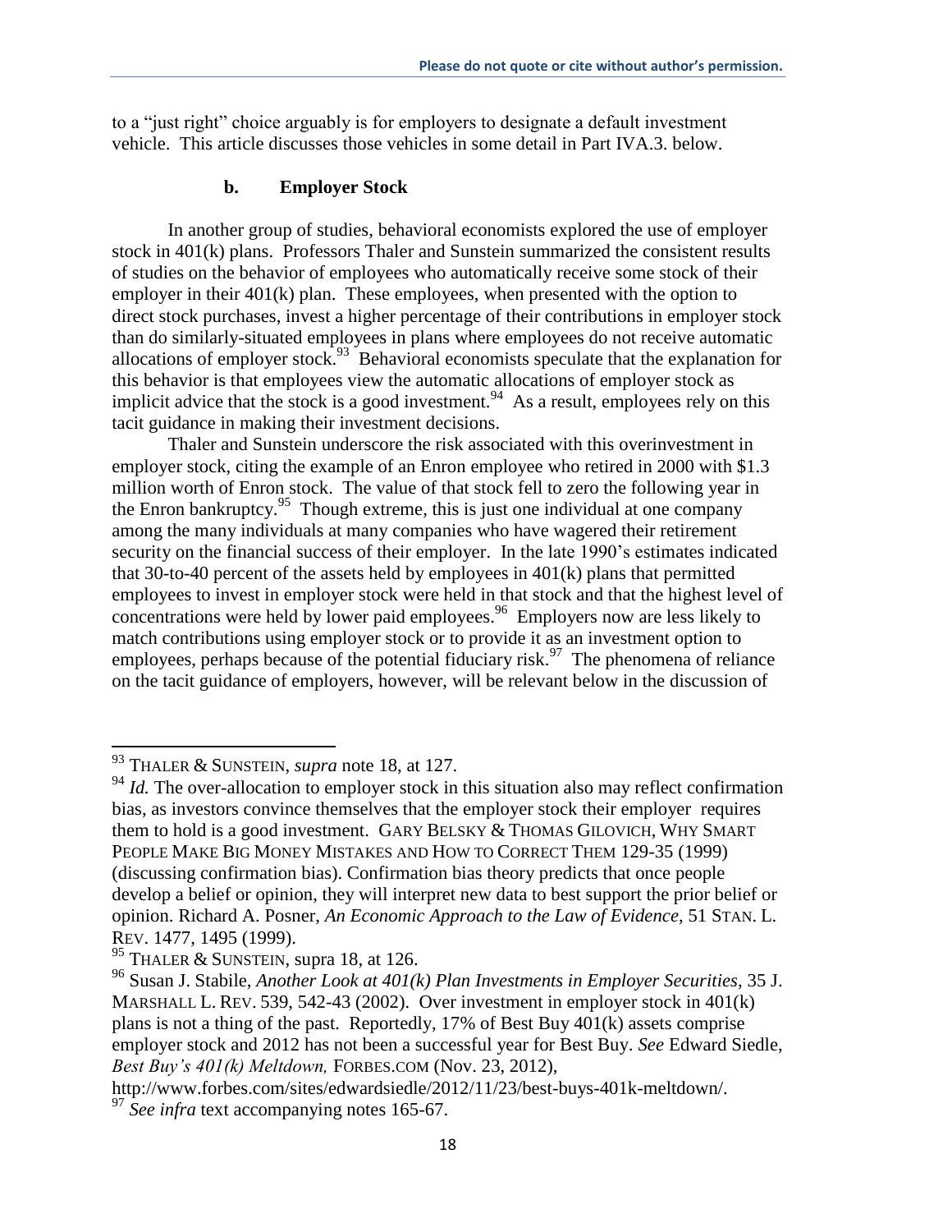to a "just right" choice arguably is for employers to designate a default investment vehicle. This article discusses those vehicles in some detail in Part IVA.3. below.

### b. Employer Stock

In another group of studies, behavioral economists explored the use of employer stock in 401(k) plans. Professors Thaler and Sunstein summarized the consistent results of studies on the behavior of employees who automatically receive some stock of their employer in their 401(k) plan. These employees, when presented with the option to direct stock purchases, invest a higher percentage of their contributions in employer stock than do similarly-situated employees in plans where employees do not receive automatic allocations of employer stock.[93] Behavioral economists speculate that the explanation for this behavior is that employees view the automatic allocations of employer stock as implicit advice that the stock is a good investment.[94] As a result, employees rely on this tacit guidance in making their investment decisions.

Thaler and Sunstein underscore the risk associated with this overinvestment in employer stock, citing the example of an Enron employee who retired in 2000 with $1.3 million worth of Enron stock. The value of that stock fell to zero the following year in the Enron bankruptcy.[95] Though extreme, this is just one individual at one company among the many individuals at many companies who have wagered their retirement security on the financial success of their employer. In the late 1990's estimates indicated that 30-to-40 percent of the assets held by employees in 401(k) plans that permitted employees to invest in employer stock were held in that stock and that the highest level of concentrations were held by lower paid employees.[96] Employers now are less likely to match contributions using employer stock or to provide it as an investment option to employees, perhaps because of the potential fiduciary risk.[97] The phenomena of reliance on the tacit guidance of employers, however, will be relevant below in the discussion of

---

[93] THALER & SUNSTEIN, *supra* note 18, at 127.

[94] *Id.* The over-allocation to employer stock in this situation also may reflect confirmation bias, as investors convince themselves that the employer stock their employer requires them to hold is a good investment. GARY BELSKY & THOMAS GILOVICH, WHY SMART PEOPLE MAKE BIG MONEY MISTAKES AND HOW TO CORRECT THEM 129-35 (1999) (discussing confirmation bias). Confirmation bias theory predicts that once people develop a belief or opinion, they will interpret new data to best support the prior belief or opinion. Richard A. Posner, *An Economic Approach to the Law of Evidence*, 51 STAN. L. REV. 1477, 1495 (1999).

[95] THALER & SUNSTEIN, supra 18, at 126.

[96] Susan J. Stabile, *Another Look at 401(k) Plan Investments in Employer Securities*, 35 J. MARSHALL L. REV. 539, 542-43 (2002). Over investment in employer stock in 401(k) plans is not a thing of the past. Reportedly, 17% of Best Buy 401(k) assets comprise employer stock and 2012 has not been a successful year for Best Buy. *See* Edward Siedle, *Best Buy's 401(k) Meltdown,* FORBES.COM (Nov. 23, 2012), http://www.forbes.com/sites/edwardsiedle/2012/11/23/best-buys-401k-meltdown/.

[97] *See infra* text accompanying notes 165-67.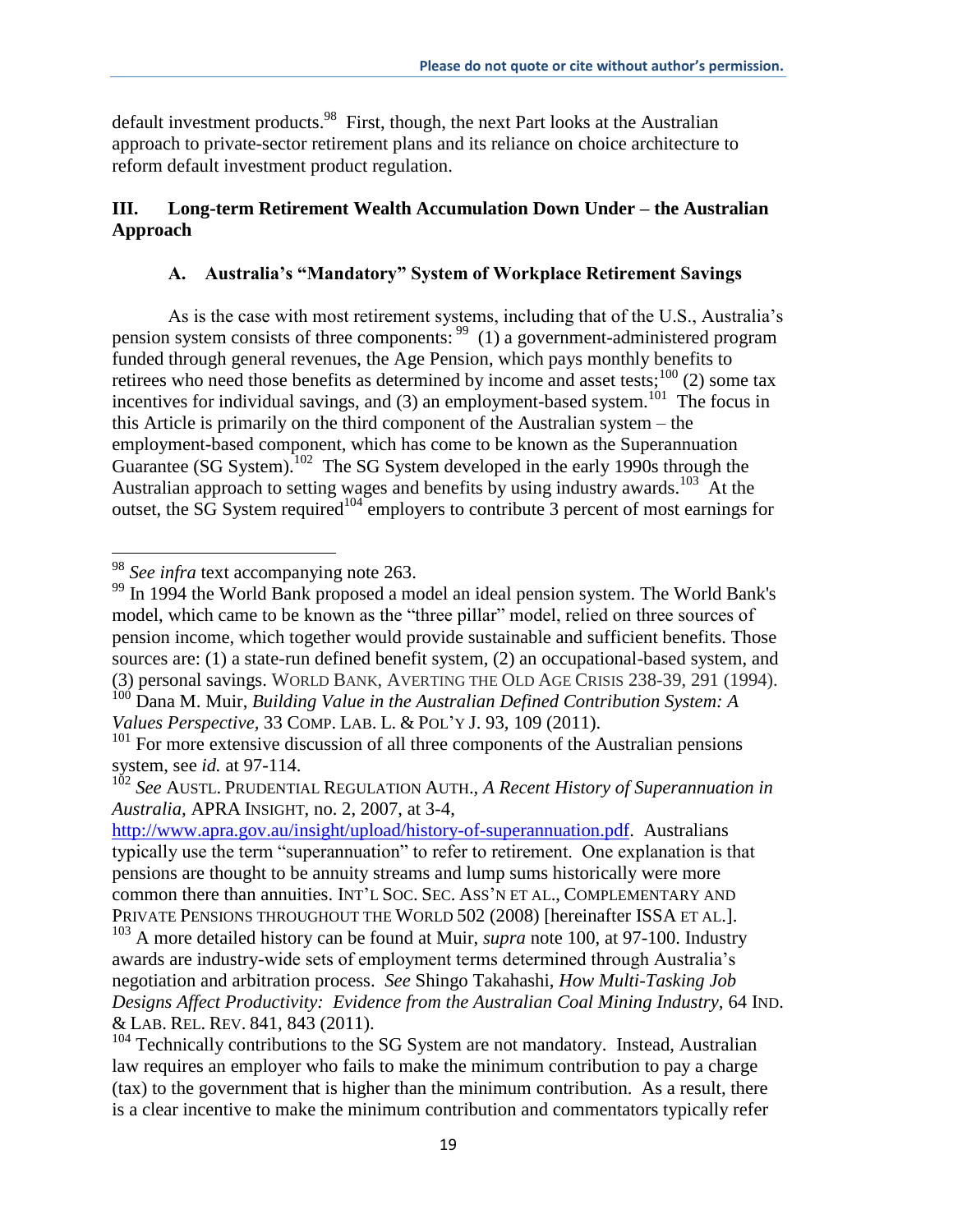default investment products.[98] First, though, the next Part looks at the Australian approach to private-sector retirement plans and its reliance on choice architecture to reform default investment product regulation.

## III. Long-term Retirement Wealth Accumulation Down Under – the Australian Approach

### A. Australia's "Mandatory" System of Workplace Retirement Savings

As is the case with most retirement systems, including that of the U.S., Australia's pension system consists of three components: [99] (1) a government-administered program funded through general revenues, the Age Pension, which pays monthly benefits to retirees who need those benefits as determined by income and asset tests;[100] (2) some tax incentives for individual savings, and (3) an employment-based system.[101] The focus in this Article is primarily on the third component of the Australian system – the employment-based component, which has come to be known as the Superannuation Guarantee (SG System).[102] The SG System developed in the early 1990s through the Australian approach to setting wages and benefits by using industry awards.[103] At the outset, the SG System required[104] employers to contribute 3 percent of most earnings for

---

[98] *See infra* text accompanying note 263.

[99] In 1994 the World Bank proposed a model an ideal pension system. The World Bank's model, which came to be known as the "three pillar" model, relied on three sources of pension income, which together would provide sustainable and sufficient benefits. Those sources are: (1) a state-run defined benefit system, (2) an occupational-based system, and (3) personal savings. WORLD BANK, AVERTING THE OLD AGE CRISIS 238-39, 291 (1994).

[100] Dana M. Muir, *Building Value in the Australian Defined Contribution System: A Values Perspective*, 33 COMP. LAB. L. & POL'Y J. 93, 109 (2011).

[101] For more extensive discussion of all three components of the Australian pensions system, see *id.* at 97-114.

[102] *See* AUSTL. PRUDENTIAL REGULATION AUTH., *A Recent History of Superannuation in Australia*, APRA INSIGHT, no. 2, 2007, at 3-4, http://www.apra.gov.au/insight/upload/history-of-superannuation.pdf. Australians typically use the term "superannuation" to refer to retirement. One explanation is that pensions are thought to be annuity streams and lump sums historically were more common there than annuities. INT'L SOC. SEC. ASS'N ET AL., COMPLEMENTARY AND PRIVATE PENSIONS THROUGHOUT THE WORLD 502 (2008) [hereinafter ISSA ET AL.].

[103] A more detailed history can be found at Muir, *supra* note 100, at 97-100. Industry awards are industry-wide sets of employment terms determined through Australia's negotiation and arbitration process. *See* Shingo Takahashi, *How Multi-Tasking Job Designs Affect Productivity: Evidence from the Australian Coal Mining Industry*, 64 IND. & LAB. REL. REV. 841, 843 (2011).

[104] Technically contributions to the SG System are not mandatory. Instead, Australian law requires an employer who fails to make the minimum contribution to pay a charge (tax) to the government that is higher than the minimum contribution. As a result, there is a clear incentive to make the minimum contribution and commentators typically refer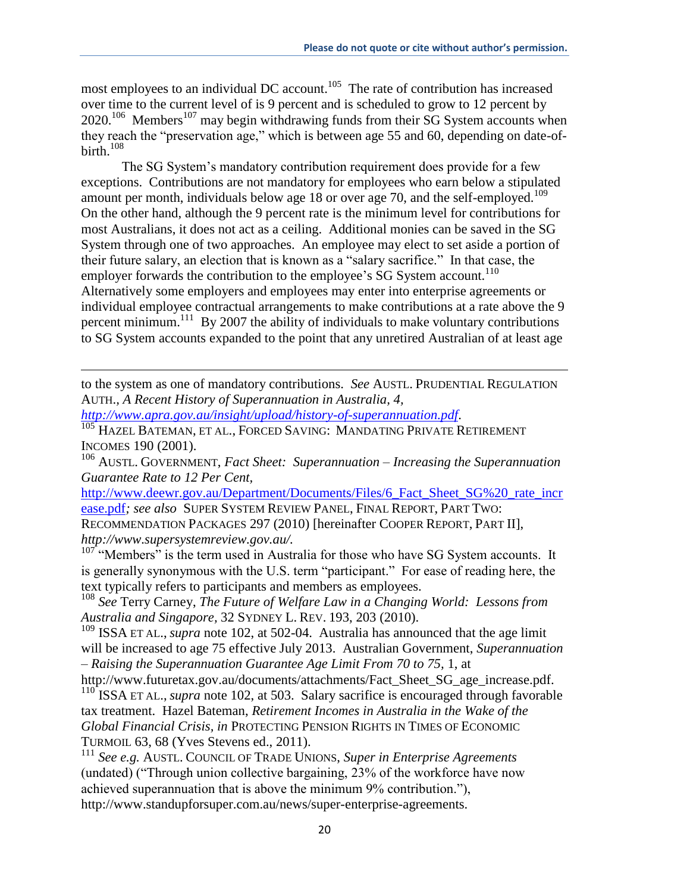most employees to an individual DC account.[105] The rate of contribution has increased over time to the current level of is 9 percent and is scheduled to grow to 12 percent by 2020.[106] Members[107] may begin withdrawing funds from their SG System accounts when they reach the "preservation age," which is between age 55 and 60, depending on date-of-birth.[108]

The SG System's mandatory contribution requirement does provide for a few exceptions. Contributions are not mandatory for employees who earn below a stipulated amount per month, individuals below age 18 or over age 70, and the self-employed.[109] On the other hand, although the 9 percent rate is the minimum level for contributions for most Australians, it does not act as a ceiling. Additional monies can be saved in the SG System through one of two approaches. An employee may elect to set aside a portion of their future salary, an election that is known as a "salary sacrifice." In that case, the employer forwards the contribution to the employee's SG System account.[110] Alternatively some employers and employees may enter into enterprise agreements or individual employee contractual arrangements to make contributions at a rate above the 9 percent minimum.[111] By 2007 the ability of individuals to make voluntary contributions to SG System accounts expanded to the point that any unretired Australian of at least age

---

to the system as one of mandatory contributions. *See* AUSTL. PRUDENTIAL REGULATION AUTH., *A Recent History of Superannuation in Australia, 4*, *http://www.apra.gov.au/insight/upload/history-of-superannuation.pdf*.

[105] HAZEL BATEMAN, ET AL., FORCED SAVING: MANDATING PRIVATE RETIREMENT INCOMES 190 (2001).

[106] AUSTL. GOVERNMENT, *Fact Sheet: Superannuation – Increasing the Superannuation Guarantee Rate to 12 Per Cent*, http://www.deewr.gov.au/Department/Documents/Files/6_Fact_Sheet_SG%20_rate_increase.pdf; *see also* SUPER SYSTEM REVIEW PANEL, FINAL REPORT, PART TWO: RECOMMENDATION PACKAGES 297 (2010) [hereinafter COOPER REPORT, PART II], *http://www.supersystemreview.gov.au/*.

[107] "Members" is the term used in Australia for those who have SG System accounts. It is generally synonymous with the U.S. term "participant." For ease of reading here, the text typically refers to participants and members as employees.

[108] *See* Terry Carney, *The Future of Welfare Law in a Changing World: Lessons from Australia and Singapore*, 32 SYDNEY L. REV. 193, 203 (2010).

[109] ISSA ET AL., *supra* note 102, at 502-04. Australia has announced that the age limit will be increased to age 75 effective July 2013. Australian Government, *Superannuation – Raising the Superannuation Guarantee Age Limit From 70 to 75*, 1, at http://www.futuretax.gov.au/documents/attachments/Fact_Sheet_SG_age_increase.pdf.

[110] ISSA ET AL., *supra* note 102, at 503. Salary sacrifice is encouraged through favorable tax treatment. Hazel Bateman, *Retirement Incomes in Australia in the Wake of the Global Financial Crisis*, *in* PROTECTING PENSION RIGHTS IN TIMES OF ECONOMIC TURMOIL 63, 68 (Yves Stevens ed., 2011).

[111] *See e.g.* AUSTL. COUNCIL OF TRADE UNIONS, *Super in Enterprise Agreements* (undated) ("Through union collective bargaining, 23% of the workforce have now achieved superannuation that is above the minimum 9% contribution."), http://www.standupforsuper.com.au/news/super-enterprise-agreements.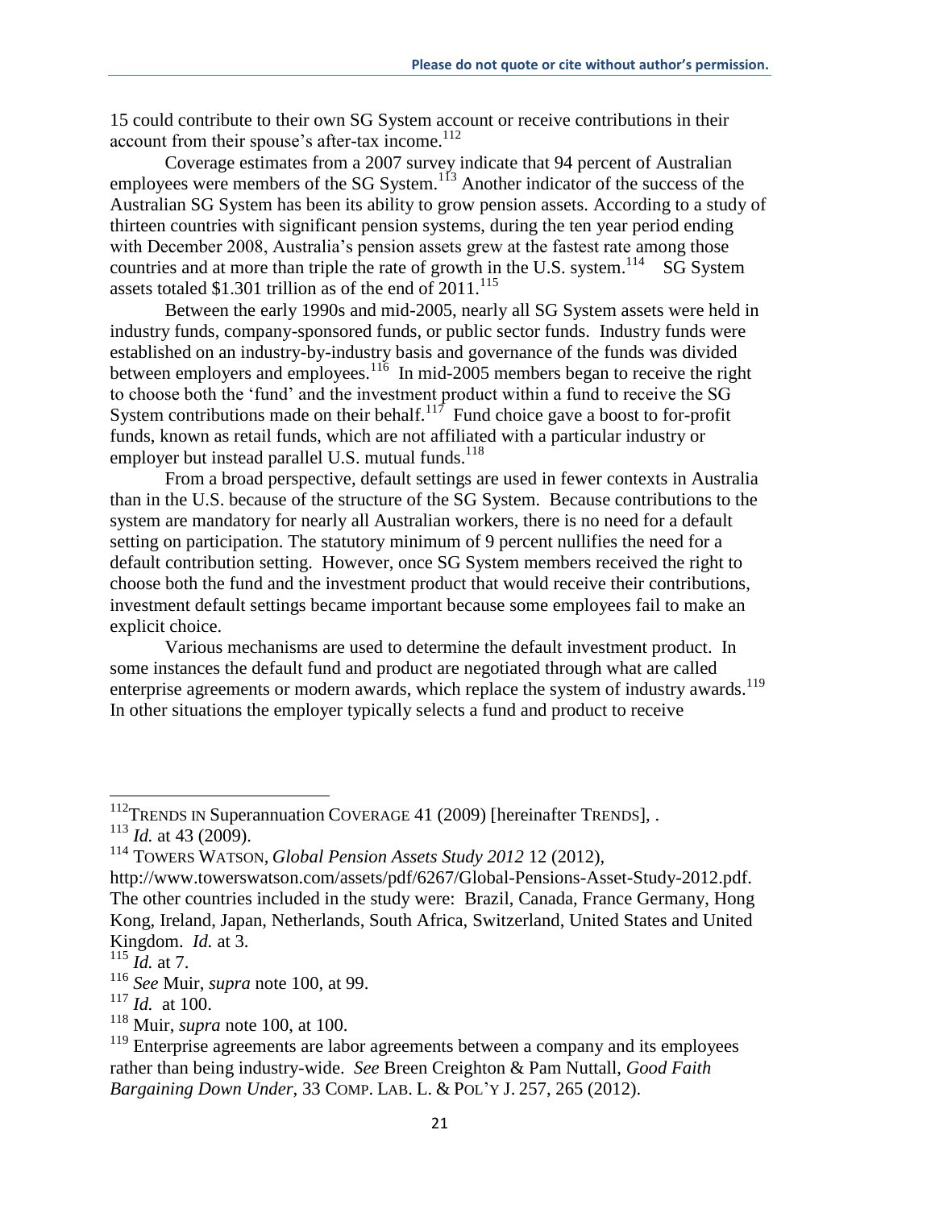15 could contribute to their own SG System account or receive contributions in their account from their spouse's after-tax income.[112]

Coverage estimates from a 2007 survey indicate that 94 percent of Australian employees were members of the SG System.[113] Another indicator of the success of the Australian SG System has been its ability to grow pension assets. According to a study of thirteen countries with significant pension systems, during the ten year period ending with December 2008, Australia's pension assets grew at the fastest rate among those countries and at more than triple the rate of growth in the U.S. system.[114] SG System assets totaled $1.301 trillion as of the end of 2011.[115]

Between the early 1990s and mid-2005, nearly all SG System assets were held in industry funds, company-sponsored funds, or public sector funds. Industry funds were established on an industry-by-industry basis and governance of the funds was divided between employers and employees.[116] In mid-2005 members began to receive the right to choose both the 'fund' and the investment product within a fund to receive the SG System contributions made on their behalf.[117] Fund choice gave a boost to for-profit funds, known as retail funds, which are not affiliated with a particular industry or employer but instead parallel U.S. mutual funds.[118]

From a broad perspective, default settings are used in fewer contexts in Australia than in the U.S. because of the structure of the SG System. Because contributions to the system are mandatory for nearly all Australian workers, there is no need for a default setting on participation. The statutory minimum of 9 percent nullifies the need for a default contribution setting. However, once SG System members received the right to choose both the fund and the investment product that would receive their contributions, investment default settings became important because some employees fail to make an explicit choice.

Various mechanisms are used to determine the default investment product. In some instances the default fund and product are negotiated through what are called enterprise agreements or modern awards, which replace the system of industry awards.[119] In other situations the employer typically selects a fund and product to receive

---

[112] TRENDS IN Superannuation COVERAGE 41 (2009) [hereinafter TRENDS], .

[113] *Id.* at 43 (2009).

[114] TOWERS WATSON, *Global Pension Assets Study 2012* 12 (2012), http://www.towerswatson.com/assets/pdf/6267/Global-Pensions-Asset-Study-2012.pdf. The other countries included in the study were: Brazil, Canada, France Germany, Hong Kong, Ireland, Japan, Netherlands, South Africa, Switzerland, United States and United Kingdom. *Id.* at 3.

[115] *Id.* at 7.

[116] *See* Muir, *supra* note 100, at 99.

[117] *Id.* at 100.

[118] Muir, *supra* note 100, at 100.

[119] Enterprise agreements are labor agreements between a company and its employees rather than being industry-wide. *See* Breen Creighton & Pam Nuttall, *Good Faith Bargaining Down Under*, 33 COMP. LAB. L. & POL'Y J. 257, 265 (2012).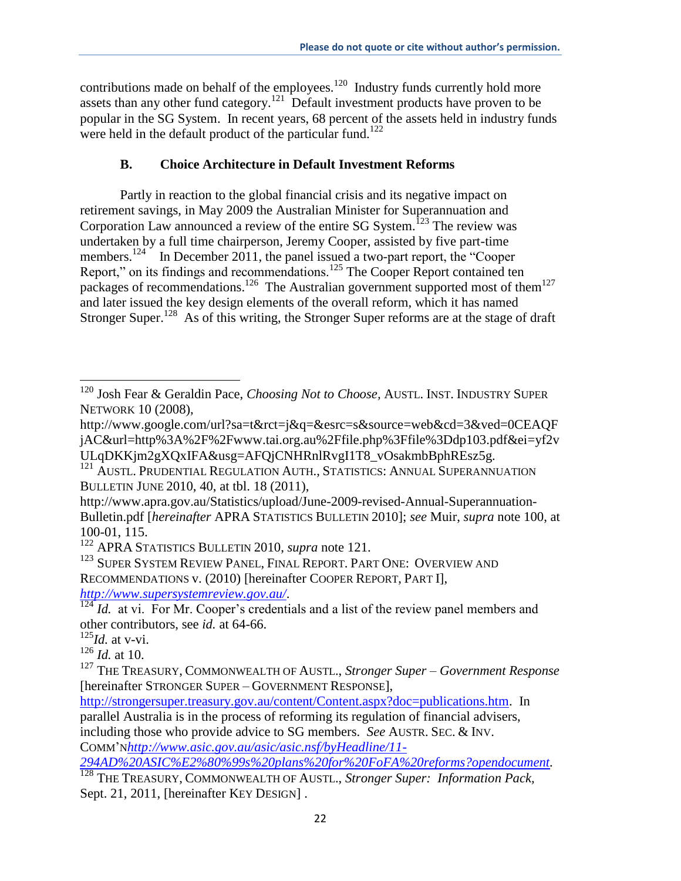contributions made on behalf of the employees.[120] Industry funds currently hold more assets than any other fund category.[121] Default investment products have proven to be popular in the SG System. In recent years, 68 percent of the assets held in industry funds were held in the default product of the particular fund.[122]

### B. Choice Architecture in Default Investment Reforms

Partly in reaction to the global financial crisis and its negative impact on retirement savings, in May 2009 the Australian Minister for Superannuation and Corporation Law announced a review of the entire SG System.[123] The review was undertaken by a full time chairperson, Jeremy Cooper, assisted by five part-time members.[124] In December 2011, the panel issued a two-part report, the "Cooper Report," on its findings and recommendations.[125] The Cooper Report contained ten packages of recommendations.[126] The Australian government supported most of them[127] and later issued the key design elements of the overall reform, which it has named Stronger Super.[128] As of this writing, the Stronger Super reforms are at the stage of draft

---

[120] Josh Fear & Geraldin Pace, *Choosing Not to Choose*, AUSTL. INST. INDUSTRY SUPER NETWORK 10 (2008), http://www.google.com/url?sa=t&rct=j&q=&esrc=s&source=web&cd=3&ved=0CEAQFjAC&url=http%3A%2F%2Fwww.tai.org.au%2Ffile.php%3Ffile%3Ddp103.pdf&ei=yf2vULqDKKjm2gXQxIFA&usg=AFQjCNHRnlRvgI1T8_vOsakmbBphREsz5g.

[121] AUSTL. PRUDENTIAL REGULATION AUTH., STATISTICS: ANNUAL SUPERANNUATION BULLETIN JUNE 2010, 40, at tbl. 18 (2011), http://www.apra.gov.au/Statistics/upload/June-2009-revised-Annual-Superannuation-Bulletin.pdf [*hereinafter* APRA STATISTICS BULLETIN 2010]; *see* Muir, *supra* note 100, at 100-01, 115.

[122] APRA STATISTICS BULLETIN 2010, *supra* note 121.

[123] SUPER SYSTEM REVIEW PANEL, FINAL REPORT. PART ONE: OVERVIEW AND RECOMMENDATIONS v. (2010) [hereinafter COOPER REPORT, PART I], *http://www.supersystemreview.gov.au/*.

[124] *Id.* at vi. For Mr. Cooper's credentials and a list of the review panel members and other contributors, see *id.* at 64-66.

[125] *Id.* at v-vi.

[126] *Id.* at 10.

[127] THE TREASURY, COMMONWEALTH OF AUSTL., *Stronger Super – Government Response* [hereinafter STRONGER SUPER – GOVERNMENT RESPONSE], http://strongersuper.treasury.gov.au/content/Content.aspx?doc=publications.htm. In parallel Australia is in the process of reforming its regulation of financial advisers, including those who provide advice to SG members. *See* AUSTR. SEC. & INV. COMM'N*http://www.asic.gov.au/asic/asic.nsf/byHeadline/11-294AD%20ASIC%E2%80%99s%20plans%20for%20FoFA%20reforms?opendocument*.

[128] THE TREASURY, COMMONWEALTH OF AUSTL., *Stronger Super: Information Pack*, Sept. 21, 2011, [hereinafter KEY DESIGN] .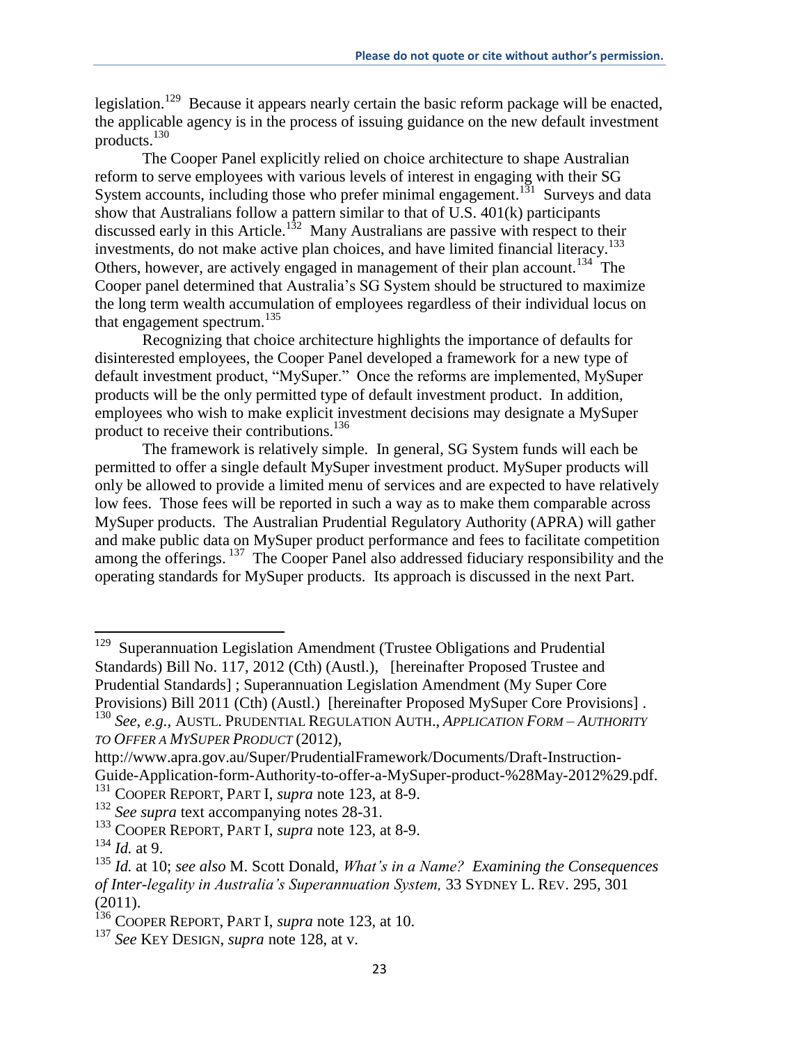legislation.[129] Because it appears nearly certain the basic reform package will be enacted, the applicable agency is in the process of issuing guidance on the new default investment products.[130]

The Cooper Panel explicitly relied on choice architecture to shape Australian reform to serve employees with various levels of interest in engaging with their SG System accounts, including those who prefer minimal engagement.[131] Surveys and data show that Australians follow a pattern similar to that of U.S. 401(k) participants discussed early in this Article.[132] Many Australians are passive with respect to their investments, do not make active plan choices, and have limited financial literacy.[133] Others, however, are actively engaged in management of their plan account.[134] The Cooper panel determined that Australia's SG System should be structured to maximize the long term wealth accumulation of employees regardless of their individual locus on that engagement spectrum.[135]

Recognizing that choice architecture highlights the importance of defaults for disinterested employees, the Cooper Panel developed a framework for a new type of default investment product, "MySuper." Once the reforms are implemented, MySuper products will be the only permitted type of default investment product. In addition, employees who wish to make explicit investment decisions may designate a MySuper product to receive their contributions.[136]

The framework is relatively simple. In general, SG System funds will each be permitted to offer a single default MySuper investment product. MySuper products will only be allowed to provide a limited menu of services and are expected to have relatively low fees. Those fees will be reported in such a way as to make them comparable across MySuper products. The Australian Prudential Regulatory Authority (APRA) will gather and make public data on MySuper product performance and fees to facilitate competition among the offerings.[137] The Cooper Panel also addressed fiduciary responsibility and the operating standards for MySuper products. Its approach is discussed in the next Part.

---

[129] Superannuation Legislation Amendment (Trustee Obligations and Prudential Standards) Bill No. 117, 2012 (Cth) (Austl.), [hereinafter Proposed Trustee and Prudential Standards] ; Superannuation Legislation Amendment (My Super Core Provisions) Bill 2011 (Cth) (Austl.) [hereinafter Proposed MySuper Core Provisions] .

[130] *See, e.g.,* AUSTL. PRUDENTIAL REGULATION AUTH., *APPLICATION FORM – AUTHORITY TO OFFER A MYSUPER PRODUCT* (2012), http://www.apra.gov.au/Super/PrudentialFramework/Documents/Draft-Instruction-Guide-Application-form-Authority-to-offer-a-MySuper-product-%28May-2012%29.pdf.

[131] COOPER REPORT, PART I, *supra* note 123, at 8-9.

[132] *See supra* text accompanying notes 28-31.

[133] COOPER REPORT, PART I, *supra* note 123, at 8-9.

[134] *Id.* at 9.

[135] *Id.* at 10; *see also* M. Scott Donald, *What's in a Name? Examining the Consequences of Inter-legality in Australia's Superannuation System,* 33 SYDNEY L. REV. 295, 301 (2011).

[136] COOPER REPORT, PART I, *supra* note 123, at 10.

[137] *See* KEY DESIGN, *supra* note 128, at v.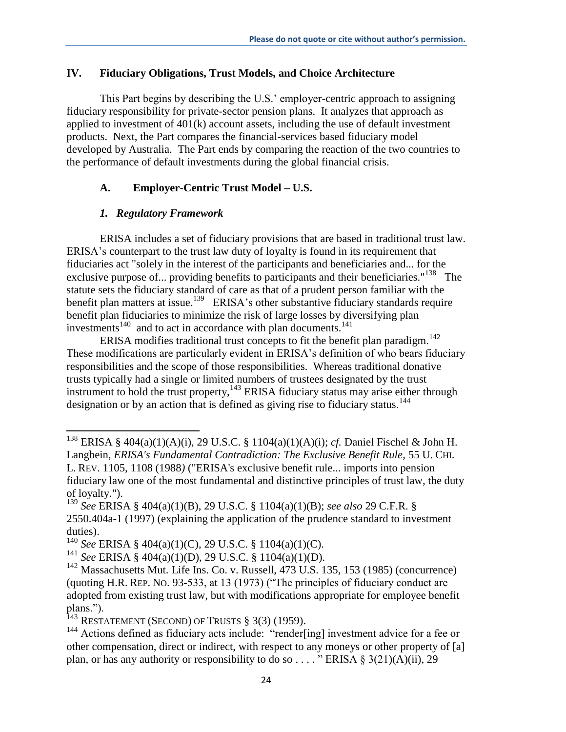## IV. Fiduciary Obligations, Trust Models, and Choice Architecture

This Part begins by describing the U.S.' employer-centric approach to assigning fiduciary responsibility for private-sector pension plans. It analyzes that approach as applied to investment of 401(k) account assets, including the use of default investment products. Next, the Part compares the financial-services based fiduciary model developed by Australia. The Part ends by comparing the reaction of the two countries to the performance of default investments during the global financial crisis.

### A. Employer-Centric Trust Model – U.S.

#### *1. Regulatory Framework*

ERISA includes a set of fiduciary provisions that are based in traditional trust law. ERISA's counterpart to the trust law duty of loyalty is found in its requirement that fiduciaries act "solely in the interest of the participants and beneficiaries and... for the exclusive purpose of... providing benefits to participants and their beneficiaries."[138] The statute sets the fiduciary standard of care as that of a prudent person familiar with the benefit plan matters at issue.[139] ERISA's other substantive fiduciary standards require benefit plan fiduciaries to minimize the risk of large losses by diversifying plan investments[140] and to act in accordance with plan documents.[141]

ERISA modifies traditional trust concepts to fit the benefit plan paradigm.[142] These modifications are particularly evident in ERISA's definition of who bears fiduciary responsibilities and the scope of those responsibilities. Whereas traditional donative trusts typically had a single or limited numbers of trustees designated by the trust instrument to hold the trust property,[143] ERISA fiduciary status may arise either through designation or by an action that is defined as giving rise to fiduciary status.[144]

---

[138] ERISA § 404(a)(1)(A)(i), 29 U.S.C. § 1104(a)(1)(A)(i); *cf.* Daniel Fischel & John H. Langbein, *ERISA's Fundamental Contradiction: The Exclusive Benefit Rule*, 55 U. CHI. L. REV. 1105, 1108 (1988) ("ERISA's exclusive benefit rule... imports into pension fiduciary law one of the most fundamental and distinctive principles of trust law, the duty of loyalty.").

[139] *See* ERISA § 404(a)(1)(B), 29 U.S.C. § 1104(a)(1)(B); *see also* 29 C.F.R. § 2550.404a-1 (1997) (explaining the application of the prudence standard to investment duties).

[140] *See* ERISA § 404(a)(1)(C), 29 U.S.C. § 1104(a)(1)(C).

[141] *See* ERISA § 404(a)(1)(D), 29 U.S.C. § 1104(a)(1)(D).

[142] Massachusetts Mut. Life Ins. Co. v. Russell, 473 U.S. 135, 153 (1985) (concurrence) (quoting H.R. REP. NO. 93-533, at 13 (1973) ("The principles of fiduciary conduct are adopted from existing trust law, but with modifications appropriate for employee benefit plans.").

[143] RESTATEMENT (SECOND) OF TRUSTS § 3(3) (1959).

[144] Actions defined as fiduciary acts include: "render[ing] investment advice for a fee or other compensation, direct or indirect, with respect to any moneys or other property of [a] plan, or has any authority or responsibility to do so . . . . " ERISA § 3(21)(A)(ii), 29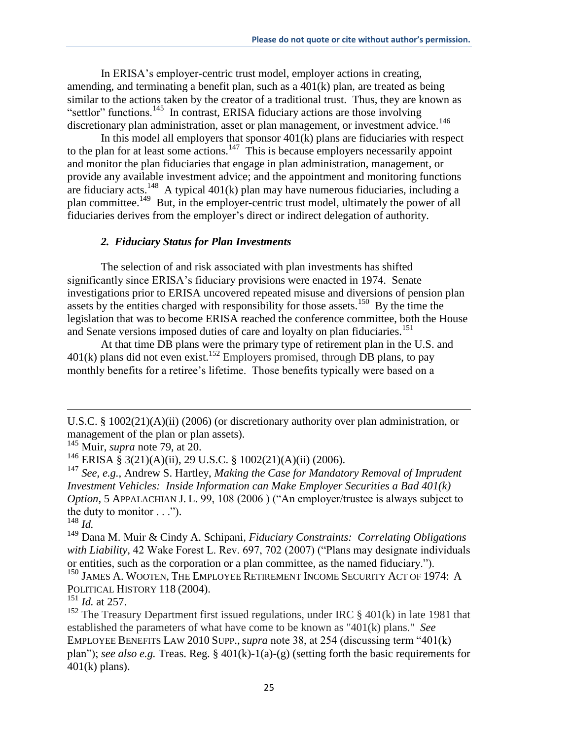In ERISA's employer-centric trust model, employer actions in creating, amending, and terminating a benefit plan, such as a 401(k) plan, are treated as being similar to the actions taken by the creator of a traditional trust. Thus, they are known as "settlor" functions.[145] In contrast, ERISA fiduciary actions are those involving discretionary plan administration, asset or plan management, or investment advice.[146]

In this model all employers that sponsor 401(k) plans are fiduciaries with respect to the plan for at least some actions.[147] This is because employers necessarily appoint and monitor the plan fiduciaries that engage in plan administration, management, or provide any available investment advice; and the appointment and monitoring functions are fiduciary acts.[148] A typical 401(k) plan may have numerous fiduciaries, including a plan committee.[149] But, in the employer-centric trust model, ultimately the power of all fiduciaries derives from the employer's direct or indirect delegation of authority.

### *2. Fiduciary Status for Plan Investments*

The selection of and risk associated with plan investments has shifted significantly since ERISA's fiduciary provisions were enacted in 1974. Senate investigations prior to ERISA uncovered repeated misuse and diversions of pension plan assets by the entities charged with responsibility for those assets.[150] By the time the legislation that was to become ERISA reached the conference committee, both the House and Senate versions imposed duties of care and loyalty on plan fiduciaries.[151]

At that time DB plans were the primary type of retirement plan in the U.S. and 401(k) plans did not even exist.[152] Employers promised, through DB plans, to pay monthly benefits for a retiree's lifetime. Those benefits typically were based on a

---

U.S.C. § 1002(21)(A)(ii) (2006) (or discretionary authority over plan administration, or management of the plan or plan assets).

[145] Muir, *supra* note 79, at 20.

[146] ERISA § 3(21)(A)(ii), 29 U.S.C. § 1002(21)(A)(ii) (2006).

[147] *See, e.g.*, Andrew S. Hartley, *Making the Case for Mandatory Removal of Imprudent Investment Vehicles: Inside Information can Make Employer Securities a Bad 401(k) Option*, 5 APPALACHIAN J. L. 99, 108 (2006 ) ("An employer/trustee is always subject to the duty to monitor . . .").

[148] *Id.*

[149] Dana M. Muir & Cindy A. Schipani, *Fiduciary Constraints: Correlating Obligations with Liability*, 42 Wake Forest L. Rev. 697, 702 (2007) ("Plans may designate individuals or entities, such as the corporation or a plan committee, as the named fiduciary.").

[150] JAMES A. WOOTEN, THE EMPLOYEE RETIREMENT INCOME SECURITY ACT OF 1974: A POLITICAL HISTORY 118 (2004).

[151] *Id.* at 257.

[152] The Treasury Department first issued regulations, under IRC § 401(k) in late 1981 that established the parameters of what have come to be known as "401(k) plans." *See* EMPLOYEE BENEFITS LAW 2010 SUPP., *supra* note 38, at 254 (discussing term "401(k) plan"); *see also e.g.* Treas. Reg. § 401(k)-1(a)-(g) (setting forth the basic requirements for 401(k) plans).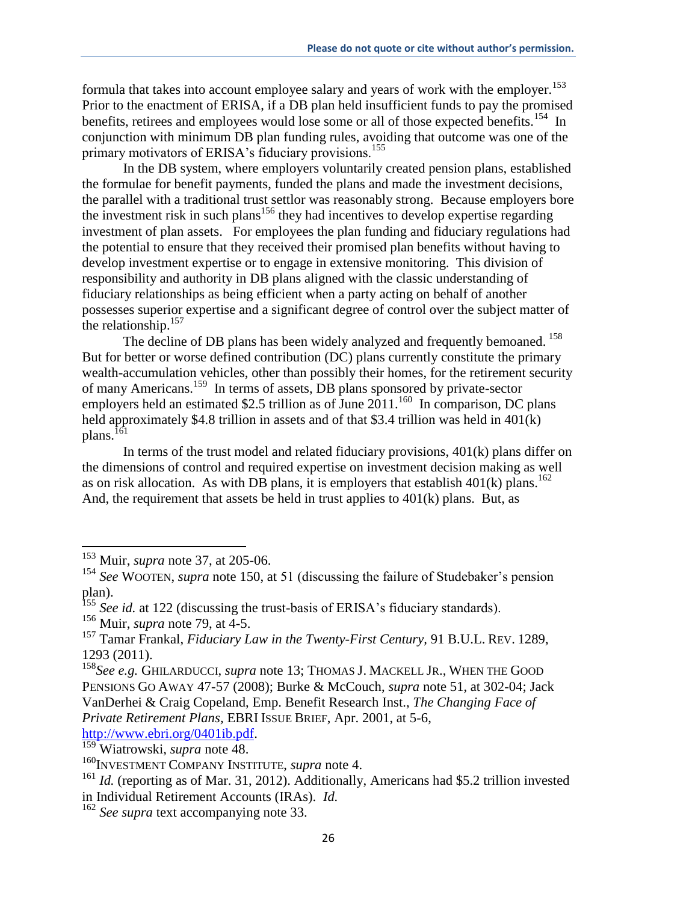formula that takes into account employee salary and years of work with the employer.[153] Prior to the enactment of ERISA, if a DB plan held insufficient funds to pay the promised benefits, retirees and employees would lose some or all of those expected benefits.[154] In conjunction with minimum DB plan funding rules, avoiding that outcome was one of the primary motivators of ERISA's fiduciary provisions.[155]

In the DB system, where employers voluntarily created pension plans, established the formulae for benefit payments, funded the plans and made the investment decisions, the parallel with a traditional trust settlor was reasonably strong. Because employers bore the investment risk in such plans[156] they had incentives to develop expertise regarding investment of plan assets. For employees the plan funding and fiduciary regulations had the potential to ensure that they received their promised plan benefits without having to develop investment expertise or to engage in extensive monitoring. This division of responsibility and authority in DB plans aligned with the classic understanding of fiduciary relationships as being efficient when a party acting on behalf of another possesses superior expertise and a significant degree of control over the subject matter of the relationship.[157]

The decline of DB plans has been widely analyzed and frequently bemoaned.[158] But for better or worse defined contribution (DC) plans currently constitute the primary wealth-accumulation vehicles, other than possibly their homes, for the retirement security of many Americans.[159] In terms of assets, DB plans sponsored by private-sector employers held an estimated $2.5 trillion as of June 2011.[160] In comparison, DC plans held approximately $4.8 trillion in assets and of that $3.4 trillion was held in 401(k) plans.[161]

In terms of the trust model and related fiduciary provisions, 401(k) plans differ on the dimensions of control and required expertise on investment decision making as well as on risk allocation. As with DB plans, it is employers that establish 401(k) plans.[162] And, the requirement that assets be held in trust applies to 401(k) plans. But, as

---

[153] Muir, *supra* note 37, at 205-06.

[154] *See* WOOTEN, *supra* note 150, at 51 (discussing the failure of Studebaker's pension plan).

[155] *See id.* at 122 (discussing the trust-basis of ERISA's fiduciary standards).

[156] Muir, *supra* note 79, at 4-5.

[157] Tamar Frankal, *Fiduciary Law in the Twenty-First Century,* 91 B.U.L. REV. 1289, 1293 (2011).

[158] *See e.g.* GHILARDUCCI, *supra* note 13; THOMAS J. MACKELL JR., WHEN THE GOOD PENSIONS GO AWAY 47-57 (2008); Burke & McCouch, *supra* note 51, at 302-04; Jack VanDerhei & Craig Copeland, Emp. Benefit Research Inst., *The Changing Face of Private Retirement Plans*, EBRI ISSUE BRIEF, Apr. 2001, at 5-6, http://www.ebri.org/0401ib.pdf.

[159] Wiatrowski, *supra* note 48.

[160] INVESTMENT COMPANY INSTITUTE, *supra* note 4.

[161] *Id.* (reporting as of Mar. 31, 2012). Additionally, Americans had $5.2 trillion invested in Individual Retirement Accounts (IRAs). *Id.*

[162] *See supra* text accompanying note 33.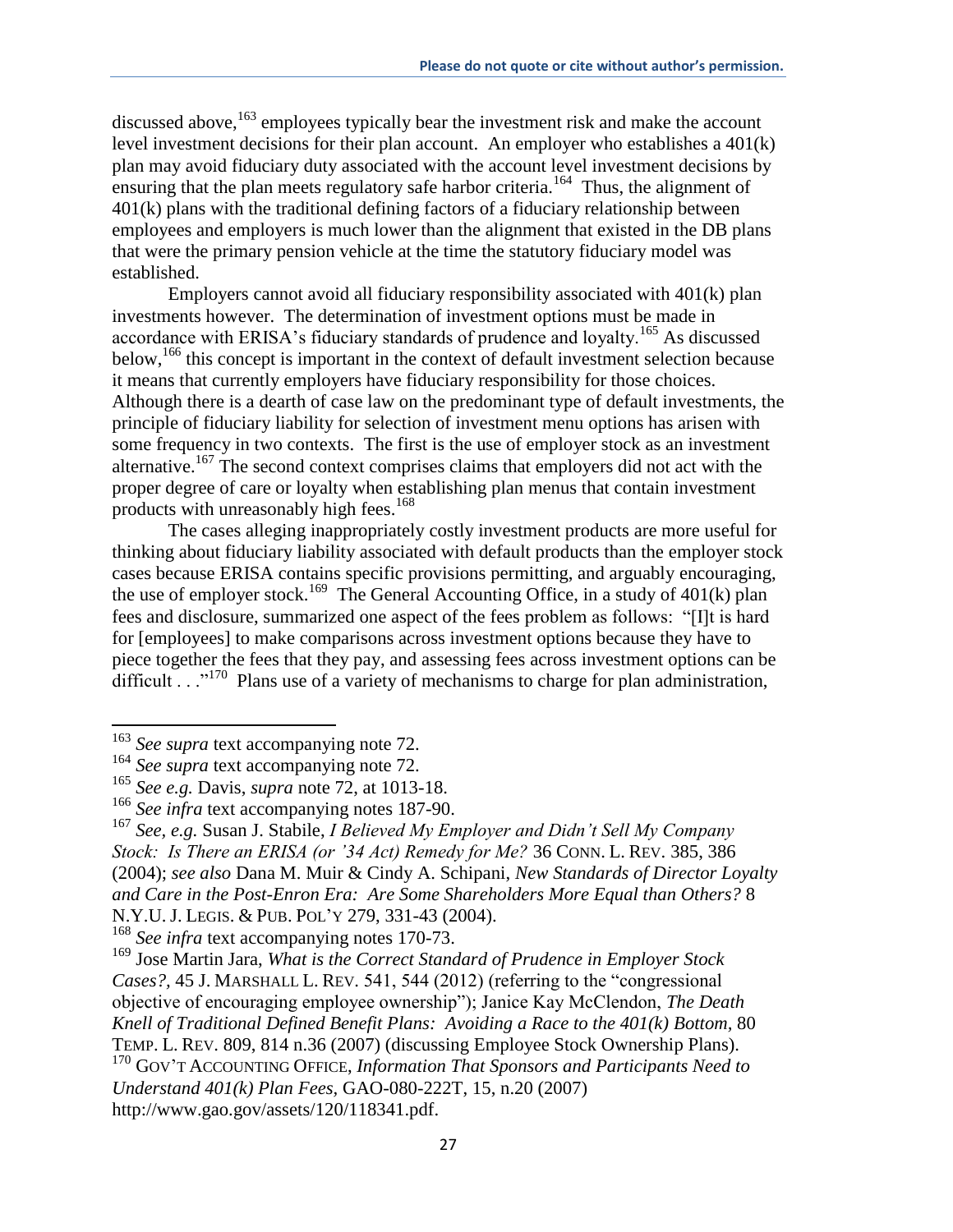discussed above,[163] employees typically bear the investment risk and make the account level investment decisions for their plan account. An employer who establishes a 401(k) plan may avoid fiduciary duty associated with the account level investment decisions by ensuring that the plan meets regulatory safe harbor criteria.[164] Thus, the alignment of 401(k) plans with the traditional defining factors of a fiduciary relationship between employees and employers is much lower than the alignment that existed in the DB plans that were the primary pension vehicle at the time the statutory fiduciary model was established.

Employers cannot avoid all fiduciary responsibility associated with 401(k) plan investments however. The determination of investment options must be made in accordance with ERISA's fiduciary standards of prudence and loyalty.[165] As discussed below,[166] this concept is important in the context of default investment selection because it means that currently employers have fiduciary responsibility for those choices. Although there is a dearth of case law on the predominant type of default investments, the principle of fiduciary liability for selection of investment menu options has arisen with some frequency in two contexts. The first is the use of employer stock as an investment alternative.[167] The second context comprises claims that employers did not act with the proper degree of care or loyalty when establishing plan menus that contain investment products with unreasonably high fees.[168]

The cases alleging inappropriately costly investment products are more useful for thinking about fiduciary liability associated with default products than the employer stock cases because ERISA contains specific provisions permitting, and arguably encouraging, the use of employer stock.[169] The General Accounting Office, in a study of 401(k) plan fees and disclosure, summarized one aspect of the fees problem as follows: "[I]t is hard for [employees] to make comparisons across investment options because they have to piece together the fees that they pay, and assessing fees across investment options can be difficult . . ."[170] Plans use of a variety of mechanisms to charge for plan administration,

---

[163] *See supra* text accompanying note 72.

[164] *See supra* text accompanying note 72.

[165] *See e.g.* Davis, *supra* note 72, at 1013-18.

[166] *See infra* text accompanying notes 187-90.

[167] *See, e.g.* Susan J. Stabile, *I Believed My Employer and Didn't Sell My Company Stock: Is There an ERISA (or '34 Act) Remedy for Me?* 36 CONN. L. REV. 385, 386 (2004); *see also* Dana M. Muir & Cindy A. Schipani, *New Standards of Director Loyalty and Care in the Post-Enron Era: Are Some Shareholders More Equal than Others?* 8 N.Y.U. J. LEGIS. & PUB. POL'Y 279, 331-43 (2004).

[168] *See infra* text accompanying notes 170-73.

[169] Jose Martin Jara, *What is the Correct Standard of Prudence in Employer Stock Cases?*, 45 J. MARSHALL L. REV. 541, 544 (2012) (referring to the "congressional objective of encouraging employee ownership"); Janice Kay McClendon, *The Death Knell of Traditional Defined Benefit Plans: Avoiding a Race to the 401(k) Bottom*, 80 TEMP. L. REV. 809, 814 n.36 (2007) (discussing Employee Stock Ownership Plans).

[170] GOV'T ACCOUNTING OFFICE, *Information That Sponsors and Participants Need to Understand 401(k) Plan Fees*, GAO-080-222T, 15, n.20 (2007) http://www.gao.gov/assets/120/118341.pdf.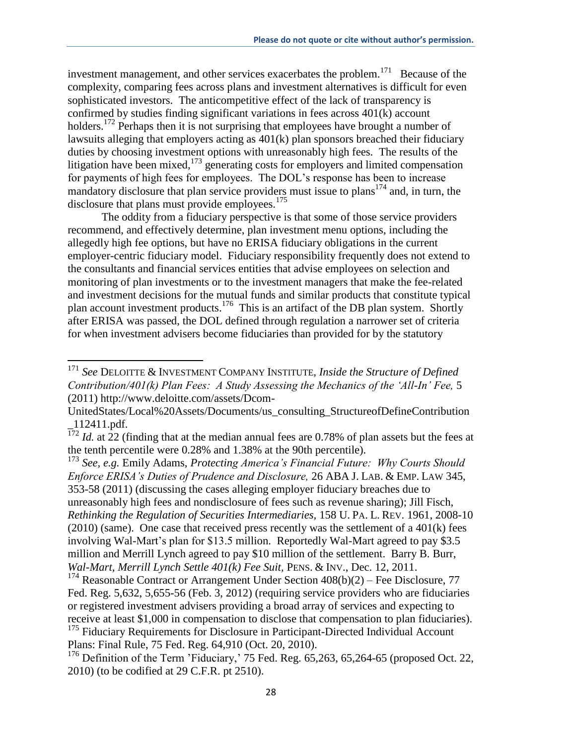investment management, and other services exacerbates the problem.[171] Because of the complexity, comparing fees across plans and investment alternatives is difficult for even sophisticated investors. The anticompetitive effect of the lack of transparency is confirmed by studies finding significant variations in fees across 401(k) account holders.[172] Perhaps then it is not surprising that employees have brought a number of lawsuits alleging that employers acting as 401(k) plan sponsors breached their fiduciary duties by choosing investment options with unreasonably high fees. The results of the litigation have been mixed,[173] generating costs for employers and limited compensation for payments of high fees for employees. The DOL's response has been to increase mandatory disclosure that plan service providers must issue to plans[174] and, in turn, the disclosure that plans must provide employees.[175]

The oddity from a fiduciary perspective is that some of those service providers recommend, and effectively determine, plan investment menu options, including the allegedly high fee options, but have no ERISA fiduciary obligations in the current employer-centric fiduciary model. Fiduciary responsibility frequently does not extend to the consultants and financial services entities that advise employees on selection and monitoring of plan investments or to the investment managers that make the fee-related and investment decisions for the mutual funds and similar products that constitute typical plan account investment products.[176] This is an artifact of the DB plan system. Shortly after ERISA was passed, the DOL defined through regulation a narrower set of criteria for when investment advisers become fiduciaries than provided for by the statutory

---

[171] *See* DELOITTE & INVESTMENT COMPANY INSTITUTE, *Inside the Structure of Defined Contribution/401(k) Plan Fees: A Study Assessing the Mechanics of the 'All-In' Fee,* 5 (2011) http://www.deloitte.com/assets/Dcom-UnitedStates/Local%20Assets/Documents/us_consulting_StructureofDefineContribution_112411.pdf.

[172] *Id.* at 22 (finding that at the median annual fees are 0.78% of plan assets but the fees at the tenth percentile were 0.28% and 1.38% at the 90th percentile).

[173] *See, e.g.* Emily Adams, *Protecting America's Financial Future: Why Courts Should Enforce ERISA's Duties of Prudence and Disclosure,* 26 ABA J. LAB. & EMP. LAW 345, 353-58 (2011) (discussing the cases alleging employer fiduciary breaches due to unreasonably high fees and nondisclosure of fees such as revenue sharing); Jill Fisch, *Rethinking the Regulation of Securities Intermediaries*, 158 U. PA. L. REV. 1961, 2008-10 (2010) (same). One case that received press recently was the settlement of a 401(k) fees involving Wal-Mart's plan for $13.5 million. Reportedly Wal-Mart agreed to pay $3.5 million and Merrill Lynch agreed to pay $10 million of the settlement. Barry B. Burr, *Wal-Mart, Merrill Lynch Settle 401(k) Fee Suit,* PENS. & INV., Dec. 12, 2011.

[174] Reasonable Contract or Arrangement Under Section 408(b)(2) – Fee Disclosure, 77 Fed. Reg. 5,632, 5,655-56 (Feb. 3, 2012) (requiring service providers who are fiduciaries or registered investment advisers providing a broad array of services and expecting to receive at least $1,000 in compensation to disclose that compensation to plan fiduciaries).

[175] Fiduciary Requirements for Disclosure in Participant-Directed Individual Account Plans: Final Rule, 75 Fed. Reg. 64,910 (Oct. 20, 2010).

[176] Definition of the Term 'Fiduciary,' 75 Fed. Reg. 65,263, 65,264-65 (proposed Oct. 22, 2010) (to be codified at 29 C.F.R. pt 2510).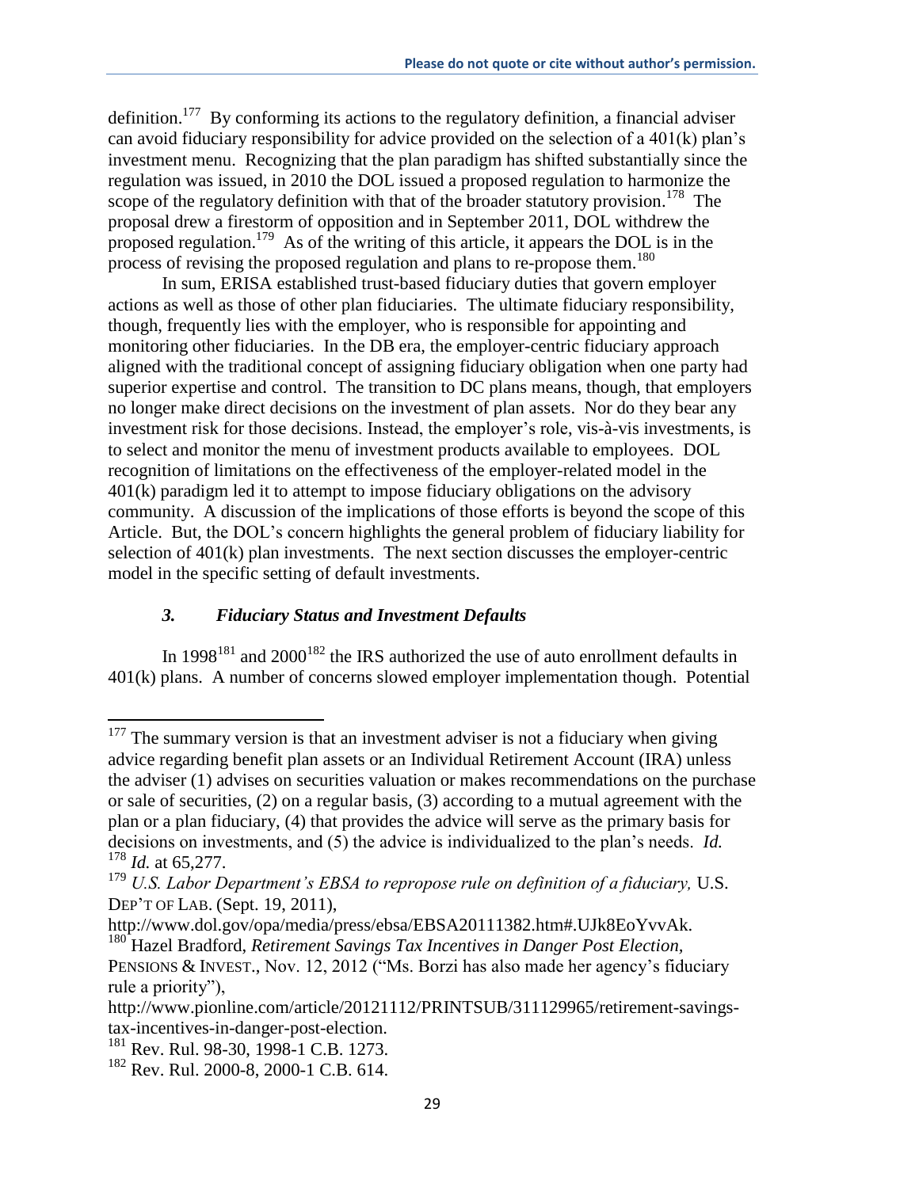definition.[177] By conforming its actions to the regulatory definition, a financial adviser can avoid fiduciary responsibility for advice provided on the selection of a 401(k) plan's investment menu. Recognizing that the plan paradigm has shifted substantially since the regulation was issued, in 2010 the DOL issued a proposed regulation to harmonize the scope of the regulatory definition with that of the broader statutory provision.[178] The proposal drew a firestorm of opposition and in September 2011, DOL withdrew the proposed regulation.[179] As of the writing of this article, it appears the DOL is in the process of revising the proposed regulation and plans to re-propose them.[180]

In sum, ERISA established trust-based fiduciary duties that govern employer actions as well as those of other plan fiduciaries. The ultimate fiduciary responsibility, though, frequently lies with the employer, who is responsible for appointing and monitoring other fiduciaries. In the DB era, the employer-centric fiduciary approach aligned with the traditional concept of assigning fiduciary obligation when one party had superior expertise and control. The transition to DC plans means, though, that employers no longer make direct decisions on the investment of plan assets. Nor do they bear any investment risk for those decisions. Instead, the employer's role, vis-à-vis investments, is to select and monitor the menu of investment products available to employees. DOL recognition of limitations on the effectiveness of the employer-related model in the 401(k) paradigm led it to attempt to impose fiduciary obligations on the advisory community. A discussion of the implications of those efforts is beyond the scope of this Article. But, the DOL's concern highlights the general problem of fiduciary liability for selection of 401(k) plan investments. The next section discusses the employer-centric model in the specific setting of default investments.

### *3. Fiduciary Status and Investment Defaults*

In 1998[181] and 2000[182] the IRS authorized the use of auto enrollment defaults in 401(k) plans. A number of concerns slowed employer implementation though. Potential

---

[177] The summary version is that an investment adviser is not a fiduciary when giving advice regarding benefit plan assets or an Individual Retirement Account (IRA) unless the adviser (1) advises on securities valuation or makes recommendations on the purchase or sale of securities, (2) on a regular basis, (3) according to a mutual agreement with the plan or a plan fiduciary, (4) that provides the advice will serve as the primary basis for decisions on investments, and (5) the advice is individualized to the plan's needs. *Id.*

[178] *Id.* at 65,277.

[179] *U.S. Labor Department's EBSA to repropose rule on definition of a fiduciary,* U.S. DEP'T OF LAB. (Sept. 19, 2011), http://www.dol.gov/opa/media/press/ebsa/EBSA20111382.htm#.UJk8EoYvvAk.

[180] Hazel Bradford, *Retirement Savings Tax Incentives in Danger Post Election*, PENSIONS & INVEST., Nov. 12, 2012 ("Ms. Borzi has also made her agency's fiduciary rule a priority"), http://www.pionline.com/article/20121112/PRINTSUB/311129965/retirement-savings-tax-incentives-in-danger-post-election.

[181] Rev. Rul. 98-30, 1998-1 C.B. 1273.

[182] Rev. Rul. 2000-8, 2000-1 C.B. 614.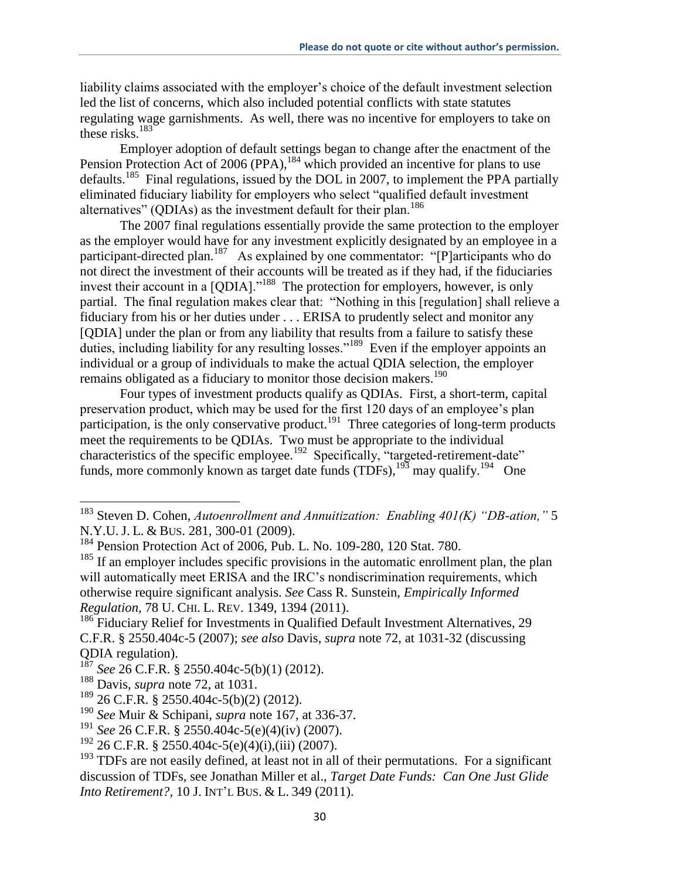liability claims associated with the employer's choice of the default investment selection led the list of concerns, which also included potential conflicts with state statutes regulating wage garnishments. As well, there was no incentive for employers to take on these risks.[183]

Employer adoption of default settings began to change after the enactment of the Pension Protection Act of 2006 (PPA),[184] which provided an incentive for plans to use defaults.[185] Final regulations, issued by the DOL in 2007, to implement the PPA partially eliminated fiduciary liability for employers who select "qualified default investment alternatives" (QDIAs) as the investment default for their plan.[186]

The 2007 final regulations essentially provide the same protection to the employer as the employer would have for any investment explicitly designated by an employee in a participant-directed plan.[187] As explained by one commentator: "[P]articipants who do not direct the investment of their accounts will be treated as if they had, if the fiduciaries invest their account in a [QDIA]."[188] The protection for employers, however, is only partial. The final regulation makes clear that: "Nothing in this [regulation] shall relieve a fiduciary from his or her duties under . . . ERISA to prudently select and monitor any [QDIA] under the plan or from any liability that results from a failure to satisfy these duties, including liability for any resulting losses."[189] Even if the employer appoints an individual or a group of individuals to make the actual QDIA selection, the employer remains obligated as a fiduciary to monitor those decision makers.[190]

Four types of investment products qualify as QDIAs. First, a short-term, capital preservation product, which may be used for the first 120 days of an employee's plan participation, is the only conservative product.[191] Three categories of long-term products meet the requirements to be QDIAs. Two must be appropriate to the individual characteristics of the specific employee.[192] Specifically, "targeted-retirement-date" funds, more commonly known as target date funds (TDFs),[193] may qualify.[194] One

---

[183] Steven D. Cohen, *Autoenrollment and Annuitization: Enabling 401(K) "DB-ation,"* 5 N.Y.U. J. L. & BUS. 281, 300-01 (2009).

[184] Pension Protection Act of 2006, Pub. L. No. 109-280, 120 Stat. 780.

[185] If an employer includes specific provisions in the automatic enrollment plan, the plan will automatically meet ERISA and the IRC's nondiscrimination requirements, which otherwise require significant analysis. *See* Cass R. Sunstein, *Empirically Informed Regulation,* 78 U. CHI. L. REV. 1349, 1394 (2011).

[186] Fiduciary Relief for Investments in Qualified Default Investment Alternatives, 29 C.F.R. § 2550.404c-5 (2007); *see also* Davis, *supra* note 72, at 1031-32 (discussing QDIA regulation).

[187] *See* 26 C.F.R. § 2550.404c-5(b)(1) (2012).

[188] Davis, *supra* note 72, at 1031.

[189] 26 C.F.R. § 2550.404c-5(b)(2) (2012).

[190] *See* Muir & Schipani, *supra* note 167, at 336-37.

[191] *See* 26 C.F.R. § 2550.404c-5(e)(4)(iv) (2007).

[192] 26 C.F.R. § 2550.404c-5(e)(4)(i),(iii) (2007).

[193] TDFs are not easily defined, at least not in all of their permutations. For a significant discussion of TDFs, see Jonathan Miller et al., *Target Date Funds: Can One Just Glide Into Retirement?,* 10 J. INT'L BUS. & L. 349 (2011).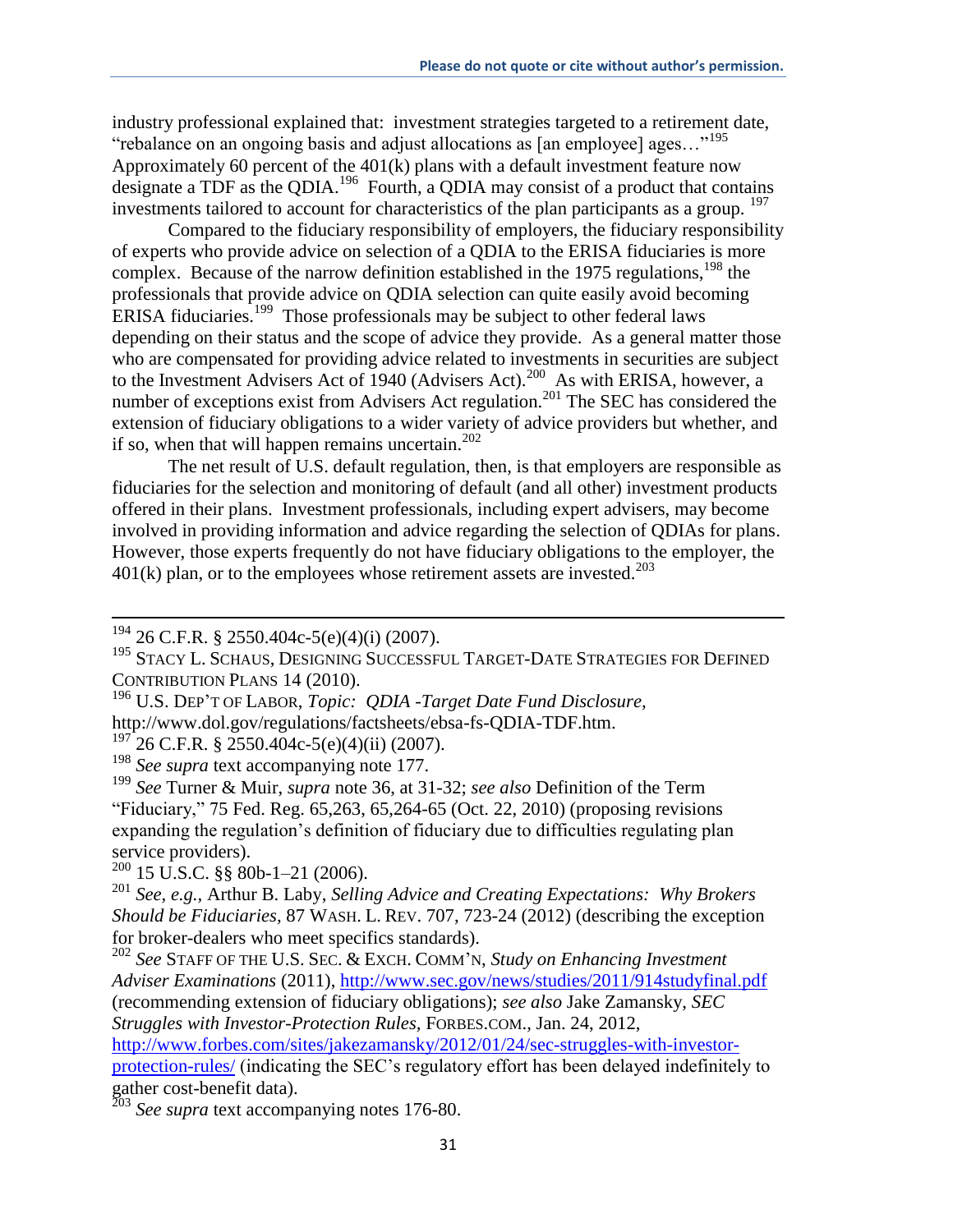industry professional explained that: investment strategies targeted to a retirement date, "rebalance on an ongoing basis and adjust allocations as [an employee] ages…"[195] Approximately 60 percent of the 401(k) plans with a default investment feature now designate a TDF as the QDIA.[196] Fourth, a QDIA may consist of a product that contains investments tailored to account for characteristics of the plan participants as a group.[197]

Compared to the fiduciary responsibility of employers, the fiduciary responsibility of experts who provide advice on selection of a QDIA to the ERISA fiduciaries is more complex. Because of the narrow definition established in the 1975 regulations,[198] the professionals that provide advice on QDIA selection can quite easily avoid becoming ERISA fiduciaries.[199] Those professionals may be subject to other federal laws depending on their status and the scope of advice they provide. As a general matter those who are compensated for providing advice related to investments in securities are subject to the Investment Advisers Act of 1940 (Advisers Act).[200] As with ERISA, however, a number of exceptions exist from Advisers Act regulation.[201] The SEC has considered the extension of fiduciary obligations to a wider variety of advice providers but whether, and if so, when that will happen remains uncertain.[202]

The net result of U.S. default regulation, then, is that employers are responsible as fiduciaries for the selection and monitoring of default (and all other) investment products offered in their plans. Investment professionals, including expert advisers, may become involved in providing information and advice regarding the selection of QDIAs for plans. However, those experts frequently do not have fiduciary obligations to the employer, the 401(k) plan, or to the employees whose retirement assets are invested.[203]

---

[194] 26 C.F.R. § 2550.404c-5(e)(4)(i) (2007).

[195] STACY L. SCHAUS, DESIGNING SUCCESSFUL TARGET-DATE STRATEGIES FOR DEFINED CONTRIBUTION PLANS 14 (2010).

[196] U.S. DEP'T OF LABOR, *Topic: QDIA -Target Date Fund Disclosure*, http://www.dol.gov/regulations/factsheets/ebsa-fs-QDIA-TDF.htm.

[197] 26 C.F.R. § 2550.404c-5(e)(4)(ii) (2007).

[198] *See supra* text accompanying note 177.

[199] *See* Turner & Muir, *supra* note 36, at 31-32; *see also* Definition of the Term "Fiduciary," 75 Fed. Reg. 65,263, 65,264-65 (Oct. 22, 2010) (proposing revisions expanding the regulation's definition of fiduciary due to difficulties regulating plan service providers).

[200] 15 U.S.C. §§ 80b-1–21 (2006).

[201] *See, e.g.*, Arthur B. Laby, *Selling Advice and Creating Expectations: Why Brokers Should be Fiduciaries*, 87 WASH. L. REV. 707, 723-24 (2012) (describing the exception for broker-dealers who meet specifics standards).

[202] *See* STAFF OF THE U.S. SEC. & EXCH. COMM'N, *Study on Enhancing Investment Adviser Examinations* (2011), http://www.sec.gov/news/studies/2011/914studyfinal.pdf (recommending extension of fiduciary obligations); *see also* Jake Zamansky, *SEC Struggles with Investor-Protection Rules*, FORBES.COM., Jan. 24, 2012, http://www.forbes.com/sites/jakezamansky/2012/01/24/sec-struggles-with-investor-protection-rules/ (indicating the SEC's regulatory effort has been delayed indefinitely to gather cost-benefit data).

[203] *See supra* text accompanying notes 176-80.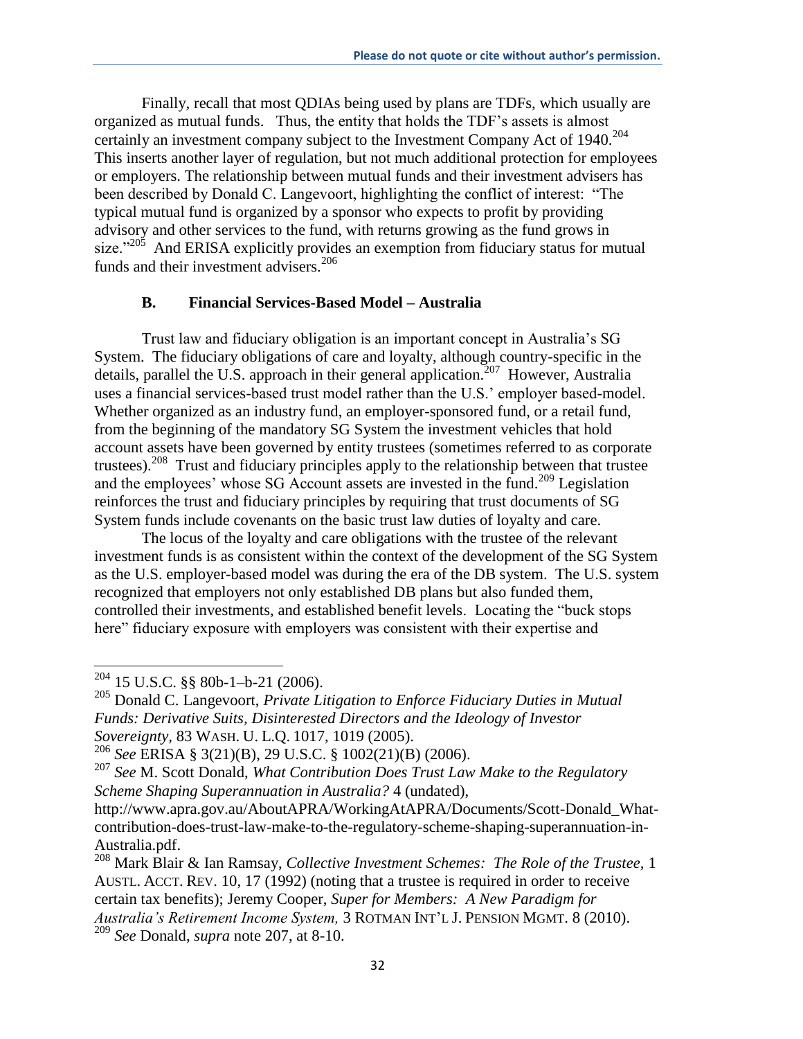Finally, recall that most QDIAs being used by plans are TDFs, which usually are organized as mutual funds. Thus, the entity that holds the TDF's assets is almost certainly an investment company subject to the Investment Company Act of 1940.[204] This inserts another layer of regulation, but not much additional protection for employees or employers. The relationship between mutual funds and their investment advisers has been described by Donald C. Langevoort, highlighting the conflict of interest: "The typical mutual fund is organized by a sponsor who expects to profit by providing advisory and other services to the fund, with returns growing as the fund grows in size."[205] And ERISA explicitly provides an exemption from fiduciary status for mutual funds and their investment advisers.[206]

### B. Financial Services-Based Model – Australia

Trust law and fiduciary obligation is an important concept in Australia's SG System. The fiduciary obligations of care and loyalty, although country-specific in the details, parallel the U.S. approach in their general application.[207] However, Australia uses a financial services-based trust model rather than the U.S.' employer based-model. Whether organized as an industry fund, an employer-sponsored fund, or a retail fund, from the beginning of the mandatory SG System the investment vehicles that hold account assets have been governed by entity trustees (sometimes referred to as corporate trustees).[208] Trust and fiduciary principles apply to the relationship between that trustee and the employees' whose SG Account assets are invested in the fund.[209] Legislation reinforces the trust and fiduciary principles by requiring that trust documents of SG System funds include covenants on the basic trust law duties of loyalty and care.

The locus of the loyalty and care obligations with the trustee of the relevant investment funds is as consistent within the context of the development of the SG System as the U.S. employer-based model was during the era of the DB system. The U.S. system recognized that employers not only established DB plans but also funded them, controlled their investments, and established benefit levels. Locating the "buck stops here" fiduciary exposure with employers was consistent with their expertise and

---

[204] 15 U.S.C. §§ 80b-1–b-21 (2006).

[205] Donald C. Langevoort, *Private Litigation to Enforce Fiduciary Duties in Mutual Funds: Derivative Suits, Disinterested Directors and the Ideology of Investor Sovereignty*, 83 WASH. U. L.Q. 1017, 1019 (2005).

[206] *See* ERISA § 3(21)(B), 29 U.S.C. § 1002(21)(B) (2006).

[207] *See* M. Scott Donald, *What Contribution Does Trust Law Make to the Regulatory Scheme Shaping Superannuation in Australia?* 4 (undated), http://www.apra.gov.au/AboutAPRA/WorkingAtAPRA/Documents/Scott-Donald_What-contribution-does-trust-law-make-to-the-regulatory-scheme-shaping-superannuation-in-Australia.pdf.

[208] Mark Blair & Ian Ramsay, *Collective Investment Schemes: The Role of the Trustee,* 1 AUSTL. ACCT. REV. 10, 17 (1992) (noting that a trustee is required in order to receive certain tax benefits); Jeremy Cooper, *Super for Members: A New Paradigm for Australia's Retirement Income System,* 3 ROTMAN INT'L J. PENSION MGMT. 8 (2010).

[209] *See* Donald, *supra* note 207, at 8-10.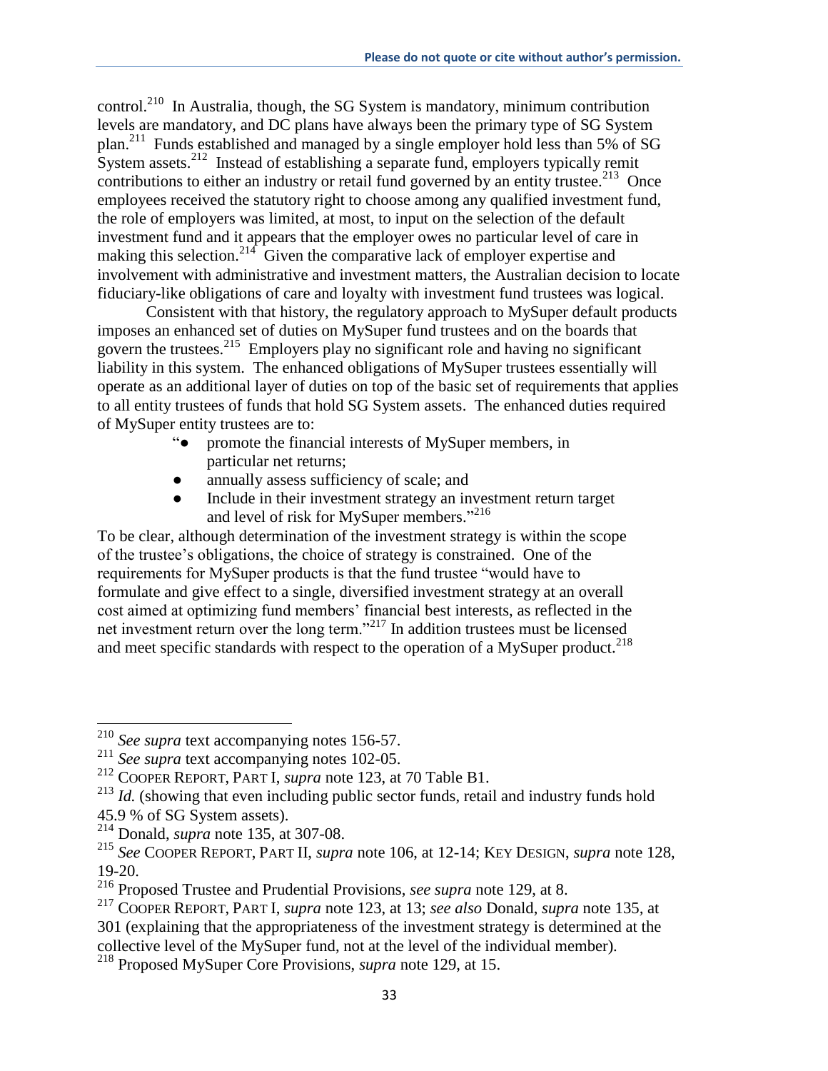control.[210] In Australia, though, the SG System is mandatory, minimum contribution levels are mandatory, and DC plans have always been the primary type of SG System plan.[211] Funds established and managed by a single employer hold less than 5% of SG System assets.[212] Instead of establishing a separate fund, employers typically remit contributions to either an industry or retail fund governed by an entity trustee.[213] Once employees received the statutory right to choose among any qualified investment fund, the role of employers was limited, at most, to input on the selection of the default investment fund and it appears that the employer owes no particular level of care in making this selection.[214] Given the comparative lack of employer expertise and involvement with administrative and investment matters, the Australian decision to locate fiduciary-like obligations of care and loyalty with investment fund trustees was logical.

Consistent with that history, the regulatory approach to MySuper default products imposes an enhanced set of duties on MySuper fund trustees and on the boards that govern the trustees.[215] Employers play no significant role and having no significant liability in this system. The enhanced obligations of MySuper trustees essentially will operate as an additional layer of duties on top of the basic set of requirements that applies to all entity trustees of funds that hold SG System assets. The enhanced duties required of MySuper entity trustees are to:

> "● promote the financial interests of MySuper members, in particular net returns;
> ● annually assess sufficiency of scale; and
> ● Include in their investment strategy an investment return target and level of risk for MySuper members."[216]

To be clear, although determination of the investment strategy is within the scope of the trustee's obligations, the choice of strategy is constrained. One of the requirements for MySuper products is that the fund trustee "would have to formulate and give effect to a single, diversified investment strategy at an overall cost aimed at optimizing fund members' financial best interests, as reflected in the net investment return over the long term."[217] In addition trustees must be licensed and meet specific standards with respect to the operation of a MySuper product.[218]

---

[210] *See supra* text accompanying notes 156-57.

[211] *See supra* text accompanying notes 102-05.

[212] COOPER REPORT, PART I, *supra* note 123, at 70 Table B1.

[213] *Id.* (showing that even including public sector funds, retail and industry funds hold 45.9 % of SG System assets).

[214] Donald, *supra* note 135, at 307-08.

[215] *See* COOPER REPORT, PART II, *supra* note 106, at 12-14; KEY DESIGN, *supra* note 128, 19-20.

[216] Proposed Trustee and Prudential Provisions, *see supra* note 129, at 8.

[217] COOPER REPORT, PART I, *supra* note 123, at 13; *see also* Donald, *supra* note 135, at 301 (explaining that the appropriateness of the investment strategy is determined at the collective level of the MySuper fund, not at the level of the individual member).

[218] Proposed MySuper Core Provisions, *supra* note 129, at 15.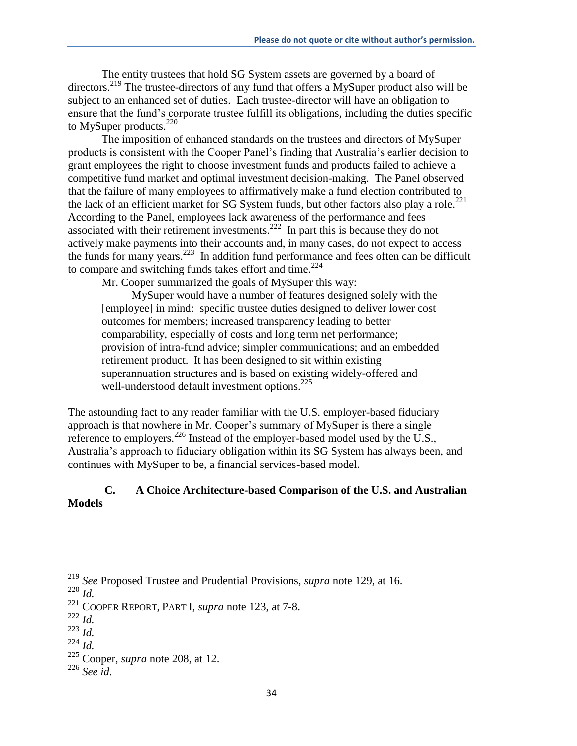The entity trustees that hold SG System assets are governed by a board of directors.[219] The trustee-directors of any fund that offers a MySuper product also will be subject to an enhanced set of duties. Each trustee-director will have an obligation to ensure that the fund's corporate trustee fulfill its obligations, including the duties specific to MySuper products.[220]

The imposition of enhanced standards on the trustees and directors of MySuper products is consistent with the Cooper Panel's finding that Australia's earlier decision to grant employees the right to choose investment funds and products failed to achieve a competitive fund market and optimal investment decision-making. The Panel observed that the failure of many employees to affirmatively make a fund election contributed to the lack of an efficient market for SG System funds, but other factors also play a role.[221] According to the Panel, employees lack awareness of the performance and fees associated with their retirement investments.[222] In part this is because they do not actively make payments into their accounts and, in many cases, do not expect to access the funds for many years.[223] In addition fund performance and fees often can be difficult to compare and switching funds takes effort and time.[224]

Mr. Cooper summarized the goals of MySuper this way:

> MySuper would have a number of features designed solely with the [employee] in mind: specific trustee duties designed to deliver lower cost outcomes for members; increased transparency leading to better comparability, especially of costs and long term net performance; provision of intra-fund advice; simpler communications; and an embedded retirement product. It has been designed to sit within existing superannuation structures and is based on existing widely-offered and well-understood default investment options.[225]

The astounding fact to any reader familiar with the U.S. employer-based fiduciary approach is that nowhere in Mr. Cooper's summary of MySuper is there a single reference to employers.[226] Instead of the employer-based model used by the U.S., Australia's approach to fiduciary obligation within its SG System has always been, and continues with MySuper to be, a financial services-based model.

### C. A Choice Architecture-based Comparison of the U.S. and Australian Models

---

[219] *See* Proposed Trustee and Prudential Provisions, *supra* note 129, at 16.

[220] *Id.*

[221] COOPER REPORT, PART I, *supra* note 123, at 7-8.

[222] *Id.*

[223] *Id.*

[224] *Id.*

[225] Cooper, *supra* note 208, at 12.

[226] *See id.*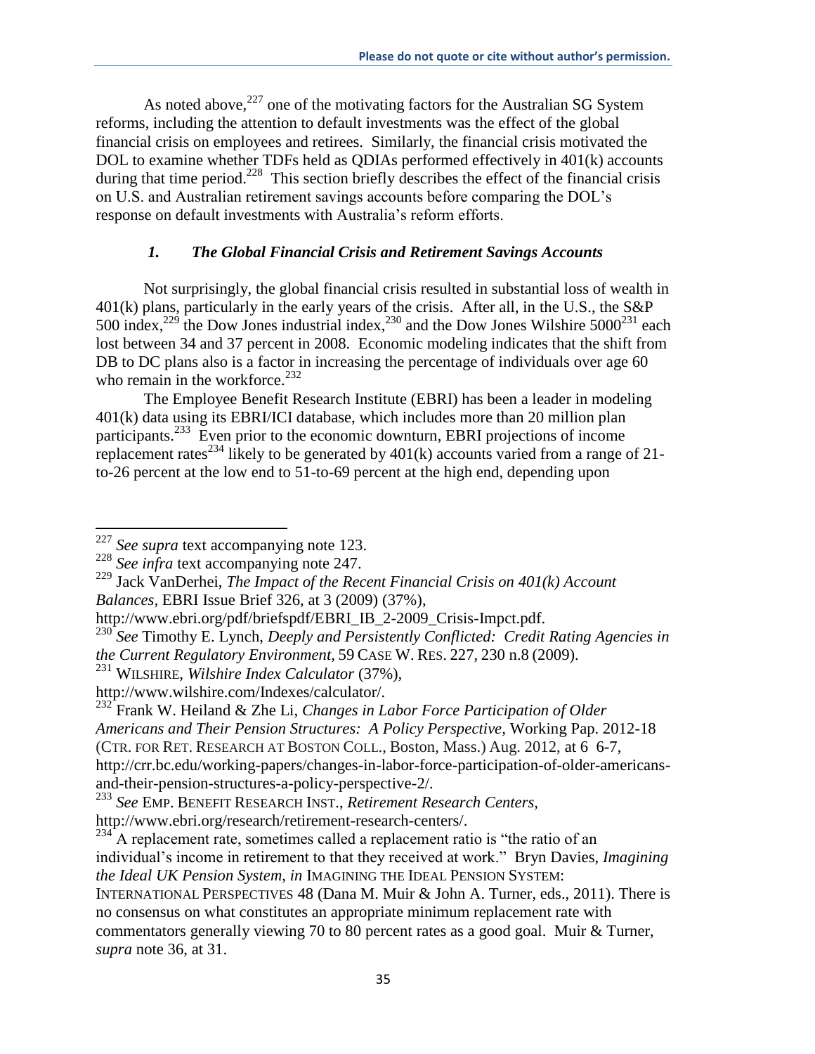As noted above,[227] one of the motivating factors for the Australian SG System reforms, including the attention to default investments was the effect of the global financial crisis on employees and retirees. Similarly, the financial crisis motivated the DOL to examine whether TDFs held as QDIAs performed effectively in 401(k) accounts during that time period.[228] This section briefly describes the effect of the financial crisis on U.S. and Australian retirement savings accounts before comparing the DOL's response on default investments with Australia's reform efforts.

### *1. The Global Financial Crisis and Retirement Savings Accounts*

Not surprisingly, the global financial crisis resulted in substantial loss of wealth in 401(k) plans, particularly in the early years of the crisis. After all, in the U.S., the S&P 500 index,[229] the Dow Jones industrial index,[230] and the Dow Jones Wilshire 5000[231] each lost between 34 and 37 percent in 2008. Economic modeling indicates that the shift from DB to DC plans also is a factor in increasing the percentage of individuals over age 60 who remain in the workforce.[232]

The Employee Benefit Research Institute (EBRI) has been a leader in modeling 401(k) data using its EBRI/ICI database, which includes more than 20 million plan participants.[233] Even prior to the economic downturn, EBRI projections of income replacement rates[234] likely to be generated by 401(k) accounts varied from a range of 21-to-26 percent at the low end to 51-to-69 percent at the high end, depending upon

---

[227] *See supra* text accompanying note 123.

[228] *See infra* text accompanying note 247.

[229] Jack VanDerhei, *The Impact of the Recent Financial Crisis on 401(k) Account Balances*, EBRI Issue Brief 326, at 3 (2009) (37%), http://www.ebri.org/pdf/briefspdf/EBRI_IB_2-2009_Crisis-Impct.pdf.

[230] *See* Timothy E. Lynch, *Deeply and Persistently Conflicted: Credit Rating Agencies in the Current Regulatory Environment*, 59 CASE W. RES. 227, 230 n.8 (2009).

[231] WILSHIRE, *Wilshire Index Calculator* (37%), http://www.wilshire.com/Indexes/calculator/.

[232] Frank W. Heiland & Zhe Li, *Changes in Labor Force Participation of Older Americans and Their Pension Structures: A Policy Perspective*, Working Pap. 2012-18 (CTR. FOR RET. RESEARCH AT BOSTON COLL., Boston, Mass.) Aug. 2012, at 6 6-7, http://crr.bc.edu/working-papers/changes-in-labor-force-participation-of-older-americans-and-their-pension-structures-a-policy-perspective-2/.

[233] *See* EMP. BENEFIT RESEARCH INST., *Retirement Research Centers*, http://www.ebri.org/research/retirement-research-centers/.

[234] A replacement rate, sometimes called a replacement ratio is "the ratio of an individual's income in retirement to that they received at work." Bryn Davies, *Imagining the Ideal UK Pension System*, *in* IMAGINING THE IDEAL PENSION SYSTEM: INTERNATIONAL PERSPECTIVES 48 (Dana M. Muir & John A. Turner, eds., 2011). There is no consensus on what constitutes an appropriate minimum replacement rate with commentators generally viewing 70 to 80 percent rates as a good goal. Muir & Turner, *supra* note 36, at 31.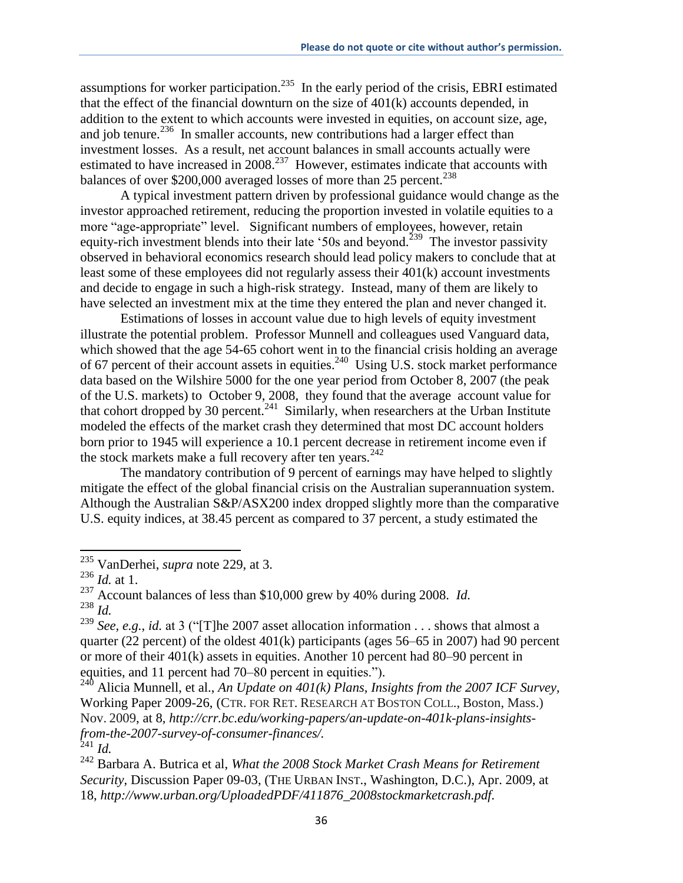assumptions for worker participation.[235] In the early period of the crisis, EBRI estimated that the effect of the financial downturn on the size of 401(k) accounts depended, in addition to the extent to which accounts were invested in equities, on account size, age, and job tenure.[236] In smaller accounts, new contributions had a larger effect than investment losses. As a result, net account balances in small accounts actually were estimated to have increased in 2008.[237] However, estimates indicate that accounts with balances of over $200,000 averaged losses of more than 25 percent.[238]

A typical investment pattern driven by professional guidance would change as the investor approached retirement, reducing the proportion invested in volatile equities to a more "age-appropriate" level. Significant numbers of employees, however, retain equity-rich investment blends into their late '50s and beyond.[239] The investor passivity observed in behavioral economics research should lead policy makers to conclude that at least some of these employees did not regularly assess their 401(k) account investments and decide to engage in such a high-risk strategy. Instead, many of them are likely to have selected an investment mix at the time they entered the plan and never changed it.

Estimations of losses in account value due to high levels of equity investment illustrate the potential problem. Professor Munnell and colleagues used Vanguard data, which showed that the age 54-65 cohort went in to the financial crisis holding an average of 67 percent of their account assets in equities.[240] Using U.S. stock market performance data based on the Wilshire 5000 for the one year period from October 8, 2007 (the peak of the U.S. markets) to October 9, 2008, they found that the average account value for that cohort dropped by 30 percent.[241] Similarly, when researchers at the Urban Institute modeled the effects of the market crash they determined that most DC account holders born prior to 1945 will experience a 10.1 percent decrease in retirement income even if the stock markets make a full recovery after ten years.[242]

The mandatory contribution of 9 percent of earnings may have helped to slightly mitigate the effect of the global financial crisis on the Australian superannuation system. Although the Australian S&P/ASX200 index dropped slightly more than the comparative U.S. equity indices, at 38.45 percent as compared to 37 percent, a study estimated the

---

[235] VanDerhei, *supra* note 229, at 3.

[236] *Id.* at 1.

[237] Account balances of less than $10,000 grew by 40% during 2008. *Id.*

[238] *Id.*

[239] *See, e.g.*, *id.* at 3 ("[T]he 2007 asset allocation information . . . shows that almost a quarter (22 percent) of the oldest 401(k) participants (ages 56–65 in 2007) had 90 percent or more of their 401(k) assets in equities. Another 10 percent had 80–90 percent in equities, and 11 percent had 70–80 percent in equities.").

[240] Alicia Munnell, et al., *An Update on 401(k) Plans, Insights from the 2007 ICF Survey*, Working Paper 2009-26, (CTR. FOR RET. RESEARCH AT BOSTON COLL., Boston, Mass.) Nov. 2009, at 8, *http://crr.bc.edu/working-papers/an-update-on-401k-plans-insights-from-the-2007-survey-of-consumer-finances/.*

[241] *Id.*

[242] Barbara A. Butrica et al, *What the 2008 Stock Market Crash Means for Retirement Security*, Discussion Paper 09-03, (THE URBAN INST., Washington, D.C.), Apr. 2009, at 18, *http://www.urban.org/UploadedPDF/411876_2008stockmarketcrash.pdf.*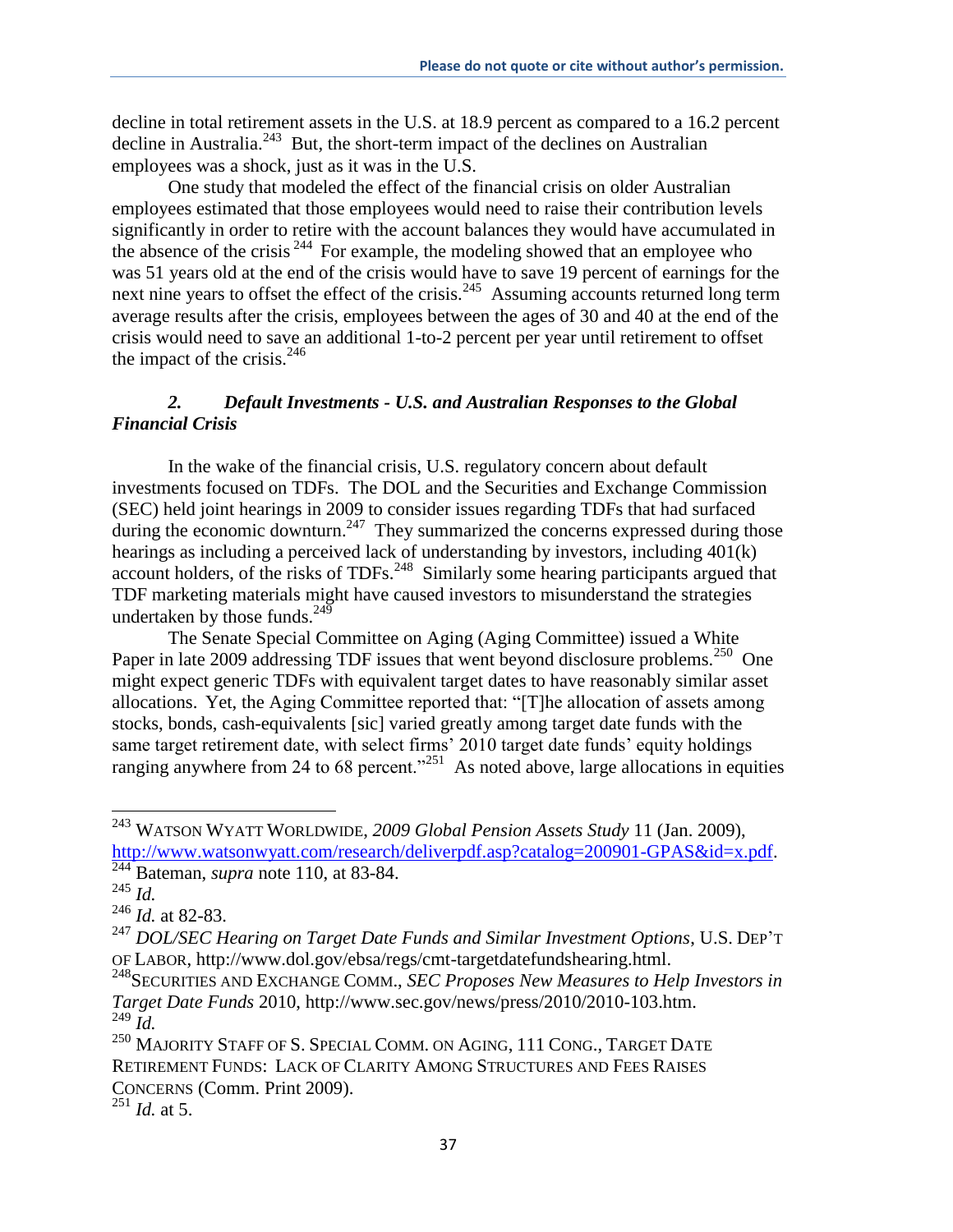decline in total retirement assets in the U.S. at 18.9 percent as compared to a 16.2 percent decline in Australia.[243] But, the short-term impact of the declines on Australian employees was a shock, just as it was in the U.S.

One study that modeled the effect of the financial crisis on older Australian employees estimated that those employees would need to raise their contribution levels significantly in order to retire with the account balances they would have accumulated in the absence of the crisis [244] For example, the modeling showed that an employee who was 51 years old at the end of the crisis would have to save 19 percent of earnings for the next nine years to offset the effect of the crisis.[245] Assuming accounts returned long term average results after the crisis, employees between the ages of 30 and 40 at the end of the crisis would need to save an additional 1-to-2 percent per year until retirement to offset the impact of the crisis.[246]

### *2. Default Investments - U.S. and Australian Responses to the Global Financial Crisis*

In the wake of the financial crisis, U.S. regulatory concern about default investments focused on TDFs. The DOL and the Securities and Exchange Commission (SEC) held joint hearings in 2009 to consider issues regarding TDFs that had surfaced during the economic downturn.[247] They summarized the concerns expressed during those hearings as including a perceived lack of understanding by investors, including 401(k) account holders, of the risks of TDFs.[248] Similarly some hearing participants argued that TDF marketing materials might have caused investors to misunderstand the strategies undertaken by those funds.[249]

The Senate Special Committee on Aging (Aging Committee) issued a White Paper in late 2009 addressing TDF issues that went beyond disclosure problems.[250] One might expect generic TDFs with equivalent target dates to have reasonably similar asset allocations. Yet, the Aging Committee reported that: "[T]he allocation of assets among stocks, bonds, cash-equivalents [sic] varied greatly among target date funds with the same target retirement date, with select firms' 2010 target date funds' equity holdings ranging anywhere from 24 to 68 percent."[251] As noted above, large allocations in equities

---

[243] WATSON WYATT WORLDWIDE, *2009 Global Pension Assets Study* 11 (Jan. 2009), http://www.watsonwyatt.com/research/deliverpdf.asp?catalog=200901-GPAS&id=x.pdf.

[244] Bateman, *supra* note 110, at 83-84.

[245] *Id.*

[246] *Id.* at 82-83.

[247] *DOL/SEC Hearing on Target Date Funds and Similar Investment Options*, U.S. DEP'T OF LABOR, http://www.dol.gov/ebsa/regs/cmt-targetdatefundshearing.html.

[248] SECURITIES AND EXCHANGE COMM., *SEC Proposes New Measures to Help Investors in Target Date Funds* 2010, http://www.sec.gov/news/press/2010/2010-103.htm.

[249] *Id.*

[250] MAJORITY STAFF OF S. SPECIAL COMM. ON AGING, 111 CONG., TARGET DATE RETIREMENT FUNDS: LACK OF CLARITY AMONG STRUCTURES AND FEES RAISES CONCERNS (Comm. Print 2009).

[251] *Id.* at 5.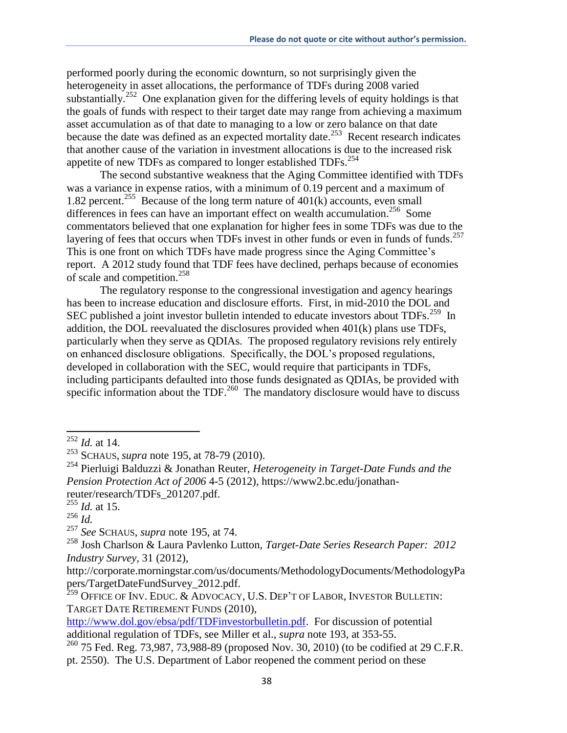performed poorly during the economic downturn, so not surprisingly given the heterogeneity in asset allocations, the performance of TDFs during 2008 varied substantially.[252] One explanation given for the differing levels of equity holdings is that the goals of funds with respect to their target date may range from achieving a maximum asset accumulation as of that date to managing to a low or zero balance on that date because the date was defined as an expected mortality date.[253] Recent research indicates that another cause of the variation in investment allocations is due to the increased risk appetite of new TDFs as compared to longer established TDFs.[254]

The second substantive weakness that the Aging Committee identified with TDFs was a variance in expense ratios, with a minimum of 0.19 percent and a maximum of 1.82 percent.[255] Because of the long term nature of 401(k) accounts, even small differences in fees can have an important effect on wealth accumulation.[256] Some commentators believed that one explanation for higher fees in some TDFs was due to the layering of fees that occurs when TDFs invest in other funds or even in funds of funds.[257] This is one front on which TDFs have made progress since the Aging Committee's report. A 2012 study found that TDF fees have declined, perhaps because of economies of scale and competition.[258]

The regulatory response to the congressional investigation and agency hearings has been to increase education and disclosure efforts. First, in mid-2010 the DOL and SEC published a joint investor bulletin intended to educate investors about TDFs.[259] In addition, the DOL reevaluated the disclosures provided when 401(k) plans use TDFs, particularly when they serve as QDIAs. The proposed regulatory revisions rely entirely on enhanced disclosure obligations. Specifically, the DOL's proposed regulations, developed in collaboration with the SEC, would require that participants in TDFs, including participants defaulted into those funds designated as QDIAs, be provided with specific information about the TDF.[260] The mandatory disclosure would have to discuss

---

[252] *Id.* at 14.

[253] SCHAUS, *supra* note 195, at 78-79 (2010).

[254] Pierluigi Balduzzi & Jonathan Reuter, *Heterogeneity in Target-Date Funds and the Pension Protection Act of 2006* 4-5 (2012), https://www2.bc.edu/jonathan-reuter/research/TDFs_201207.pdf.

[255] *Id.* at 15.

[256] *Id.*

[257] *See* SCHAUS, *supra* note 195, at 74.

[258] Josh Charlson & Laura Pavlenko Lutton, *Target-Date Series Research Paper: 2012 Industry Survey*, 31 (2012), http://corporate.morningstar.com/us/documents/MethodologyDocuments/MethodologyPapers/TargetDateFundSurvey_2012.pdf.

[259] OFFICE OF INV. EDUC. & ADVOCACY, U.S. DEP'T OF LABOR, INVESTOR BULLETIN: TARGET DATE RETIREMENT FUNDS (2010), http://www.dol.gov/ebsa/pdf/TDFinvestorbulletin.pdf. For discussion of potential additional regulation of TDFs, see Miller et al., *supra* note 193, at 353-55.

[260] 75 Fed. Reg. 73,987, 73,988-89 (proposed Nov. 30, 2010) (to be codified at 29 C.F.R. pt. 2550). The U.S. Department of Labor reopened the comment period on these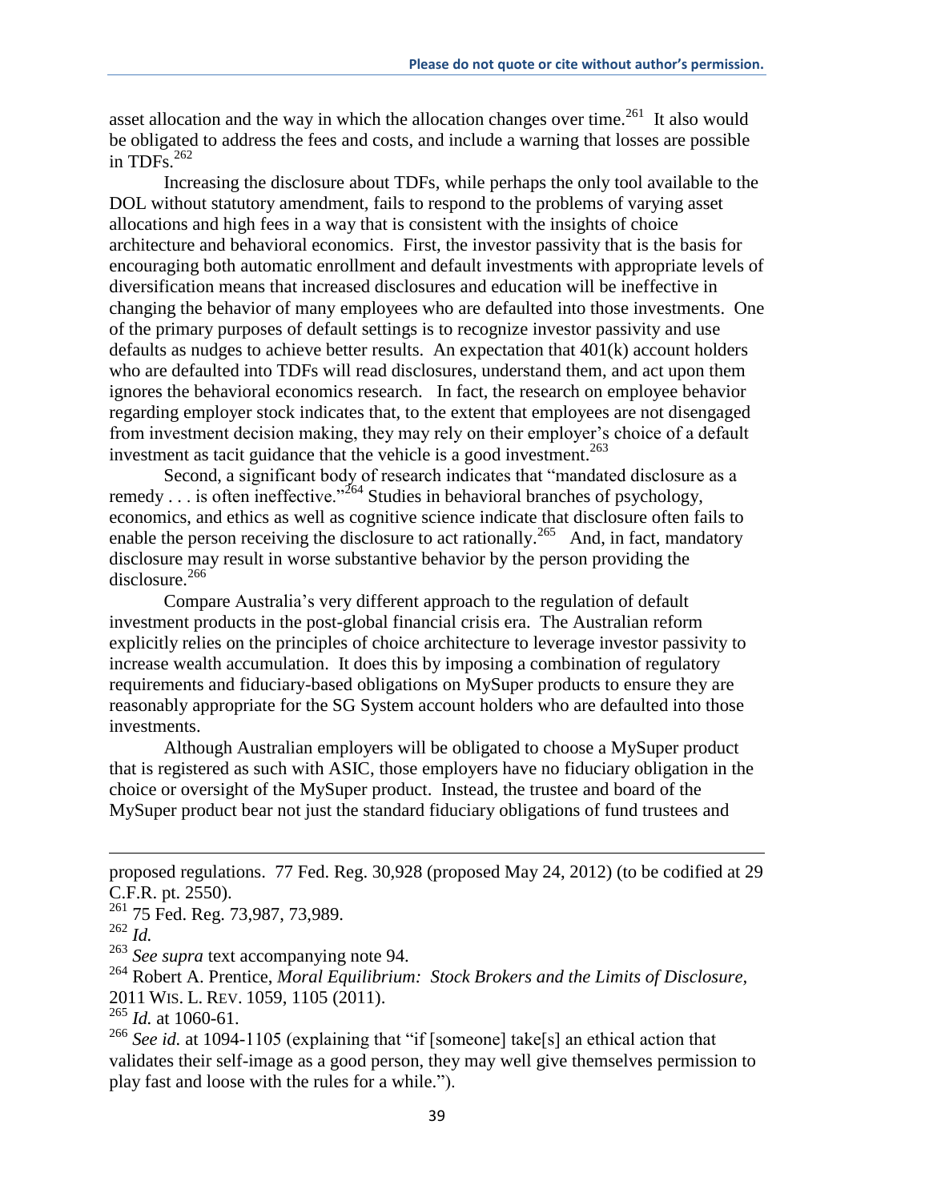asset allocation and the way in which the allocation changes over time.[261] It also would be obligated to address the fees and costs, and include a warning that losses are possible in TDFs.[262]

Increasing the disclosure about TDFs, while perhaps the only tool available to the DOL without statutory amendment, fails to respond to the problems of varying asset allocations and high fees in a way that is consistent with the insights of choice architecture and behavioral economics. First, the investor passivity that is the basis for encouraging both automatic enrollment and default investments with appropriate levels of diversification means that increased disclosures and education will be ineffective in changing the behavior of many employees who are defaulted into those investments. One of the primary purposes of default settings is to recognize investor passivity and use defaults as nudges to achieve better results. An expectation that 401(k) account holders who are defaulted into TDFs will read disclosures, understand them, and act upon them ignores the behavioral economics research. In fact, the research on employee behavior regarding employer stock indicates that, to the extent that employees are not disengaged from investment decision making, they may rely on their employer's choice of a default investment as tacit guidance that the vehicle is a good investment.[263]

Second, a significant body of research indicates that "mandated disclosure as a remedy . . . is often ineffective."[264] Studies in behavioral branches of psychology, economics, and ethics as well as cognitive science indicate that disclosure often fails to enable the person receiving the disclosure to act rationally.[265] And, in fact, mandatory disclosure may result in worse substantive behavior by the person providing the disclosure.[266]

Compare Australia's very different approach to the regulation of default investment products in the post-global financial crisis era. The Australian reform explicitly relies on the principles of choice architecture to leverage investor passivity to increase wealth accumulation. It does this by imposing a combination of regulatory requirements and fiduciary-based obligations on MySuper products to ensure they are reasonably appropriate for the SG System account holders who are defaulted into those investments.

Although Australian employers will be obligated to choose a MySuper product that is registered as such with ASIC, those employers have no fiduciary obligation in the choice or oversight of the MySuper product. Instead, the trustee and board of the MySuper product bear not just the standard fiduciary obligations of fund trustees and

---

proposed regulations. 77 Fed. Reg. 30,928 (proposed May 24, 2012) (to be codified at 29 C.F.R. pt. 2550).

[261] 75 Fed. Reg. 73,987, 73,989.

[262] *Id.*

[263] *See supra* text accompanying note 94.

[264] Robert A. Prentice, *Moral Equilibrium: Stock Brokers and the Limits of Disclosure*, 2011 WIS. L. REV. 1059, 1105 (2011).

[265] *Id.* at 1060-61.

[266] *See id.* at 1094-1105 (explaining that "if [someone] take[s] an ethical action that validates their self-image as a good person, they may well give themselves permission to play fast and loose with the rules for a while.").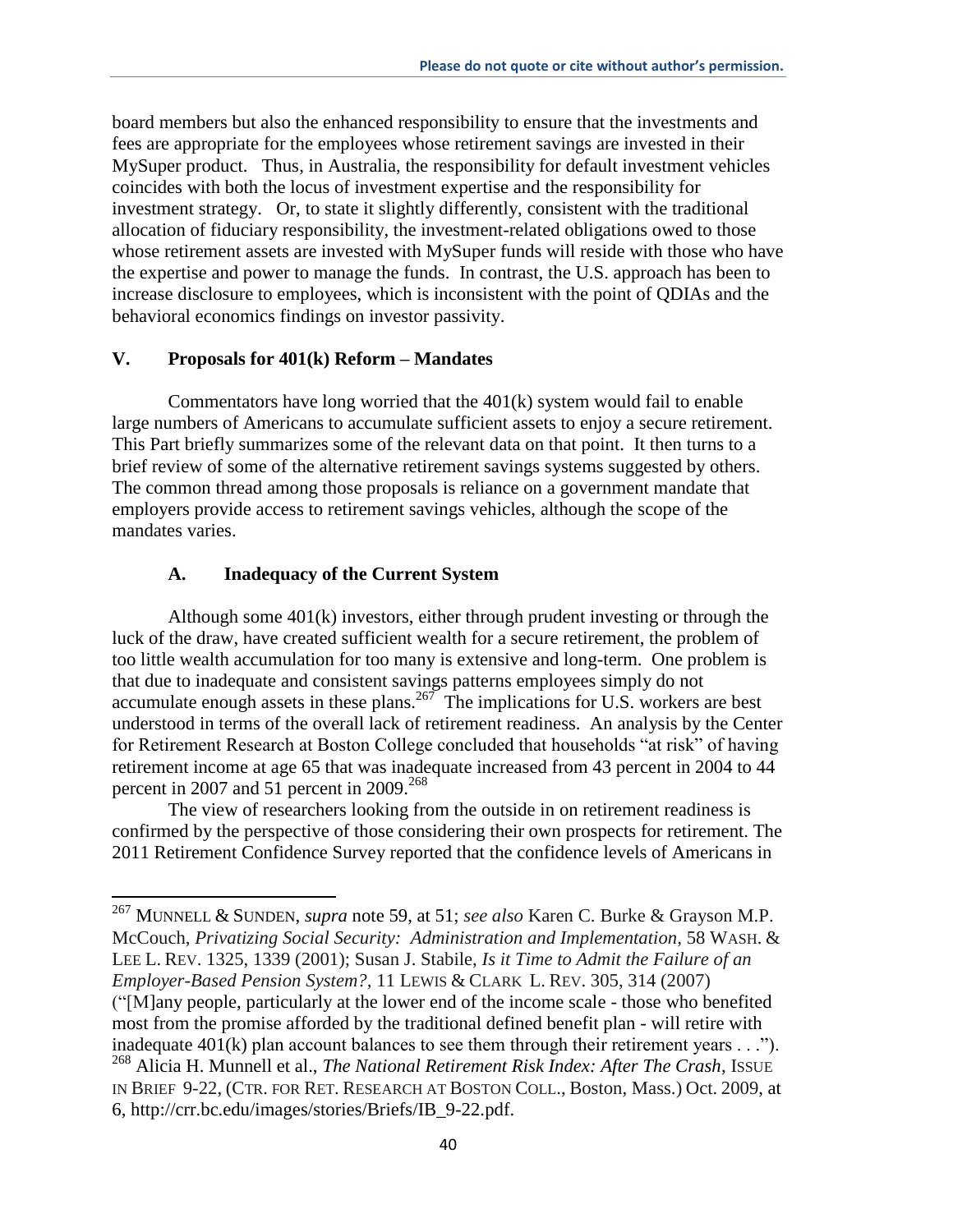board members but also the enhanced responsibility to ensure that the investments and fees are appropriate for the employees whose retirement savings are invested in their MySuper product. Thus, in Australia, the responsibility for default investment vehicles coincides with both the locus of investment expertise and the responsibility for investment strategy. Or, to state it slightly differently, consistent with the traditional allocation of fiduciary responsibility, the investment-related obligations owed to those whose retirement assets are invested with MySuper funds will reside with those who have the expertise and power to manage the funds. In contrast, the U.S. approach has been to increase disclosure to employees, which is inconsistent with the point of QDIAs and the behavioral economics findings on investor passivity.

## V. Proposals for 401(k) Reform – Mandates

Commentators have long worried that the 401(k) system would fail to enable large numbers of Americans to accumulate sufficient assets to enjoy a secure retirement. This Part briefly summarizes some of the relevant data on that point. It then turns to a brief review of some of the alternative retirement savings systems suggested by others. The common thread among those proposals is reliance on a government mandate that employers provide access to retirement savings vehicles, although the scope of the mandates varies.

### A. Inadequacy of the Current System

Although some 401(k) investors, either through prudent investing or through the luck of the draw, have created sufficient wealth for a secure retirement, the problem of too little wealth accumulation for too many is extensive and long-term. One problem is that due to inadequate and consistent savings patterns employees simply do not accumulate enough assets in these plans.[267] The implications for U.S. workers are best understood in terms of the overall lack of retirement readiness. An analysis by the Center for Retirement Research at Boston College concluded that households "at risk" of having retirement income at age 65 that was inadequate increased from 43 percent in 2004 to 44 percent in 2007 and 51 percent in 2009.[268]

The view of researchers looking from the outside in on retirement readiness is confirmed by the perspective of those considering their own prospects for retirement. The 2011 Retirement Confidence Survey reported that the confidence levels of Americans in

---

[267] MUNNELL & SUNDEN, *supra* note 59, at 51; *see also* Karen C. Burke & Grayson M.P. McCouch, *Privatizing Social Security: Administration and Implementation*, 58 WASH. & LEE L. REV. 1325, 1339 (2001); Susan J. Stabile, *Is it Time to Admit the Failure of an Employer-Based Pension System?*, 11 LEWIS & CLARK L. REV. 305, 314 (2007) ("[M]any people, particularly at the lower end of the income scale - those who benefited most from the promise afforded by the traditional defined benefit plan - will retire with inadequate 401(k) plan account balances to see them through their retirement years . . .").

[268] Alicia H. Munnell et al., *The National Retirement Risk Index: After The Crash*, ISSUE IN BRIEF 9-22, (CTR. FOR RET. RESEARCH AT BOSTON COLL., Boston, Mass.) Oct. 2009, at 6, http://crr.bc.edu/images/stories/Briefs/IB_9-22.pdf.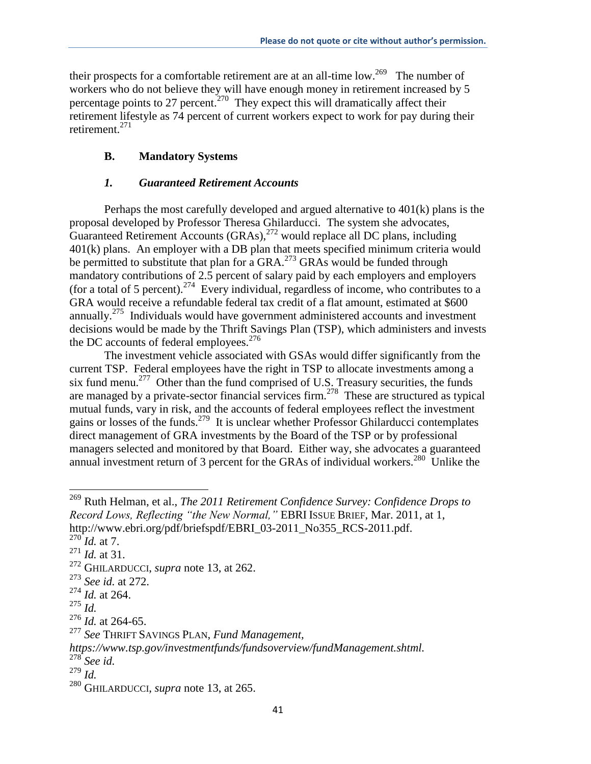their prospects for a comfortable retirement are at an all-time low.[269] The number of workers who do not believe they will have enough money in retirement increased by 5 percentage points to 27 percent.[270] They expect this will dramatically affect their retirement lifestyle as 74 percent of current workers expect to work for pay during their retirement.[271]

## B. Mandatory Systems

### *1. Guaranteed Retirement Accounts*

Perhaps the most carefully developed and argued alternative to 401(k) plans is the proposal developed by Professor Theresa Ghilarducci. The system she advocates, Guaranteed Retirement Accounts (GRAs),[272] would replace all DC plans, including 401(k) plans. An employer with a DB plan that meets specified minimum criteria would be permitted to substitute that plan for a GRA.[273] GRAs would be funded through mandatory contributions of 2.5 percent of salary paid by each employers and employers (for a total of 5 percent).[274] Every individual, regardless of income, who contributes to a GRA would receive a refundable federal tax credit of a flat amount, estimated at $600 annually.[275] Individuals would have government administered accounts and investment decisions would be made by the Thrift Savings Plan (TSP), which administers and invests the DC accounts of federal employees.[276]

The investment vehicle associated with GSAs would differ significantly from the current TSP. Federal employees have the right in TSP to allocate investments among a six fund menu.[277] Other than the fund comprised of U.S. Treasury securities, the funds are managed by a private-sector financial services firm.[278] These are structured as typical mutual funds, vary in risk, and the accounts of federal employees reflect the investment gains or losses of the funds.[279] It is unclear whether Professor Ghilarducci contemplates direct management of GRA investments by the Board of the TSP or by professional managers selected and monitored by that Board. Either way, she advocates a guaranteed annual investment return of 3 percent for the GRAs of individual workers.[280] Unlike the

---

[269] Ruth Helman, et al., *The 2011 Retirement Confidence Survey: Confidence Drops to Record Lows, Reflecting "the New Normal,"* EBRI ISSUE BRIEF, Mar. 2011, at 1, http://www.ebri.org/pdf/briefspdf/EBRI_03-2011_No355_RCS-2011.pdf.

[270] *Id.* at 7.

[271] *Id.* at 31.

[272] GHILARDUCCI, *supra* note 13, at 262.

[273] *See id.* at 272.

[274] *Id.* at 264.

[275] *Id.*

[276] *Id.* at 264-65.

[277] *See* THRIFT SAVINGS PLAN, *Fund Management, https://www.tsp.gov/investmentfunds/fundsoverview/fundManagement.shtml.*

[278] *See id.*

[279] *Id.*

[280] GHILARDUCCI, *supra* note 13, at 265.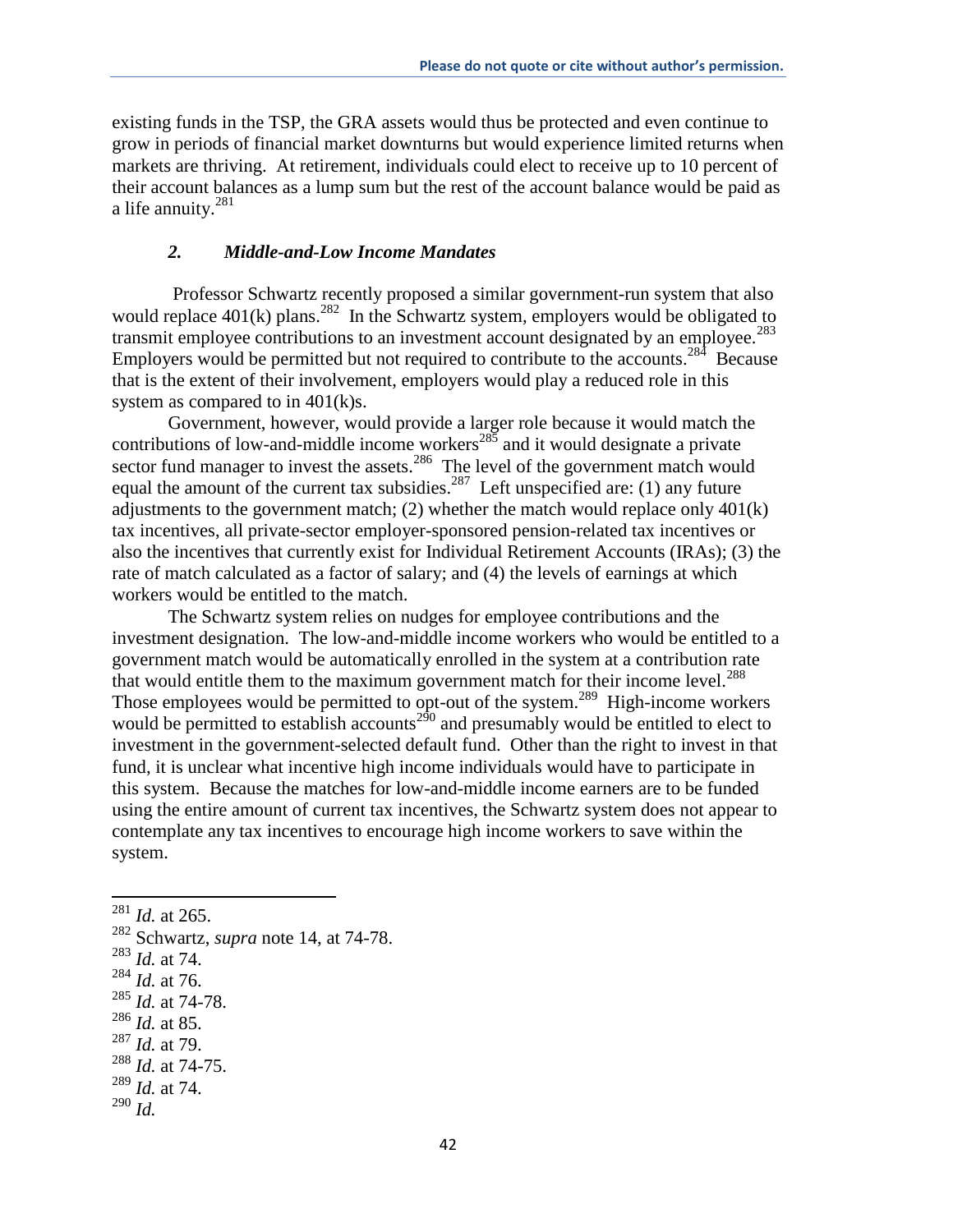existing funds in the TSP, the GRA assets would thus be protected and even continue to grow in periods of financial market downturns but would experience limited returns when markets are thriving. At retirement, individuals could elect to receive up to 10 percent of their account balances as a lump sum but the rest of the account balance would be paid as a life annuity.[281]

### *2. Middle-and-Low Income Mandates*

Professor Schwartz recently proposed a similar government-run system that also would replace 401(k) plans.[282] In the Schwartz system, employers would be obligated to transmit employee contributions to an investment account designated by an employee.[283] Employers would be permitted but not required to contribute to the accounts.[284] Because that is the extent of their involvement, employers would play a reduced role in this system as compared to in 401(k)s.

Government, however, would provide a larger role because it would match the contributions of low-and-middle income workers[285] and it would designate a private sector fund manager to invest the assets.[286] The level of the government match would equal the amount of the current tax subsidies.[287] Left unspecified are: (1) any future adjustments to the government match; (2) whether the match would replace only 401(k) tax incentives, all private-sector employer-sponsored pension-related tax incentives or also the incentives that currently exist for Individual Retirement Accounts (IRAs); (3) the rate of match calculated as a factor of salary; and (4) the levels of earnings at which workers would be entitled to the match.

The Schwartz system relies on nudges for employee contributions and the investment designation. The low-and-middle income workers who would be entitled to a government match would be automatically enrolled in the system at a contribution rate that would entitle them to the maximum government match for their income level.[288] Those employees would be permitted to opt-out of the system.[289] High-income workers would be permitted to establish accounts[290] and presumably would be entitled to elect to investment in the government-selected default fund. Other than the right to invest in that fund, it is unclear what incentive high income individuals would have to participate in this system. Because the matches for low-and-middle income earners are to be funded using the entire amount of current tax incentives, the Schwartz system does not appear to contemplate any tax incentives to encourage high income workers to save within the system.

---

[281] *Id.* at 265.
[282] Schwartz, *supra* note 14, at 74-78.
[283] *Id.* at 74.
[284] *Id.* at 76.
[285] *Id.* at 74-78.
[286] *Id.* at 85.
[287] *Id.* at 79.
[288] *Id.* at 74-75.
[289] *Id.* at 74.
[290] *Id.*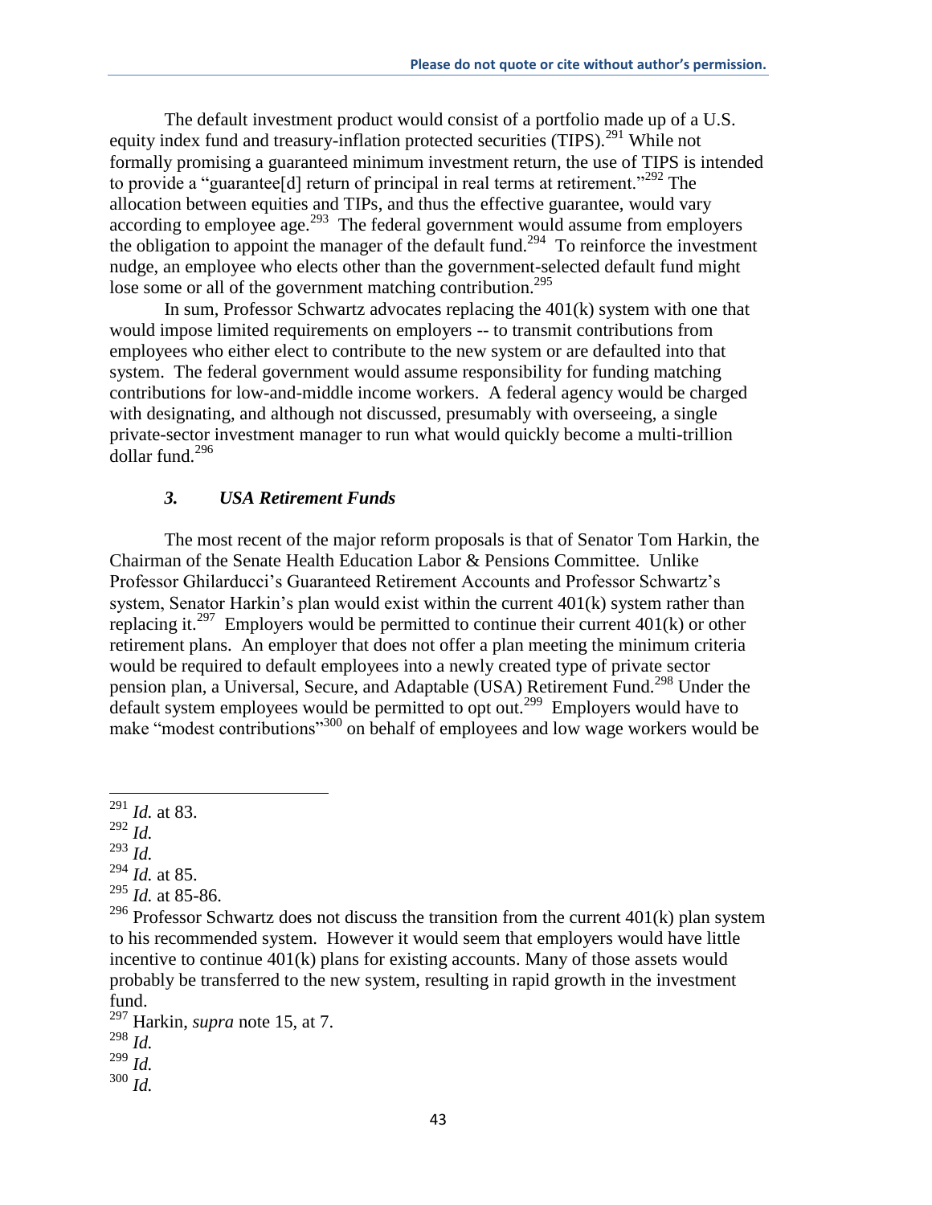The default investment product would consist of a portfolio made up of a U.S. equity index fund and treasury-inflation protected securities (TIPS).[291] While not formally promising a guaranteed minimum investment return, the use of TIPS is intended to provide a "guarantee[d] return of principal in real terms at retirement."[292] The allocation between equities and TIPs, and thus the effective guarantee, would vary according to employee age.[293] The federal government would assume from employers the obligation to appoint the manager of the default fund.[294] To reinforce the investment nudge, an employee who elects other than the government-selected default fund might lose some or all of the government matching contribution.[295]

In sum, Professor Schwartz advocates replacing the 401(k) system with one that would impose limited requirements on employers -- to transmit contributions from employees who either elect to contribute to the new system or are defaulted into that system. The federal government would assume responsibility for funding matching contributions for low-and-middle income workers. A federal agency would be charged with designating, and although not discussed, presumably with overseeing, a single private-sector investment manager to run what would quickly become a multi-trillion dollar fund.[296]

### *3. USA Retirement Funds*

The most recent of the major reform proposals is that of Senator Tom Harkin, the Chairman of the Senate Health Education Labor & Pensions Committee. Unlike Professor Ghilarducci's Guaranteed Retirement Accounts and Professor Schwartz's system, Senator Harkin's plan would exist within the current 401(k) system rather than replacing it.[297] Employers would be permitted to continue their current 401(k) or other retirement plans. An employer that does not offer a plan meeting the minimum criteria would be required to default employees into a newly created type of private sector pension plan, a Universal, Secure, and Adaptable (USA) Retirement Fund.[298] Under the default system employees would be permitted to opt out.[299] Employers would have to make "modest contributions"[300] on behalf of employees and low wage workers would be

---

[291] *Id.* at 83.

[292] *Id.*

[293] *Id.*

[294] *Id.* at 85.

[295] *Id.* at 85-86.

[296] Professor Schwartz does not discuss the transition from the current 401(k) plan system to his recommended system. However it would seem that employers would have little incentive to continue 401(k) plans for existing accounts. Many of those assets would probably be transferred to the new system, resulting in rapid growth in the investment fund.

[297] Harkin, *supra* note 15, at 7.

[298] *Id.*

[299] *Id.*

[300] *Id.*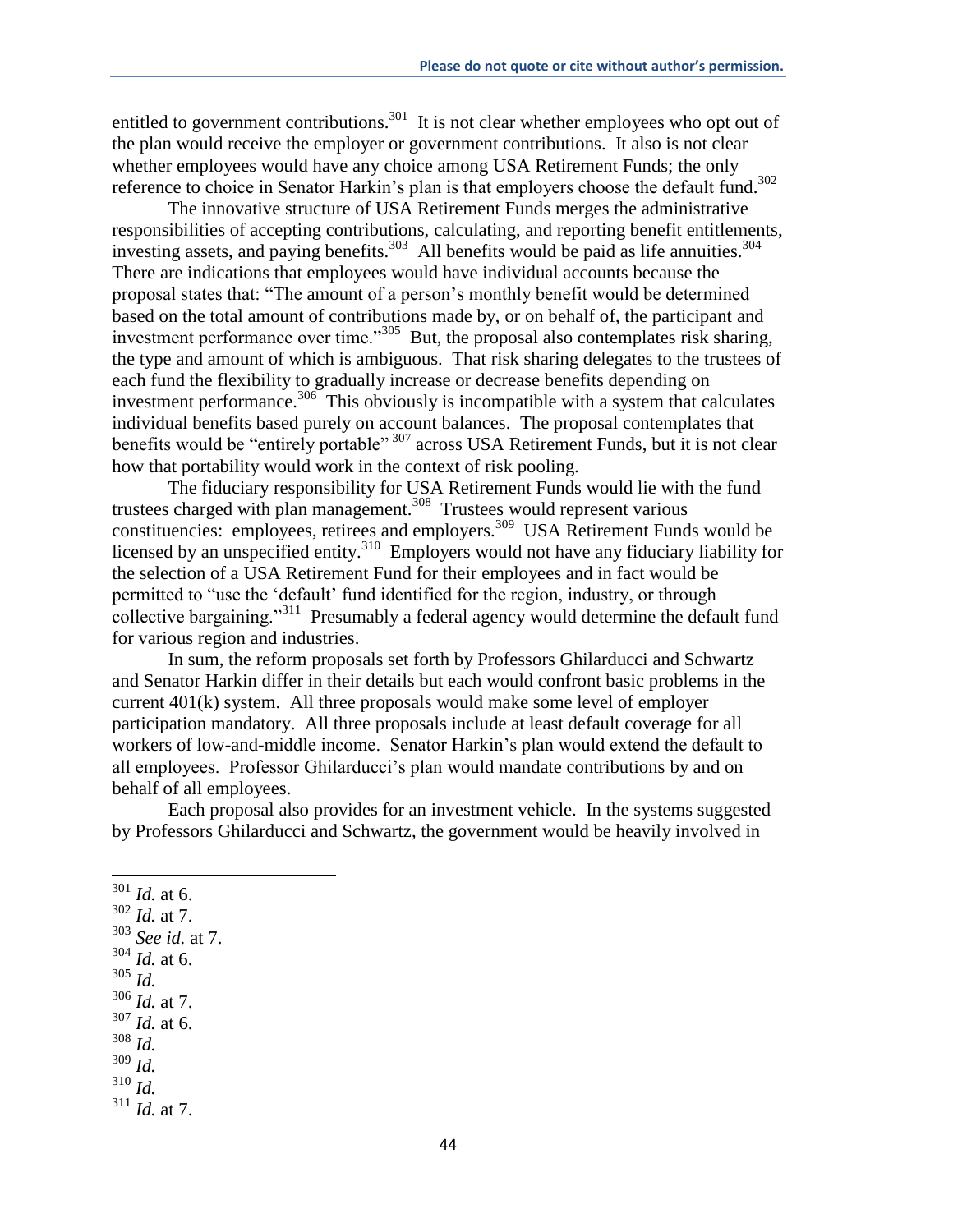entitled to government contributions.[301] It is not clear whether employees who opt out of the plan would receive the employer or government contributions. It also is not clear whether employees would have any choice among USA Retirement Funds; the only reference to choice in Senator Harkin's plan is that employers choose the default fund.[302]

The innovative structure of USA Retirement Funds merges the administrative responsibilities of accepting contributions, calculating, and reporting benefit entitlements, investing assets, and paying benefits.[303] All benefits would be paid as life annuities.[304] There are indications that employees would have individual accounts because the proposal states that: "The amount of a person's monthly benefit would be determined based on the total amount of contributions made by, or on behalf of, the participant and investment performance over time."[305] But, the proposal also contemplates risk sharing, the type and amount of which is ambiguous. That risk sharing delegates to the trustees of each fund the flexibility to gradually increase or decrease benefits depending on investment performance.[306] This obviously is incompatible with a system that calculates individual benefits based purely on account balances. The proposal contemplates that benefits would be "entirely portable"[307] across USA Retirement Funds, but it is not clear how that portability would work in the context of risk pooling.

The fiduciary responsibility for USA Retirement Funds would lie with the fund trustees charged with plan management.[308] Trustees would represent various constituencies: employees, retirees and employers.[309] USA Retirement Funds would be licensed by an unspecified entity.[310] Employers would not have any fiduciary liability for the selection of a USA Retirement Fund for their employees and in fact would be permitted to "use the 'default' fund identified for the region, industry, or through collective bargaining."[311] Presumably a federal agency would determine the default fund for various region and industries.

In sum, the reform proposals set forth by Professors Ghilarducci and Schwartz and Senator Harkin differ in their details but each would confront basic problems in the current 401(k) system. All three proposals would make some level of employer participation mandatory. All three proposals include at least default coverage for all workers of low-and-middle income. Senator Harkin's plan would extend the default to all employees. Professor Ghilarducci's plan would mandate contributions by and on behalf of all employees.

Each proposal also provides for an investment vehicle. In the systems suggested by Professors Ghilarducci and Schwartz, the government would be heavily involved in

---

[301] *Id.* at 6.
[302] *Id.* at 7.
[303] *See id.* at 7.
[304] *Id.* at 6.
[305] *Id.*
[306] *Id.* at 7.
[307] *Id.* at 6.
[308] *Id.*
[309] *Id.*
[310] *Id.*
[311] *Id.* at 7.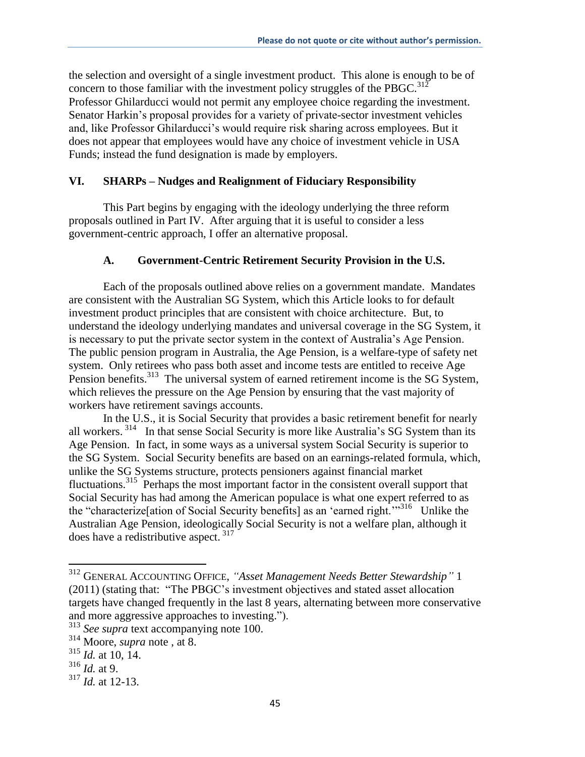the selection and oversight of a single investment product. This alone is enough to be of concern to those familiar with the investment policy struggles of the PBGC.[312] Professor Ghilarducci would not permit any employee choice regarding the investment. Senator Harkin's proposal provides for a variety of private-sector investment vehicles and, like Professor Ghilarducci's would require risk sharing across employees. But it does not appear that employees would have any choice of investment vehicle in USA Funds; instead the fund designation is made by employers.

## VI. SHARPs – Nudges and Realignment of Fiduciary Responsibility

This Part begins by engaging with the ideology underlying the three reform proposals outlined in Part IV. After arguing that it is useful to consider a less government-centric approach, I offer an alternative proposal.

### A. Government-Centric Retirement Security Provision in the U.S.

Each of the proposals outlined above relies on a government mandate. Mandates are consistent with the Australian SG System, which this Article looks to for default investment product principles that are consistent with choice architecture. But, to understand the ideology underlying mandates and universal coverage in the SG System, it is necessary to put the private sector system in the context of Australia's Age Pension. The public pension program in Australia, the Age Pension, is a welfare-type of safety net system. Only retirees who pass both asset and income tests are entitled to receive Age Pension benefits.[313] The universal system of earned retirement income is the SG System, which relieves the pressure on the Age Pension by ensuring that the vast majority of workers have retirement savings accounts.

In the U.S., it is Social Security that provides a basic retirement benefit for nearly all workers.[314] In that sense Social Security is more like Australia's SG System than its Age Pension. In fact, in some ways as a universal system Social Security is superior to the SG System. Social Security benefits are based on an earnings-related formula, which, unlike the SG Systems structure, protects pensioners against financial market fluctuations.[315] Perhaps the most important factor in the consistent overall support that Social Security has had among the American populace is what one expert referred to as the "characterize[ation of Social Security benefits] as an 'earned right.'"[316] Unlike the Australian Age Pension, ideologically Social Security is not a welfare plan, although it does have a redistributive aspect.[317]

---

[312] GENERAL ACCOUNTING OFFICE, *"Asset Management Needs Better Stewardship"* 1 (2011) (stating that: "The PBGC's investment objectives and stated asset allocation targets have changed frequently in the last 8 years, alternating between more conservative and more aggressive approaches to investing.").

[313] *See supra* text accompanying note 100.

[314] Moore, *supra* note , at 8.

[315] *Id.* at 10, 14.

[316] *Id.* at 9.

[317] *Id.* at 12-13.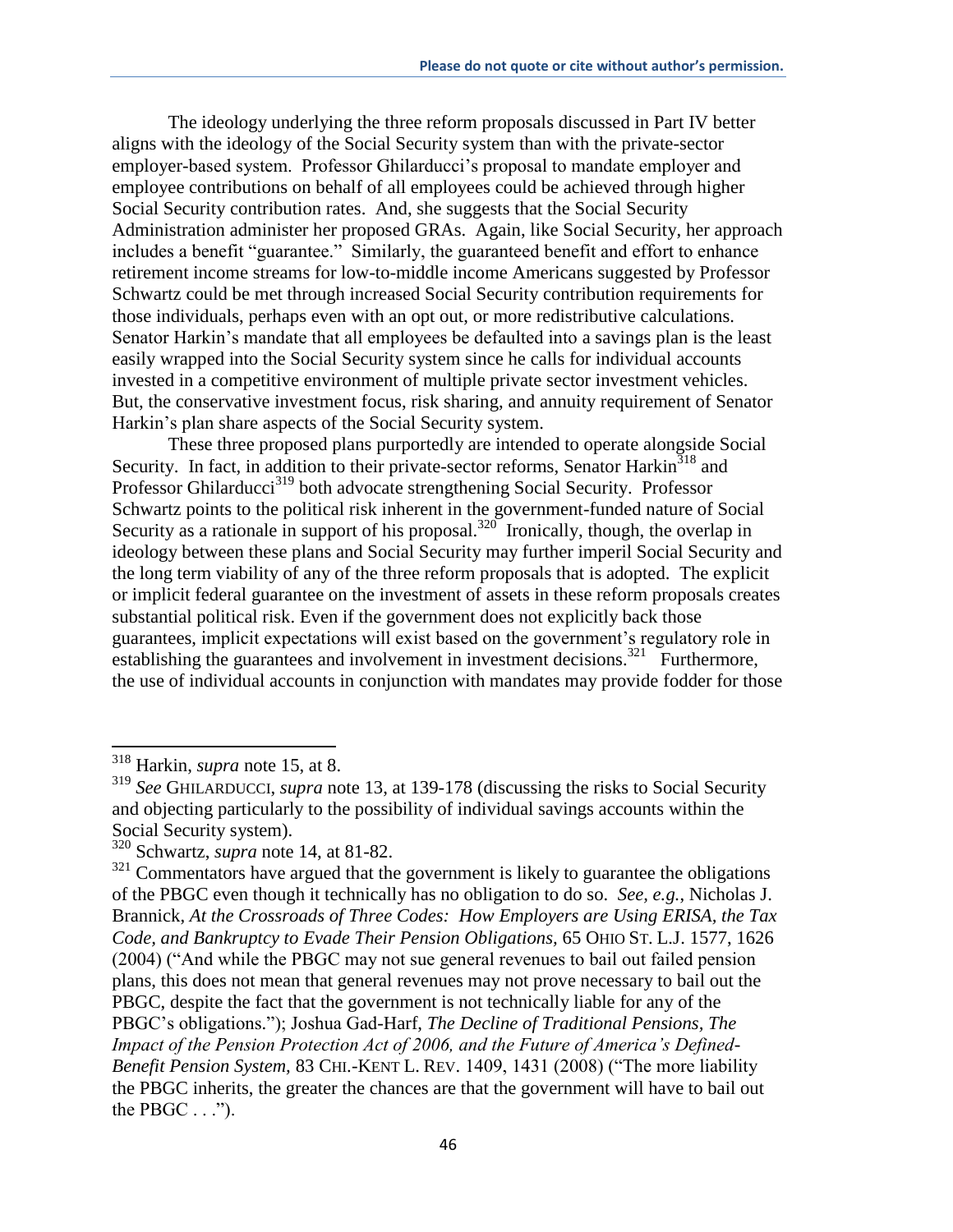The ideology underlying the three reform proposals discussed in Part IV better aligns with the ideology of the Social Security system than with the private-sector employer-based system. Professor Ghilarducci's proposal to mandate employer and employee contributions on behalf of all employees could be achieved through higher Social Security contribution rates. And, she suggests that the Social Security Administration administer her proposed GRAs. Again, like Social Security, her approach includes a benefit "guarantee." Similarly, the guaranteed benefit and effort to enhance retirement income streams for low-to-middle income Americans suggested by Professor Schwartz could be met through increased Social Security contribution requirements for those individuals, perhaps even with an opt out, or more redistributive calculations. Senator Harkin's mandate that all employees be defaulted into a savings plan is the least easily wrapped into the Social Security system since he calls for individual accounts invested in a competitive environment of multiple private sector investment vehicles. But, the conservative investment focus, risk sharing, and annuity requirement of Senator Harkin's plan share aspects of the Social Security system.

These three proposed plans purportedly are intended to operate alongside Social Security. In fact, in addition to their private-sector reforms, Senator Harkin[318] and Professor Ghilarducci[319] both advocate strengthening Social Security. Professor Schwartz points to the political risk inherent in the government-funded nature of Social Security as a rationale in support of his proposal.[320] Ironically, though, the overlap in ideology between these plans and Social Security may further imperil Social Security and the long term viability of any of the three reform proposals that is adopted. The explicit or implicit federal guarantee on the investment of assets in these reform proposals creates substantial political risk. Even if the government does not explicitly back those guarantees, implicit expectations will exist based on the government's regulatory role in establishing the guarantees and involvement in investment decisions.[321] Furthermore, the use of individual accounts in conjunction with mandates may provide fodder for those

---

[318] Harkin, *supra* note 15, at 8.

[319] *See* GHILARDUCCI, *supra* note 13, at 139-178 (discussing the risks to Social Security and objecting particularly to the possibility of individual savings accounts within the Social Security system).

[320] Schwartz, *supra* note 14, at 81-82.

[321] Commentators have argued that the government is likely to guarantee the obligations of the PBGC even though it technically has no obligation to do so. *See, e.g.*, Nicholas J. Brannick, *At the Crossroads of Three Codes: How Employers are Using ERISA, the Tax Code, and Bankruptcy to Evade Their Pension Obligations*, 65 OHIO ST. L.J. 1577, 1626 (2004) ("And while the PBGC may not sue general revenues to bail out failed pension plans, this does not mean that general revenues may not prove necessary to bail out the PBGC, despite the fact that the government is not technically liable for any of the PBGC's obligations."); Joshua Gad-Harf, *The Decline of Traditional Pensions, The Impact of the Pension Protection Act of 2006, and the Future of America's Defined-Benefit Pension System*, 83 CHI.-KENT L. REV. 1409, 1431 (2008) ("The more liability the PBGC inherits, the greater the chances are that the government will have to bail out the PBGC . . .").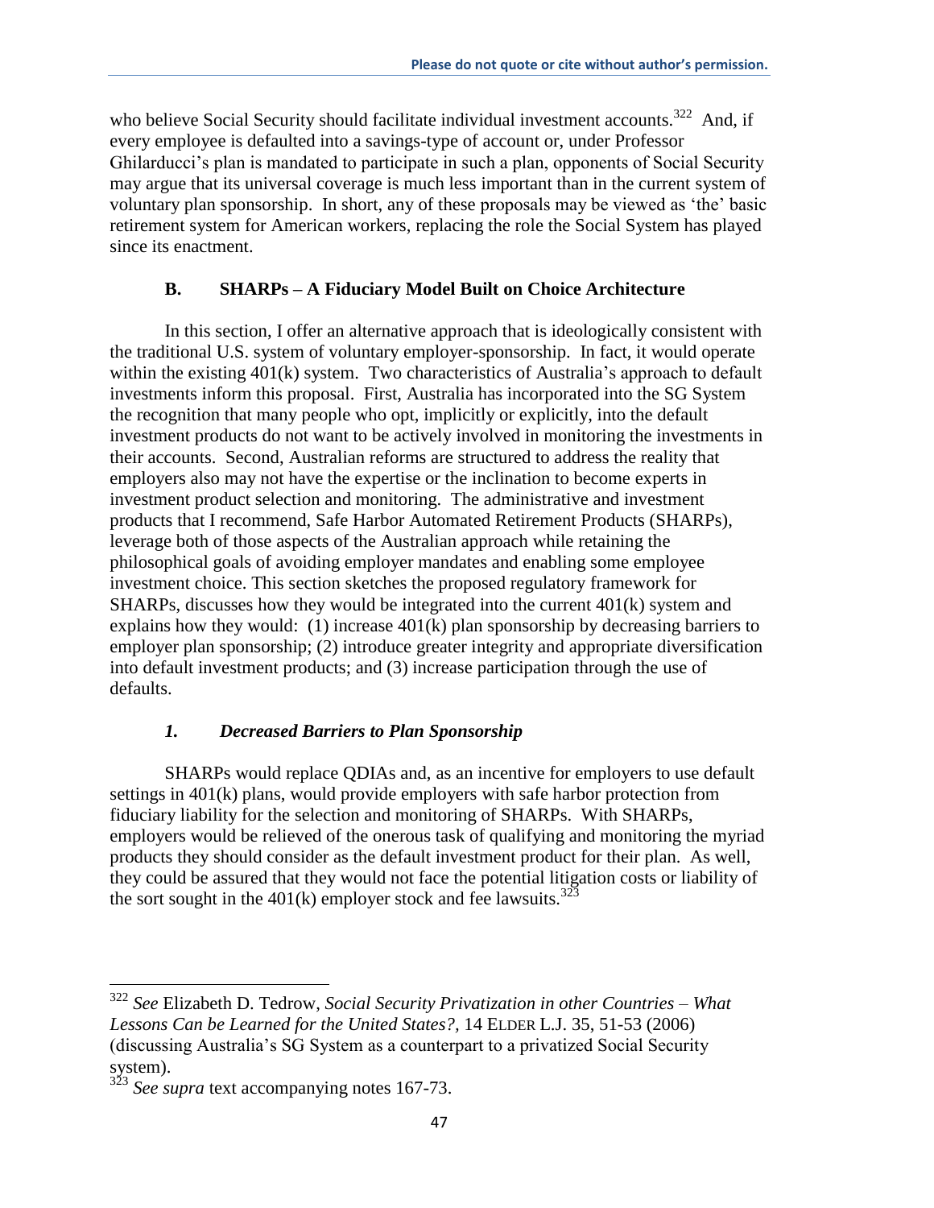who believe Social Security should facilitate individual investment accounts.[322] And, if every employee is defaulted into a savings-type of account or, under Professor Ghilarducci's plan is mandated to participate in such a plan, opponents of Social Security may argue that its universal coverage is much less important than in the current system of voluntary plan sponsorship. In short, any of these proposals may be viewed as 'the' basic retirement system for American workers, replacing the role the Social System has played since its enactment.

### B. SHARPs – A Fiduciary Model Built on Choice Architecture

In this section, I offer an alternative approach that is ideologically consistent with the traditional U.S. system of voluntary employer-sponsorship. In fact, it would operate within the existing 401(k) system. Two characteristics of Australia's approach to default investments inform this proposal. First, Australia has incorporated into the SG System the recognition that many people who opt, implicitly or explicitly, into the default investment products do not want to be actively involved in monitoring the investments in their accounts. Second, Australian reforms are structured to address the reality that employers also may not have the expertise or the inclination to become experts in investment product selection and monitoring. The administrative and investment products that I recommend, Safe Harbor Automated Retirement Products (SHARPs), leverage both of those aspects of the Australian approach while retaining the philosophical goals of avoiding employer mandates and enabling some employee investment choice. This section sketches the proposed regulatory framework for SHARPs, discusses how they would be integrated into the current 401(k) system and explains how they would: (1) increase 401(k) plan sponsorship by decreasing barriers to employer plan sponsorship; (2) introduce greater integrity and appropriate diversification into default investment products; and (3) increase participation through the use of defaults.

#### *1. Decreased Barriers to Plan Sponsorship*

SHARPs would replace QDIAs and, as an incentive for employers to use default settings in 401(k) plans, would provide employers with safe harbor protection from fiduciary liability for the selection and monitoring of SHARPs. With SHARPs, employers would be relieved of the onerous task of qualifying and monitoring the myriad products they should consider as the default investment product for their plan. As well, they could be assured that they would not face the potential litigation costs or liability of the sort sought in the 401(k) employer stock and fee lawsuits.[323]

---

[322] *See* Elizabeth D. Tedrow, *Social Security Privatization in other Countries – What Lessons Can be Learned for the United States?,* 14 ELDER L.J. 35, 51-53 (2006) (discussing Australia's SG System as a counterpart to a privatized Social Security system).

[323] *See supra* text accompanying notes 167-73.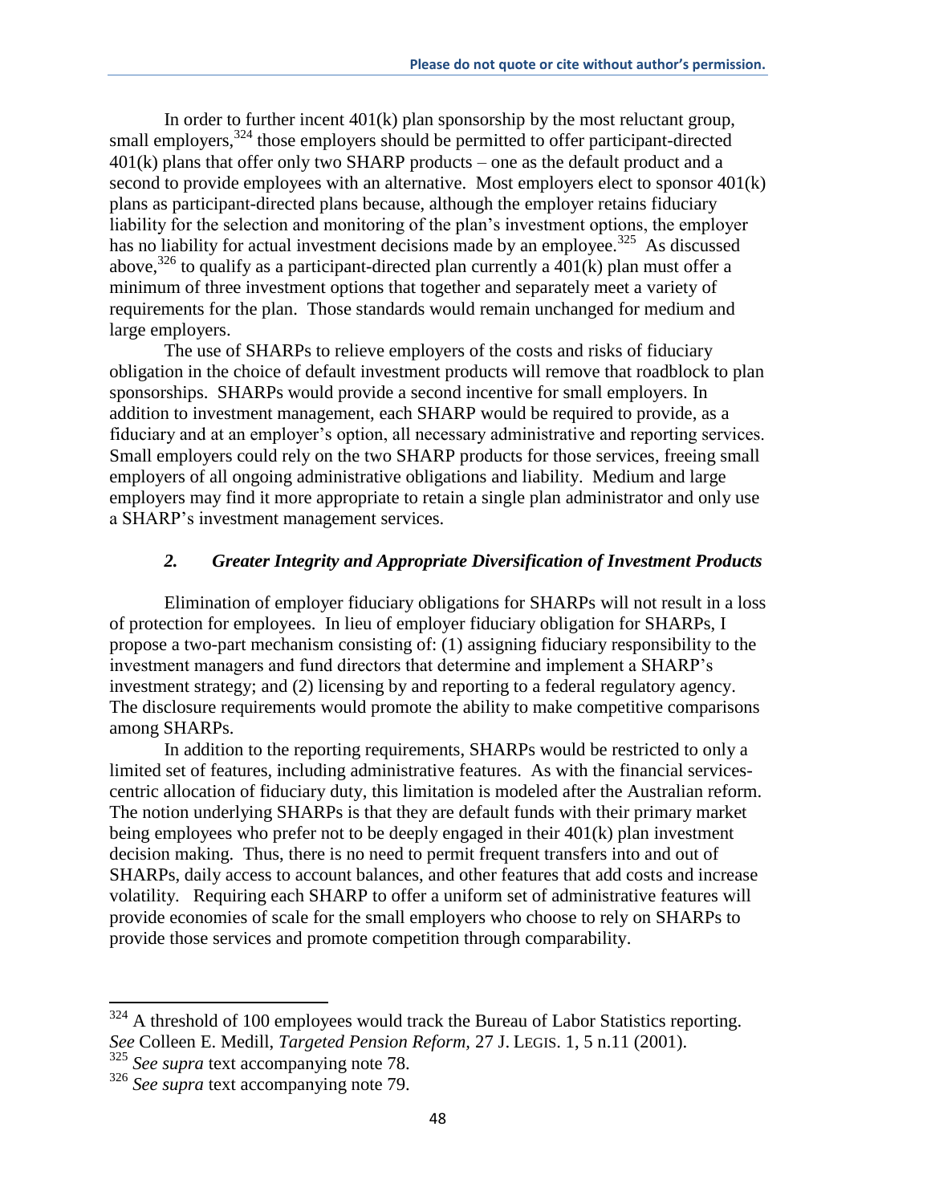In order to further incent 401(k) plan sponsorship by the most reluctant group, small employers,[324] those employers should be permitted to offer participant-directed 401(k) plans that offer only two SHARP products – one as the default product and a second to provide employees with an alternative. Most employers elect to sponsor 401(k) plans as participant-directed plans because, although the employer retains fiduciary liability for the selection and monitoring of the plan's investment options, the employer has no liability for actual investment decisions made by an employee.[325] As discussed above,[326] to qualify as a participant-directed plan currently a 401(k) plan must offer a minimum of three investment options that together and separately meet a variety of requirements for the plan. Those standards would remain unchanged for medium and large employers.

The use of SHARPs to relieve employers of the costs and risks of fiduciary obligation in the choice of default investment products will remove that roadblock to plan sponsorships. SHARPs would provide a second incentive for small employers. In addition to investment management, each SHARP would be required to provide, as a fiduciary and at an employer's option, all necessary administrative and reporting services. Small employers could rely on the two SHARP products for those services, freeing small employers of all ongoing administrative obligations and liability. Medium and large employers may find it more appropriate to retain a single plan administrator and only use a SHARP's investment management services.

### *2. Greater Integrity and Appropriate Diversification of Investment Products*

Elimination of employer fiduciary obligations for SHARPs will not result in a loss of protection for employees. In lieu of employer fiduciary obligation for SHARPs, I propose a two-part mechanism consisting of: (1) assigning fiduciary responsibility to the investment managers and fund directors that determine and implement a SHARP's investment strategy; and (2) licensing by and reporting to a federal regulatory agency. The disclosure requirements would promote the ability to make competitive comparisons among SHARPs.

In addition to the reporting requirements, SHARPs would be restricted to only a limited set of features, including administrative features. As with the financial services-centric allocation of fiduciary duty, this limitation is modeled after the Australian reform. The notion underlying SHARPs is that they are default funds with their primary market being employees who prefer not to be deeply engaged in their 401(k) plan investment decision making. Thus, there is no need to permit frequent transfers into and out of SHARPs, daily access to account balances, and other features that add costs and increase volatility. Requiring each SHARP to offer a uniform set of administrative features will provide economies of scale for the small employers who choose to rely on SHARPs to provide those services and promote competition through comparability.

---

[324] A threshold of 100 employees would track the Bureau of Labor Statistics reporting. *See* Colleen E. Medill, *Targeted Pension Reform*, 27 J. LEGIS. 1, 5 n.11 (2001).

[325] *See supra* text accompanying note 78.

[326] *See supra* text accompanying note 79.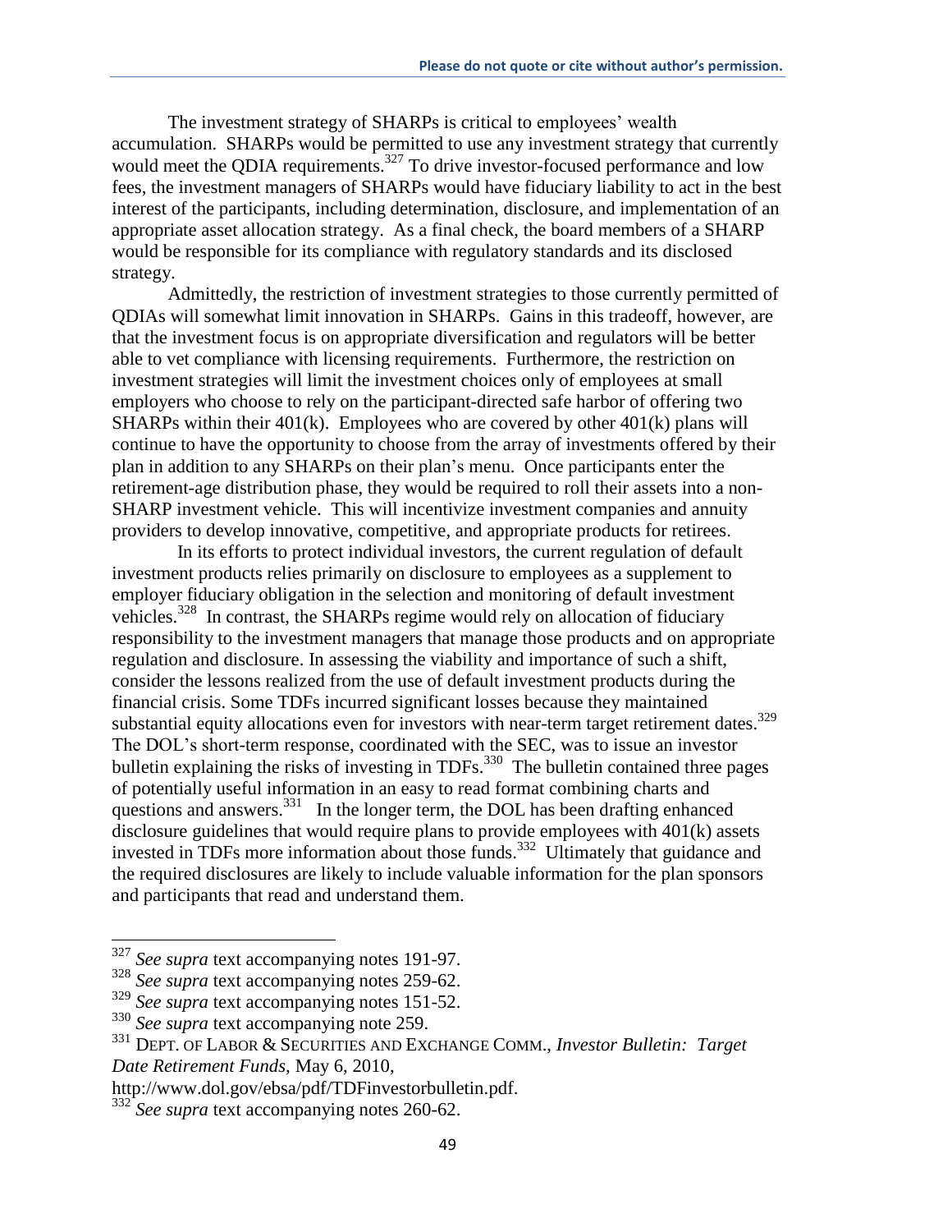The investment strategy of SHARPs is critical to employees' wealth accumulation. SHARPs would be permitted to use any investment strategy that currently would meet the QDIA requirements.[327] To drive investor-focused performance and low fees, the investment managers of SHARPs would have fiduciary liability to act in the best interest of the participants, including determination, disclosure, and implementation of an appropriate asset allocation strategy. As a final check, the board members of a SHARP would be responsible for its compliance with regulatory standards and its disclosed strategy.

Admittedly, the restriction of investment strategies to those currently permitted of QDIAs will somewhat limit innovation in SHARPs. Gains in this tradeoff, however, are that the investment focus is on appropriate diversification and regulators will be better able to vet compliance with licensing requirements. Furthermore, the restriction on investment strategies will limit the investment choices only of employees at small employers who choose to rely on the participant-directed safe harbor of offering two SHARPs within their 401(k). Employees who are covered by other 401(k) plans will continue to have the opportunity to choose from the array of investments offered by their plan in addition to any SHARPs on their plan's menu. Once participants enter the retirement-age distribution phase, they would be required to roll their assets into a non-SHARP investment vehicle. This will incentivize investment companies and annuity providers to develop innovative, competitive, and appropriate products for retirees.

In its efforts to protect individual investors, the current regulation of default investment products relies primarily on disclosure to employees as a supplement to employer fiduciary obligation in the selection and monitoring of default investment vehicles.[328] In contrast, the SHARPs regime would rely on allocation of fiduciary responsibility to the investment managers that manage those products and on appropriate regulation and disclosure. In assessing the viability and importance of such a shift, consider the lessons realized from the use of default investment products during the financial crisis. Some TDFs incurred significant losses because they maintained substantial equity allocations even for investors with near-term target retirement dates.[329] The DOL's short-term response, coordinated with the SEC, was to issue an investor bulletin explaining the risks of investing in TDFs.[330] The bulletin contained three pages of potentially useful information in an easy to read format combining charts and questions and answers.[331] In the longer term, the DOL has been drafting enhanced disclosure guidelines that would require plans to provide employees with 401(k) assets invested in TDFs more information about those funds.[332] Ultimately that guidance and the required disclosures are likely to include valuable information for the plan sponsors and participants that read and understand them.

---

[327] *See supra* text accompanying notes 191-97.

[328] *See supra* text accompanying notes 259-62.

[329] *See supra* text accompanying notes 151-52.

[330] *See supra* text accompanying note 259.

[331] DEPT. OF LABOR & SECURITIES AND EXCHANGE COMM., *Investor Bulletin: Target Date Retirement Funds*, May 6, 2010, http://www.dol.gov/ebsa/pdf/TDFinvestorbulletin.pdf.

[332] *See supra* text accompanying notes 260-62.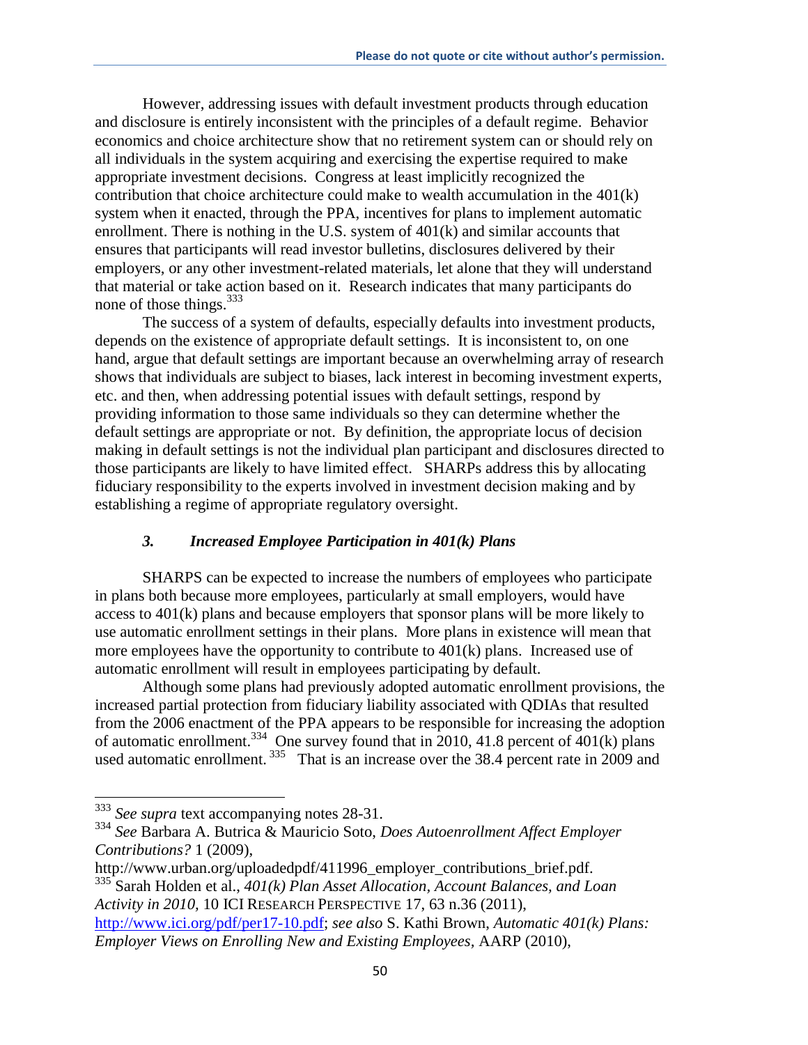However, addressing issues with default investment products through education and disclosure is entirely inconsistent with the principles of a default regime. Behavior economics and choice architecture show that no retirement system can or should rely on all individuals in the system acquiring and exercising the expertise required to make appropriate investment decisions. Congress at least implicitly recognized the contribution that choice architecture could make to wealth accumulation in the 401(k) system when it enacted, through the PPA, incentives for plans to implement automatic enrollment. There is nothing in the U.S. system of 401(k) and similar accounts that ensures that participants will read investor bulletins, disclosures delivered by their employers, or any other investment-related materials, let alone that they will understand that material or take action based on it. Research indicates that many participants do none of those things.[333]

The success of a system of defaults, especially defaults into investment products, depends on the existence of appropriate default settings. It is inconsistent to, on one hand, argue that default settings are important because an overwhelming array of research shows that individuals are subject to biases, lack interest in becoming investment experts, etc. and then, when addressing potential issues with default settings, respond by providing information to those same individuals so they can determine whether the default settings are appropriate or not. By definition, the appropriate locus of decision making in default settings is not the individual plan participant and disclosures directed to those participants are likely to have limited effect. SHARPs address this by allocating fiduciary responsibility to the experts involved in investment decision making and by establishing a regime of appropriate regulatory oversight.

### *3. Increased Employee Participation in 401(k) Plans*

SHARPS can be expected to increase the numbers of employees who participate in plans both because more employees, particularly at small employers, would have access to 401(k) plans and because employers that sponsor plans will be more likely to use automatic enrollment settings in their plans. More plans in existence will mean that more employees have the opportunity to contribute to 401(k) plans. Increased use of automatic enrollment will result in employees participating by default.

Although some plans had previously adopted automatic enrollment provisions, the increased partial protection from fiduciary liability associated with QDIAs that resulted from the 2006 enactment of the PPA appears to be responsible for increasing the adoption of automatic enrollment.[334] One survey found that in 2010, 41.8 percent of 401(k) plans used automatic enrollment.[335] That is an increase over the 38.4 percent rate in 2009 and

---

[333] *See supra* text accompanying notes 28-31.

[334] *See* Barbara A. Butrica & Mauricio Soto, *Does Autoenrollment Affect Employer Contributions?* 1 (2009), http://www.urban.org/uploadedpdf/411996_employer_contributions_brief.pdf.

[335] Sarah Holden et al., *401(k) Plan Asset Allocation, Account Balances, and Loan Activity in 2010*, 10 ICI RESEARCH PERSPECTIVE 17, 63 n.36 (2011), http://www.ici.org/pdf/per17-10.pdf; *see also* S. Kathi Brown, *Automatic 401(k) Plans: Employer Views on Enrolling New and Existing Employees*, AARP (2010),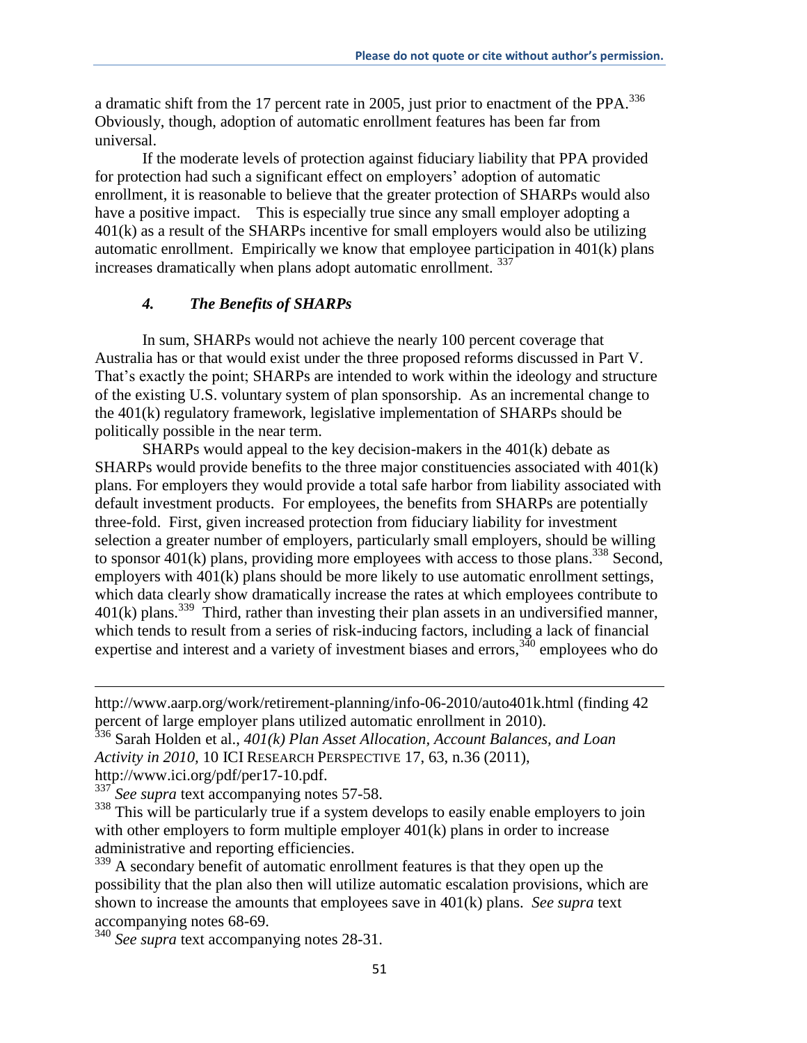a dramatic shift from the 17 percent rate in 2005, just prior to enactment of the PPA.[336] Obviously, though, adoption of automatic enrollment features has been far from universal.

If the moderate levels of protection against fiduciary liability that PPA provided for protection had such a significant effect on employers' adoption of automatic enrollment, it is reasonable to believe that the greater protection of SHARPs would also have a positive impact. This is especially true since any small employer adopting a 401(k) as a result of the SHARPs incentive for small employers would also be utilizing automatic enrollment. Empirically we know that employee participation in 401(k) plans increases dramatically when plans adopt automatic enrollment.[337]

### *4. The Benefits of SHARPs*

In sum, SHARPs would not achieve the nearly 100 percent coverage that Australia has or that would exist under the three proposed reforms discussed in Part V. That's exactly the point; SHARPs are intended to work within the ideology and structure of the existing U.S. voluntary system of plan sponsorship. As an incremental change to the 401(k) regulatory framework, legislative implementation of SHARPs should be politically possible in the near term.

SHARPs would appeal to the key decision-makers in the 401(k) debate as SHARPs would provide benefits to the three major constituencies associated with 401(k) plans. For employers they would provide a total safe harbor from liability associated with default investment products. For employees, the benefits from SHARPs are potentially three-fold. First, given increased protection from fiduciary liability for investment selection a greater number of employers, particularly small employers, should be willing to sponsor 401(k) plans, providing more employees with access to those plans.[338] Second, employers with 401(k) plans should be more likely to use automatic enrollment settings, which data clearly show dramatically increase the rates at which employees contribute to 401(k) plans.[339] Third, rather than investing their plan assets in an undiversified manner, which tends to result from a series of risk-inducing factors, including a lack of financial expertise and interest and a variety of investment biases and errors,[340] employees who do

---

http://www.aarp.org/work/retirement-planning/info-06-2010/auto401k.html (finding 42 percent of large employer plans utilized automatic enrollment in 2010).

[336] Sarah Holden et al., *401(k) Plan Asset Allocation, Account Balances, and Loan Activity in 2010*, 10 ICI RESEARCH PERSPECTIVE 17, 63, n.36 (2011), http://www.ici.org/pdf/per17-10.pdf.

[337] *See supra* text accompanying notes 57-58.

[338] This will be particularly true if a system develops to easily enable employers to join with other employers to form multiple employer 401(k) plans in order to increase administrative and reporting efficiencies.

[339] A secondary benefit of automatic enrollment features is that they open up the possibility that the plan also then will utilize automatic escalation provisions, which are shown to increase the amounts that employees save in 401(k) plans. *See supra* text accompanying notes 68-69.

[340] *See supra* text accompanying notes 28-31.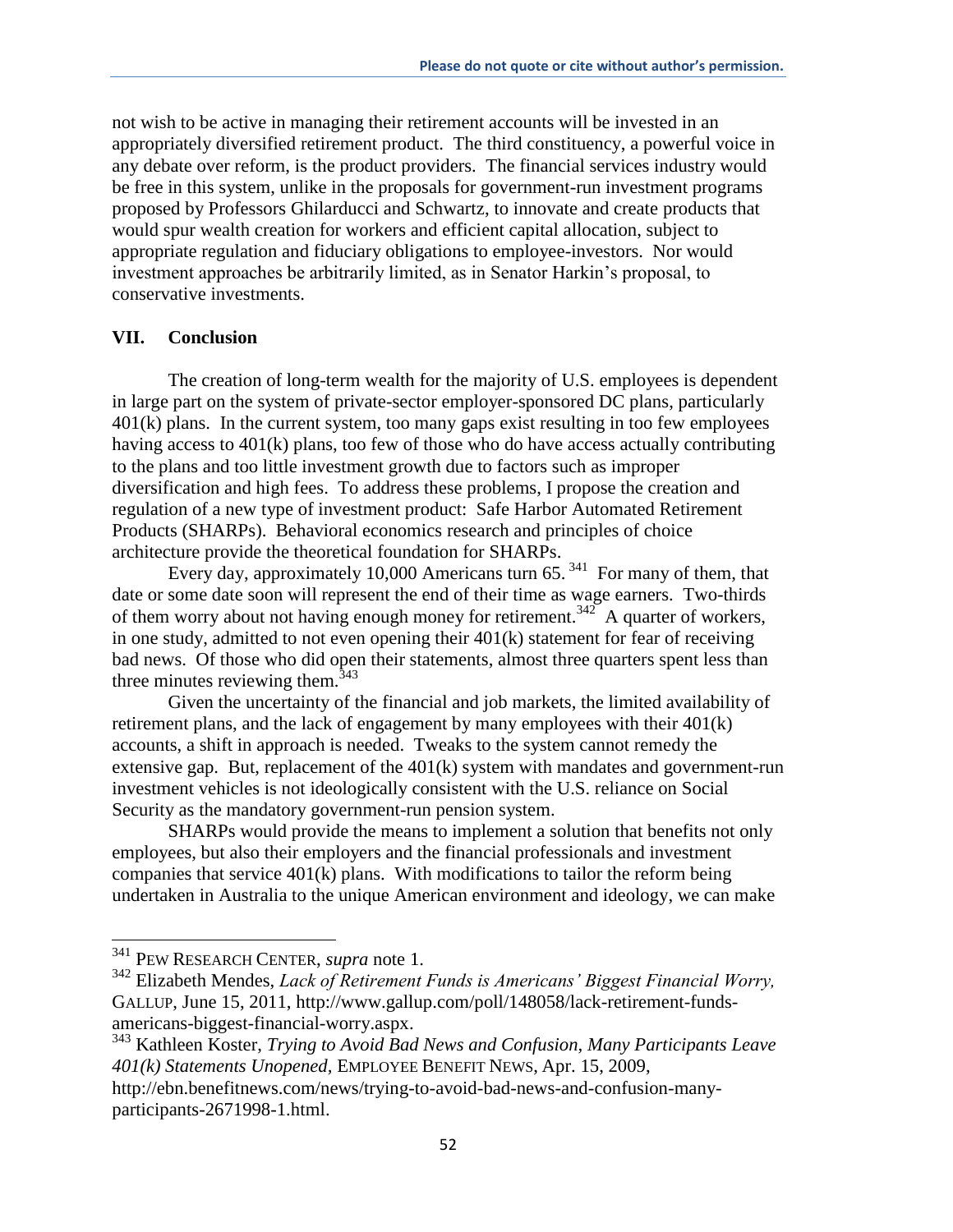not wish to be active in managing their retirement accounts will be invested in an appropriately diversified retirement product. The third constituency, a powerful voice in any debate over reform, is the product providers. The financial services industry would be free in this system, unlike in the proposals for government-run investment programs proposed by Professors Ghilarducci and Schwartz, to innovate and create products that would spur wealth creation for workers and efficient capital allocation, subject to appropriate regulation and fiduciary obligations to employee-investors. Nor would investment approaches be arbitrarily limited, as in Senator Harkin's proposal, to conservative investments.

## VII. Conclusion

The creation of long-term wealth for the majority of U.S. employees is dependent in large part on the system of private-sector employer-sponsored DC plans, particularly 401(k) plans. In the current system, too many gaps exist resulting in too few employees having access to 401(k) plans, too few of those who do have access actually contributing to the plans and too little investment growth due to factors such as improper diversification and high fees. To address these problems, I propose the creation and regulation of a new type of investment product: Safe Harbor Automated Retirement Products (SHARPs). Behavioral economics research and principles of choice architecture provide the theoretical foundation for SHARPs.

Every day, approximately 10,000 Americans turn 65.[341] For many of them, that date or some date soon will represent the end of their time as wage earners. Two-thirds of them worry about not having enough money for retirement.[342] A quarter of workers, in one study, admitted to not even opening their 401(k) statement for fear of receiving bad news. Of those who did open their statements, almost three quarters spent less than three minutes reviewing them.[343]

Given the uncertainty of the financial and job markets, the limited availability of retirement plans, and the lack of engagement by many employees with their 401(k) accounts, a shift in approach is needed. Tweaks to the system cannot remedy the extensive gap. But, replacement of the 401(k) system with mandates and government-run investment vehicles is not ideologically consistent with the U.S. reliance on Social Security as the mandatory government-run pension system.

SHARPs would provide the means to implement a solution that benefits not only employees, but also their employers and the financial professionals and investment companies that service 401(k) plans. With modifications to tailor the reform being undertaken in Australia to the unique American environment and ideology, we can make

---

[341] PEW RESEARCH CENTER, *supra* note 1.

[342] Elizabeth Mendes, *Lack of Retirement Funds is Americans' Biggest Financial Worry,* GALLUP, June 15, 2011, http://www.gallup.com/poll/148058/lack-retirement-funds-americans-biggest-financial-worry.aspx.

[343] Kathleen Koster, *Trying to Avoid Bad News and Confusion, Many Participants Leave 401(k) Statements Unopened*, EMPLOYEE BENEFIT NEWS, Apr. 15, 2009, http://ebn.benefitnews.com/news/trying-to-avoid-bad-news-and-confusion-many-participants-2671998-1.html.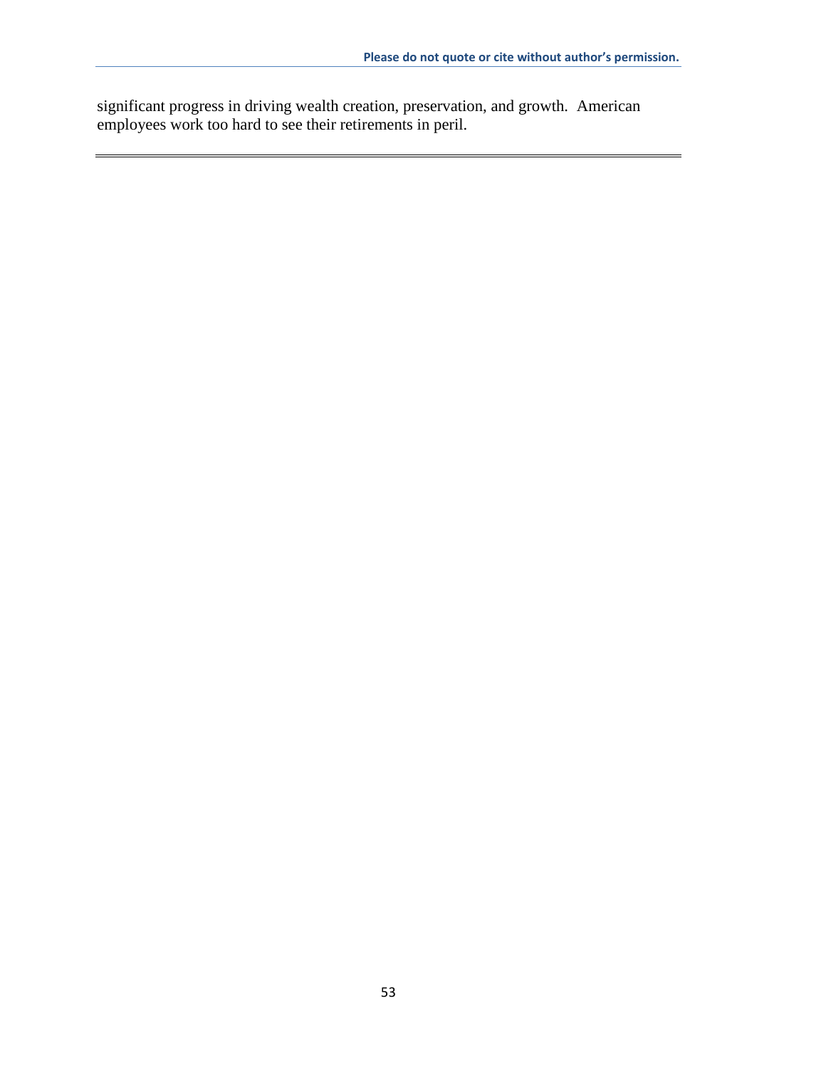significant progress in driving wealth creation, preservation, and growth. American employees work too hard to see their retirements in peril.